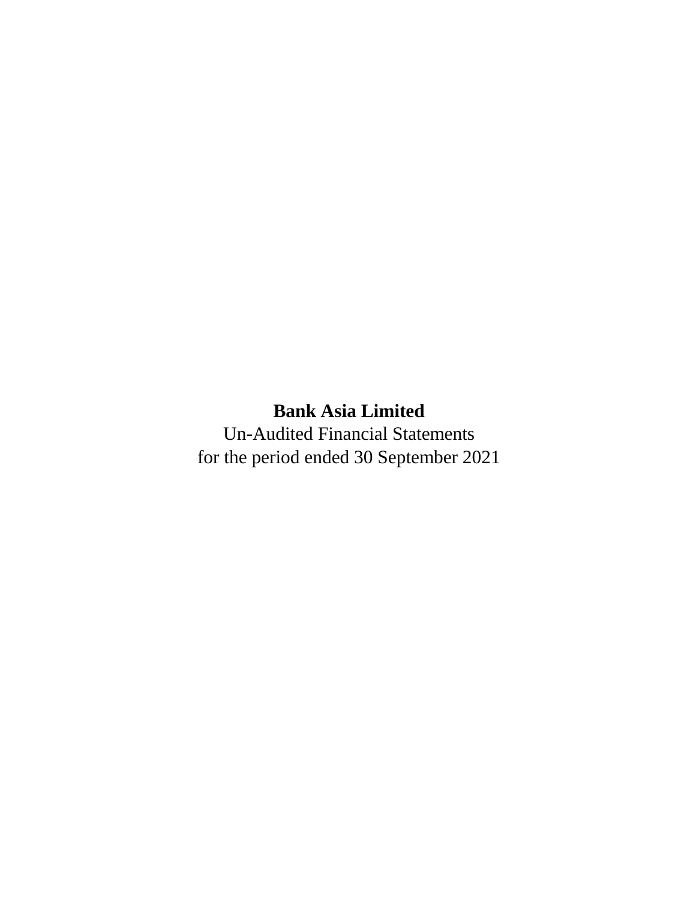# Bank Asia Limited

Un-Audited Financial Statements

for the period ended 30 September 2021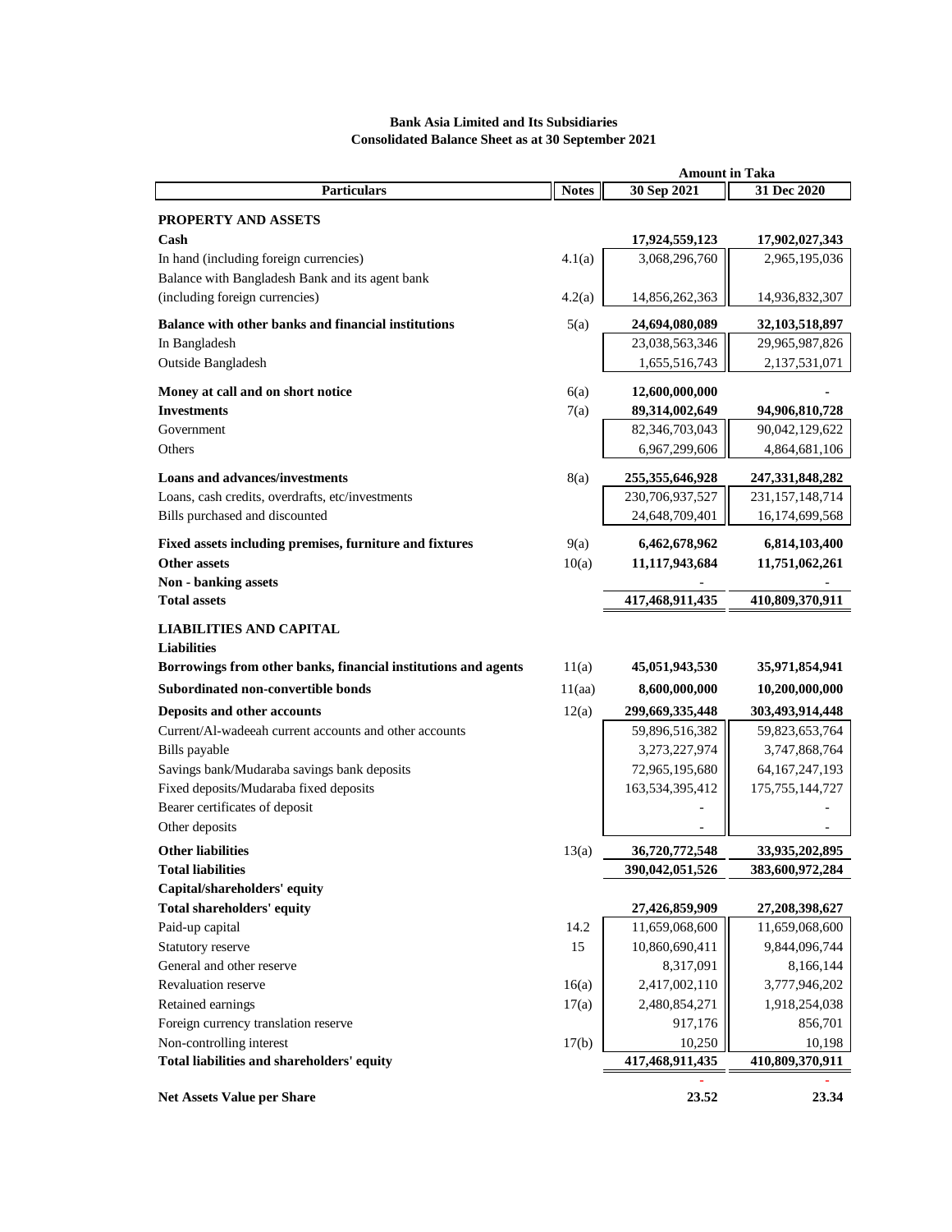**Bank Asia Limited and Its Subsidiaries**
**Consolidated Balance Sheet as at 30 September 2021**

| Particulars | Notes | Amount in Taka 30 Sep 2021 | Amount in Taka 31 Dec 2020 |
|---|---|---|---|
| **PROPERTY AND ASSETS** | | | |
| **Cash** | | **17,924,559,123** | **17,902,027,343** |
| In hand (including foreign currencies) | 4.1(a) | 3,068,296,760 | 2,965,195,036 |
| Balance with Bangladesh Bank and its agent bank (including foreign currencies) | 4.2(a) | 14,856,262,363 | 14,936,832,307 |
| **Balance with other banks and financial institutions** | 5(a) | **24,694,080,089** | **32,103,518,897** |
| In Bangladesh | | 23,038,563,346 | 29,965,987,826 |
| Outside Bangladesh | | 1,655,516,743 | 2,137,531,071 |
| **Money at call and on short notice** | 6(a) | **12,600,000,000** | **-** |
| **Investments** | 7(a) | **89,314,002,649** | **94,906,810,728** |
| Government | | 82,346,703,043 | 90,042,129,622 |
| Others | | 6,967,299,606 | 4,864,681,106 |
| **Loans and advances/investments** | 8(a) | **255,355,646,928** | **247,331,848,282** |
| Loans, cash credits, overdrafts, etc/investments | | 230,706,937,527 | 231,157,148,714 |
| Bills purchased and discounted | | 24,648,709,401 | 16,174,699,568 |
| **Fixed assets including premises, furniture and fixtures** | 9(a) | **6,462,678,962** | **6,814,103,400** |
| **Other assets** | 10(a) | **11,117,943,684** | **11,751,062,261** |
| **Non - banking assets** | | **-** | **-** |
| **Total assets** | | **417,468,911,435** | **410,809,370,911** |
| **LIABILITIES AND CAPITAL** | | | |
| **Liabilities** | | | |
| **Borrowings from other banks, financial institutions and agents** | 11(a) | **45,051,943,530** | **35,971,854,941** |
| **Subordinated non-convertible bonds** | 11(aa) | **8,600,000,000** | **10,200,000,000** |
| **Deposits and other accounts** | 12(a) | **299,669,335,448** | **303,493,914,448** |
| Current/Al-wadeeah current accounts and other accounts | | 59,896,516,382 | 59,823,653,764 |
| Bills payable | | 3,273,227,974 | 3,747,868,764 |
| Savings bank/Mudaraba savings bank deposits | | 72,965,195,680 | 64,167,247,193 |
| Fixed deposits/Mudaraba fixed deposits | | 163,534,395,412 | 175,755,144,727 |
| Bearer certificates of deposit | | - | - |
| Other deposits | | - | - |
| **Other liabilities** | 13(a) | **36,720,772,548** | **33,935,202,895** |
| **Total liabilities** | | **390,042,051,526** | **383,600,972,284** |
| **Capital/shareholders' equity** | | | |
| **Total shareholders' equity** | | **27,426,859,909** | **27,208,398,627** |
| Paid-up capital | 14.2 | 11,659,068,600 | 11,659,068,600 |
| Statutory reserve | 15 | 10,860,690,411 | 9,844,096,744 |
| General and other reserve | | 8,317,091 | 8,166,144 |
| Revaluation reserve | 16(a) | 2,417,002,110 | 3,777,946,202 |
| Retained earnings | 17(a) | 2,480,854,271 | 1,918,254,038 |
| Foreign currency translation reserve | | 917,176 | 856,701 |
| Non-controlling interest | 17(b) | 10,250 | 10,198 |
| **Total liabilities and shareholders' equity** | | **417,468,911,435** | **410,809,370,911** |
| | | - | - |
| **Net Assets Value per Share** | | **23.52** | **23.34** |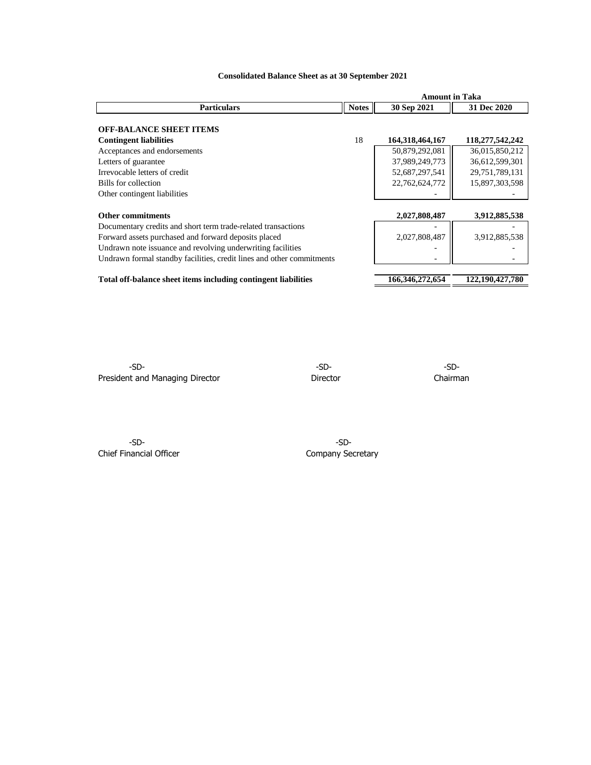## Consolidated Balance Sheet as at 30 September 2021

| Particulars | Notes | Amount in Taka | |
|---|---|---|---|
| | | 30 Sep 2021 | 31 Dec 2020 |
| **OFF-BALANCE SHEET ITEMS** | | | |
| **Contingent liabilities** | 18 | **164,318,464,167** | **118,277,542,242** |
| Acceptances and endorsements | | 50,879,292,081 | 36,015,850,212 |
| Letters of guarantee | | 37,989,249,773 | 36,612,599,301 |
| Irrevocable letters of credit | | 52,687,297,541 | 29,751,789,131 |
| Bills for collection | | 22,762,624,772 | 15,897,303,598 |
| Other contingent liabilities | | - | - |
| **Other commitments** | | **2,027,808,487** | **3,912,885,538** |
| Documentary credits and short term trade-related transactions | | - | - |
| Forward assets purchased and forward deposits placed | | 2,027,808,487 | 3,912,885,538 |
| Undrawn note issuance and revolving underwriting facilities | | - | - |
| Undrawn formal standby facilities, credit lines and other commitments | | - | - |
| **Total off-balance sheet items including contingent liabilities** | | **166,346,272,654** | **122,190,427,780** |

-SD-
President and Managing Director

-SD-
Director

-SD-
Chairman

-SD-
Chief Financial Officer

-SD-
Company Secretary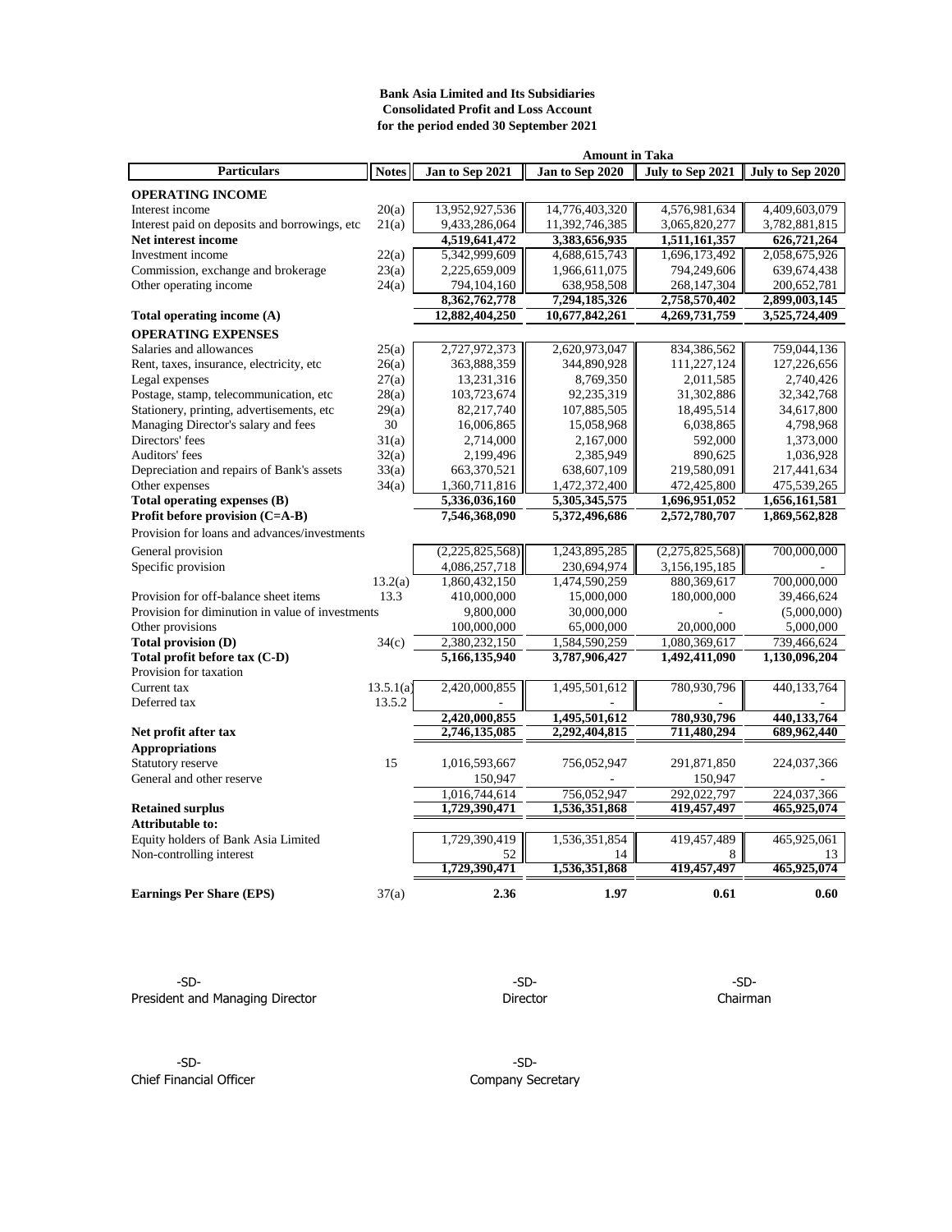**Bank Asia Limited and Its Subsidiaries**
**Consolidated Profit and Loss Account**
**for the period ended 30 September 2021**

| Particulars | Notes | Jan to Sep 2021 | Jan to Sep 2020 | July to Sep 2021 | July to Sep 2020 |
|---|---|---|---|---|---|
| | | **Amount in Taka** | | | |
| **OPERATING INCOME** | | | | | |
| Interest income | 20(a) | 13,952,927,536 | 14,776,403,320 | 4,576,981,634 | 4,409,603,079 |
| Interest paid on deposits and borrowings, etc | 21(a) | 9,433,286,064 | 11,392,746,385 | 3,065,820,277 | 3,782,881,815 |
| **Net interest income** | | **4,519,641,472** | **3,383,656,935** | **1,511,161,357** | **626,721,264** |
| Investment income | 22(a) | 5,342,999,609 | 4,688,615,743 | 1,696,173,492 | 2,058,675,926 |
| Commission, exchange and brokerage | 23(a) | 2,225,659,009 | 1,966,611,075 | 794,249,606 | 639,674,438 |
| Other operating income | 24(a) | 794,104,160 | 638,958,508 | 268,147,304 | 200,652,781 |
| | | **8,362,762,778** | **7,294,185,326** | **2,758,570,402** | **2,899,003,145** |
| **Total operating income (A)** | | **12,882,404,250** | **10,677,842,261** | **4,269,731,759** | **3,525,724,409** |
| **OPERATING EXPENSES** | | | | | |
| Salaries and allowances | 25(a) | 2,727,972,373 | 2,620,973,047 | 834,386,562 | 759,044,136 |
| Rent, taxes, insurance, electricity, etc | 26(a) | 363,888,359 | 344,890,928 | 111,227,124 | 127,226,656 |
| Legal expenses | 27(a) | 13,231,316 | 8,769,350 | 2,011,585 | 2,740,426 |
| Postage, stamp, telecommunication, etc | 28(a) | 103,723,674 | 92,235,319 | 31,302,886 | 32,342,768 |
| Stationery, printing, advertisements, etc | 29(a) | 82,217,740 | 107,885,505 | 18,495,514 | 34,617,800 |
| Managing Director's salary and fees | 30 | 16,006,865 | 15,058,968 | 6,038,865 | 4,798,968 |
| Directors' fees | 31(a) | 2,714,000 | 2,167,000 | 592,000 | 1,373,000 |
| Auditors' fees | 32(a) | 2,199,496 | 2,385,949 | 890,625 | 1,036,928 |
| Depreciation and repairs of Bank's assets | 33(a) | 663,370,521 | 638,607,109 | 219,580,091 | 217,441,634 |
| Other expenses | 34(a) | 1,360,711,816 | 1,472,372,400 | 472,425,800 | 475,539,265 |
| **Total operating expenses (B)** | | **5,336,036,160** | **5,305,345,575** | **1,696,951,052** | **1,656,161,581** |
| **Profit before provision (C=A-B)** | | **7,546,368,090** | **5,372,496,686** | **2,572,780,707** | **1,869,562,828** |
| Provision for loans and advances/investments | | | | | |
| General provision | | (2,225,825,568) | 1,243,895,285 | (2,275,825,568) | 700,000,000 |
| Specific provision | | 4,086,257,718 | 230,694,974 | 3,156,195,185 | - |
| | 13.2(a) | 1,860,432,150 | 1,474,590,259 | 880,369,617 | 700,000,000 |
| Provision for off-balance sheet items | 13.3 | 410,000,000 | 15,000,000 | 180,000,000 | 39,466,624 |
| Provision for diminution in value of investments | | 9,800,000 | 30,000,000 | - | (5,000,000) |
| Other provisions | | 100,000,000 | 65,000,000 | 20,000,000 | 5,000,000 |
| **Total provision (D)** | 34(c) | 2,380,232,150 | 1,584,590,259 | 1,080,369,617 | 739,466,624 |
| **Total profit before tax (C-D)** | | **5,166,135,940** | **3,787,906,427** | **1,492,411,090** | **1,130,096,204** |
| Provision for taxation | | | | | |
| Current tax | 13.5.1(a) | 2,420,000,855 | 1,495,501,612 | 780,930,796 | 440,133,764 |
| Deferred tax | 13.5.2 | - | - | - | - |
| | | **2,420,000,855** | **1,495,501,612** | **780,930,796** | **440,133,764** |
| **Net profit after tax** | | **2,746,135,085** | **2,292,404,815** | **711,480,294** | **689,962,440** |
| **Appropriations** | | | | | |
| Statutory reserve | 15 | 1,016,593,667 | 756,052,947 | 291,871,850 | 224,037,366 |
| General and other reserve | | 150,947 | - | 150,947 | - |
| | | 1,016,744,614 | 756,052,947 | 292,022,797 | 224,037,366 |
| **Retained surplus** | | **1,729,390,471** | **1,536,351,868** | **419,457,497** | **465,925,074** |
| **Attributable to:** | | | | | |
| Equity holders of Bank Asia Limited | | 1,729,390,419 | 1,536,351,854 | 419,457,489 | 465,925,061 |
| Non-controlling interest | | 52 | 14 | 8 | 13 |
| | | **1,729,390,471** | **1,536,351,868** | **419,457,497** | **465,925,074** |
| **Earnings Per Share (EPS)** | 37(a) | **2.36** | **1.97** | **0.61** | **0.60** |

-SD-
President and Managing Director

-SD-
Director

-SD-
Chairman

-SD-
Chief Financial Officer

-SD-
Company Secretary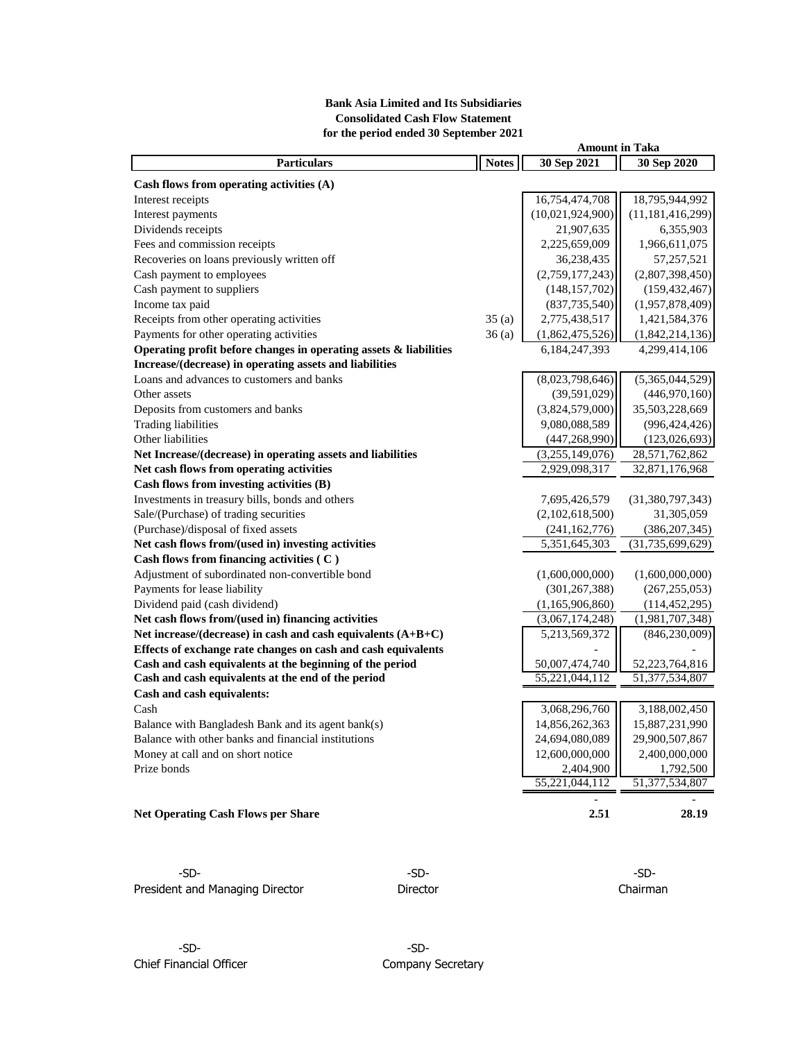**Bank Asia Limited and Its Subsidiaries**
**Consolidated Cash Flow Statement**
**for the period ended 30 September 2021**

| Particulars | Notes | 30 Sep 2021 | 30 Sep 2020 |
|---|---|---|---|
| | | **Amount in Taka** | |
| **Cash flows from operating activities (A)** | | | |
| Interest receipts | | 16,754,474,708 | 18,795,944,992 |
| Interest payments | | (10,021,924,900) | (11,181,416,299) |
| Dividends receipts | | 21,907,635 | 6,355,903 |
| Fees and commission receipts | | 2,225,659,009 | 1,966,611,075 |
| Recoveries on loans previously written off | | 36,238,435 | 57,257,521 |
| Cash payment to employees | | (2,759,177,243) | (2,807,398,450) |
| Cash payment to suppliers | | (148,157,702) | (159,432,467) |
| Income tax paid | | (837,735,540) | (1,957,878,409) |
| Receipts from other operating activities | 35 (a) | 2,775,438,517 | 1,421,584,376 |
| Payments for other operating activities | 36 (a) | (1,862,475,526) | (1,842,214,136) |
| **Operating profit before changes in operating assets & liabilities** | | 6,184,247,393 | 4,299,414,106 |
| **Increase/(decrease) in operating assets and liabilities** | | | |
| Loans and advances to customers and banks | | (8,023,798,646) | (5,365,044,529) |
| Other assets | | (39,591,029) | (446,970,160) |
| Deposits from customers and banks | | (3,824,579,000) | 35,503,228,669 |
| Trading liabilities | | 9,080,088,589 | (996,424,426) |
| Other liabilities | | (447,268,990) | (123,026,693) |
| **Net Increase/(decrease) in operating assets and liabilities** | | (3,255,149,076) | 28,571,762,862 |
| **Net cash flows from operating activities** | | 2,929,098,317 | 32,871,176,968 |
| **Cash flows from investing activities (B)** | | | |
| Investments in treasury bills, bonds and others | | 7,695,426,579 | (31,380,797,343) |
| Sale/(Purchase) of trading securities | | (2,102,618,500) | 31,305,059 |
| (Purchase)/disposal of fixed assets | | (241,162,776) | (386,207,345) |
| **Net cash flows from/(used in) investing activities** | | 5,351,645,303 | (31,735,699,629) |
| **Cash flows from financing activities ( C )** | | | |
| Adjustment of subordinated non-convertible bond | | (1,600,000,000) | (1,600,000,000) |
| Payments for lease liability | | (301,267,388) | (267,255,053) |
| Dividend paid (cash dividend) | | (1,165,906,860) | (114,452,295) |
| **Net cash flows from/(used in) financing activities** | | (3,067,174,248) | (1,981,707,348) |
| **Net increase/(decrease) in cash and cash equivalents (A+B+C)** | | 5,213,569,372 | (846,230,009) |
| **Effects of exchange rate changes on cash and cash equivalents** | | - | - |
| **Cash and cash equivalents at the beginning of the period** | | 50,007,474,740 | 52,223,764,816 |
| **Cash and cash equivalents at the end of the period** | | 55,221,044,112 | 51,377,534,807 |
| **Cash and cash equivalents:** | | | |
| Cash | | 3,068,296,760 | 3,188,002,450 |
| Balance with Bangladesh Bank and its agent bank(s) | | 14,856,262,363 | 15,887,231,990 |
| Balance with other banks and financial institutions | | 24,694,080,089 | 29,900,507,867 |
| Money at call and on short notice | | 12,600,000,000 | 2,400,000,000 |
| Prize bonds | | 2,404,900 | 1,792,500 |
| | | 55,221,044,112 | 51,377,534,807 |
| | | - | - |
| **Net Operating Cash Flows per Share** | | **2.51** | **28.19** |

-SD-
President and Managing Director

-SD-
Director

-SD-
Chairman

-SD-
Chief Financial Officer

-SD-
Company Secretary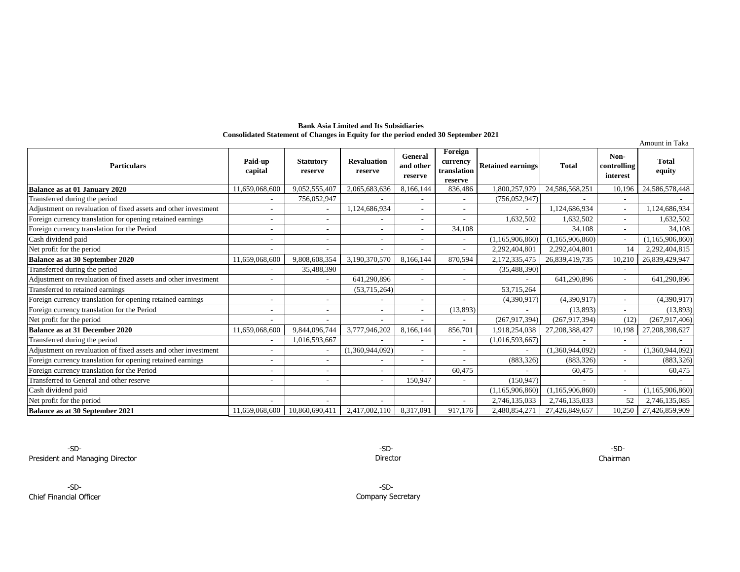**Bank Asia Limited and Its Subsidiaries**
**Consolidated Statement of Changes in Equity for the period ended 30 September 2021**

Amount in Taka

| Particulars | Paid-up capital | Statutory reserve | Revaluation reserve | General and other reserve | Foreign currency translation reserve | Retained earnings | Total | Non-controlling interest | Total equity |
|---|---|---|---|---|---|---|---|---|---|
| **Balance as at 01 January 2020** | 11,659,068,600 | 9,052,555,407 | 2,065,683,636 | 8,166,144 | 836,486 | 1,800,257,979 | 24,586,568,251 | 10,196 | 24,586,578,448 |
| Transferred during the period | - | 756,052,947 | - | - | - | (756,052,947) | - | - | - |
| Adjustment on revaluation of fixed assets and other investment | - | - | 1,124,686,934 | - | - | - | 1,124,686,934 | - | 1,124,686,934 |
| Foreign currency translation for opening retained earnings | - | - | - | - | - | 1,632,502 | 1,632,502 | - | 1,632,502 |
| Foreign currency translation for the Period | - | - | - | - | 34,108 | - | 34,108 | - | 34,108 |
| Cash dividend paid | - | - | - | - | - | (1,165,906,860) | (1,165,906,860) | - | (1,165,906,860) |
| Net profit for the period | - | - | - | - | - | 2,292,404,801 | 2,292,404,801 | 14 | 2,292,404,815 |
| **Balance as at 30 September 2020** | 11,659,068,600 | 9,808,608,354 | 3,190,370,570 | 8,166,144 | 870,594 | 2,172,335,475 | 26,839,419,735 | 10,210 | 26,839,429,947 |
| Transferred during the period | - | 35,488,390 | - | - | - | (35,488,390) | - | - | - |
| Adjustment on revaluation of fixed assets and other investment | - | - | 641,290,896 | - | - | - | 641,290,896 | - | 641,290,896 |
| Transferred to retained earnings | | | (53,715,264) | | | 53,715,264 | | | |
| Foreign currency translation for opening retained earnings | - | - | - | - | - | (4,390,917) | (4,390,917) | - | (4,390,917) |
| Foreign currency translation for the Period | - | - | - | - | (13,893) | - | (13,893) | - | (13,893) |
| Net profit for the period | - | - | - | - | - | (267,917,394) | (267,917,394) | (12) | (267,917,406) |
| **Balance as at 31 December 2020** | 11,659,068,600 | 9,844,096,744 | 3,777,946,202 | 8,166,144 | 856,701 | 1,918,254,038 | 27,208,388,427 | 10,198 | 27,208,398,627 |
| Transferred during the period | - | 1,016,593,667 | - | - | - | (1,016,593,667) | - | - | - |
| Adjustment on revaluation of fixed assets and other investment | - | - | (1,360,944,092) | - | - | - | (1,360,944,092) | - | (1,360,944,092) |
| Foreign currency translation for opening retained earnings | - | - | - | - | - | (883,326) | (883,326) | - | (883,326) |
| Foreign currency translation for the Period | - | - | - | - | 60,475 | - | 60,475 | - | 60,475 |
| Transferred to General and other reserve | - | - | - | 150,947 | - | (150,947) | - | - | - |
| Cash dividend paid | | | | | | (1,165,906,860) | (1,165,906,860) | - | (1,165,906,860) |
| Net profit for the period | - | - | - | - | - | 2,746,135,033 | 2,746,135,033 | 52 | 2,746,135,085 |
| **Balance as at 30 September 2021** | 11,659,068,600 | 10,860,690,411 | 2,417,002,110 | 8,317,091 | 917,176 | 2,480,854,271 | 27,426,849,657 | 10,250 | 27,426,859,909 |

-SD-
President and Managing Director

-SD-
Director

-SD-
Chairman

-SD-
Chief Financial Officer

-SD-
Company Secretary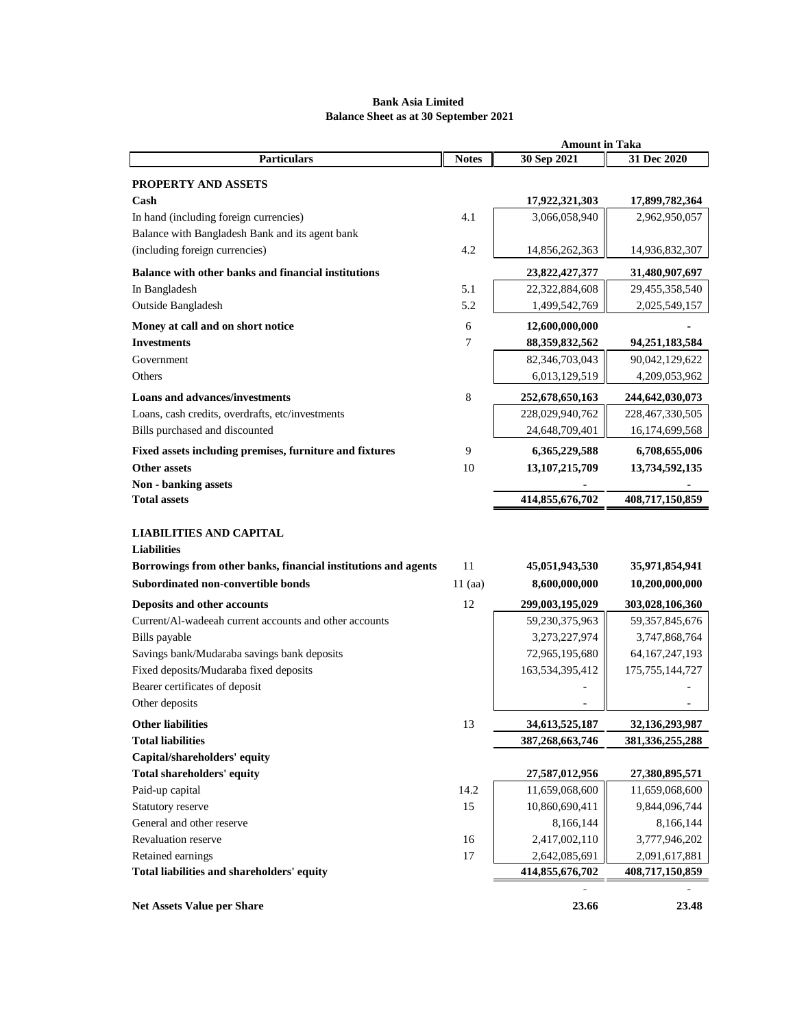**Bank Asia Limited**
**Balance Sheet as at 30 September 2021**

| Particulars | Notes | Amount in Taka 30 Sep 2021 | 31 Dec 2020 |
|---|---|---|---|
| **PROPERTY AND ASSETS** | | | |
| **Cash** | | **17,922,321,303** | **17,899,782,364** |
| In hand (including foreign currencies) | 4.1 | 3,066,058,940 | 2,962,950,057 |
| Balance with Bangladesh Bank and its agent bank (including foreign currencies) | 4.2 | 14,856,262,363 | 14,936,832,307 |
| **Balance with other banks and financial institutions** | | **23,822,427,377** | **31,480,907,697** |
| In Bangladesh | 5.1 | 22,322,884,608 | 29,455,358,540 |
| Outside Bangladesh | 5.2 | 1,499,542,769 | 2,025,549,157 |
| **Money at call and on short notice** | 6 | **12,600,000,000** | **-** |
| **Investments** | 7 | **88,359,832,562** | **94,251,183,584** |
| Government | | 82,346,703,043 | 90,042,129,622 |
| Others | | 6,013,129,519 | 4,209,053,962 |
| **Loans and advances/investments** | 8 | **252,678,650,163** | **244,642,030,073** |
| Loans, cash credits, overdrafts, etc/investments | | 228,029,940,762 | 228,467,330,505 |
| Bills purchased and discounted | | 24,648,709,401 | 16,174,699,568 |
| **Fixed assets including premises, furniture and fixtures** | 9 | **6,365,229,588** | **6,708,655,006** |
| **Other assets** | 10 | **13,107,215,709** | **13,734,592,135** |
| **Non - banking assets** | | - | - |
| **Total assets** | | **414,855,676,702** | **408,717,150,859** |
| | | | |
| **LIABILITIES AND CAPITAL** | | | |
| **Liabilities** | | | |
| **Borrowings from other banks, financial institutions and agents** | 11 | **45,051,943,530** | **35,971,854,941** |
| **Subordinated non-convertible bonds** | 11 (aa) | **8,600,000,000** | **10,200,000,000** |
| **Deposits and other accounts** | 12 | **299,003,195,029** | **303,028,106,360** |
| Current/Al-wadeeah current accounts and other accounts | | 59,230,375,963 | 59,357,845,676 |
| Bills payable | | 3,273,227,974 | 3,747,868,764 |
| Savings bank/Mudaraba savings bank deposits | | 72,965,195,680 | 64,167,247,193 |
| Fixed deposits/Mudaraba fixed deposits | | 163,534,395,412 | 175,755,144,727 |
| Bearer certificates of deposit | | - | - |
| Other deposits | | - | - |
| **Other liabilities** | 13 | **34,613,525,187** | **32,136,293,987** |
| **Total liabilities** | | **387,268,663,746** | **381,336,255,288** |
| **Capital/shareholders' equity** | | | |
| **Total shareholders' equity** | | **27,587,012,956** | **27,380,895,571** |
| Paid-up capital | 14.2 | 11,659,068,600 | 11,659,068,600 |
| Statutory reserve | 15 | 10,860,690,411 | 9,844,096,744 |
| General and other reserve | | 8,166,144 | 8,166,144 |
| Revaluation reserve | 16 | 2,417,002,110 | 3,777,946,202 |
| Retained earnings | 17 | 2,642,085,691 | 2,091,617,881 |
| **Total liabilities and shareholders' equity** | | **414,855,676,702** | **408,717,150,859** |
| | | - | - |
| **Net Assets Value per Share** | | **23.66** | **23.48** |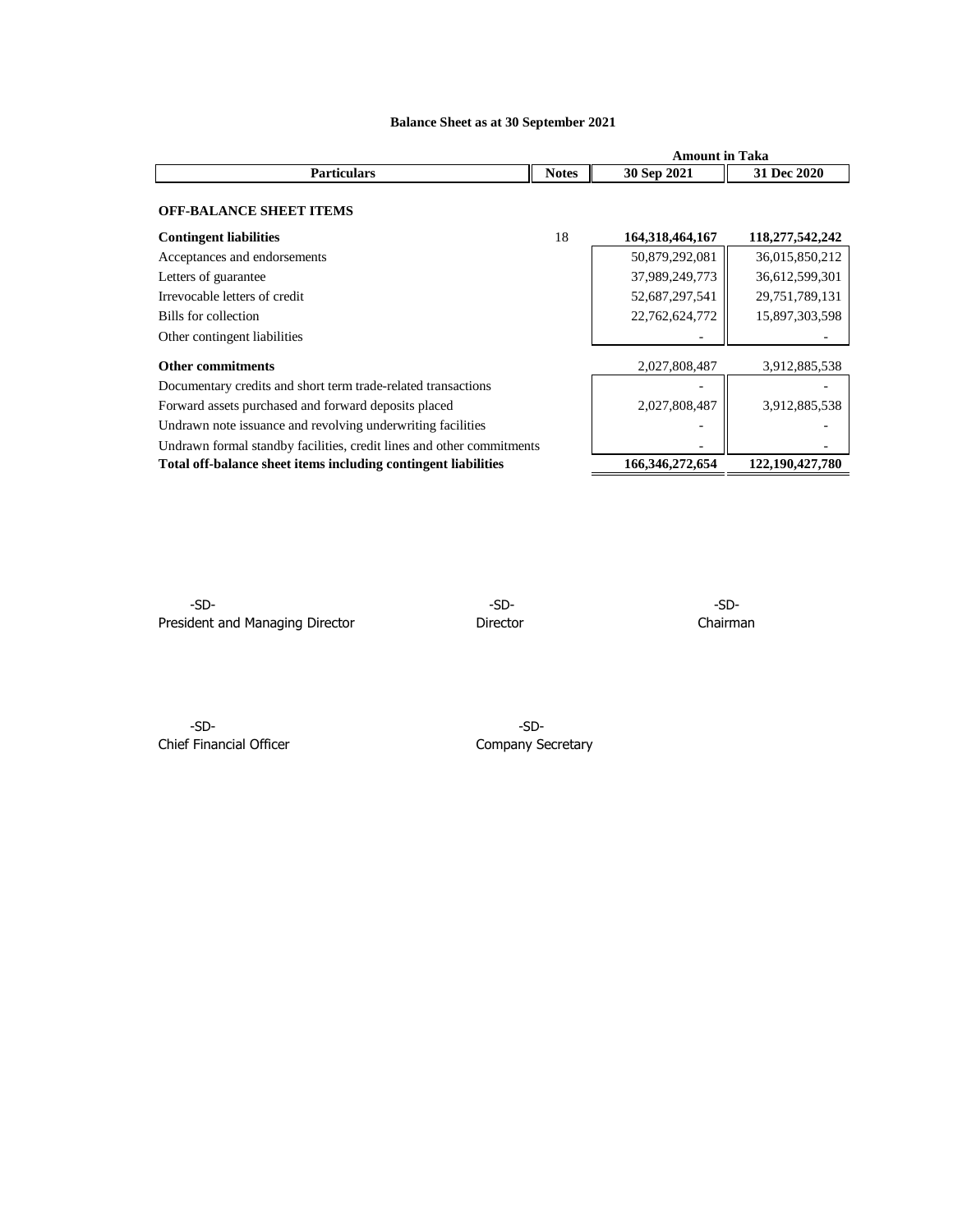## Balance Sheet as at 30 September 2021

| Particulars | Notes | Amount in Taka | |
|---|---|---|---|
| | | 30 Sep 2021 | 31 Dec 2020 |
| **OFF-BALANCE SHEET ITEMS** | | | |
| **Contingent liabilities** | 18 | **164,318,464,167** | **118,277,542,242** |
| Acceptances and endorsements | | 50,879,292,081 | 36,015,850,212 |
| Letters of guarantee | | 37,989,249,773 | 36,612,599,301 |
| Irrevocable letters of credit | | 52,687,297,541 | 29,751,789,131 |
| Bills for collection | | 22,762,624,772 | 15,897,303,598 |
| Other contingent liabilities | | - | - |
| **Other commitments** | | 2,027,808,487 | 3,912,885,538 |
| Documentary credits and short term trade-related transactions | | - | - |
| Forward assets purchased and forward deposits placed | | 2,027,808,487 | 3,912,885,538 |
| Undrawn note issuance and revolving underwriting facilities | | - | - |
| Undrawn formal standby facilities, credit lines and other commitments | | - | - |
| **Total off-balance sheet items including contingent liabilities** | | **166,346,272,654** | **122,190,427,780** |

-SD-
President and Managing Director

-SD-
Director

-SD-
Chairman

-SD-
Chief Financial Officer

-SD-
Company Secretary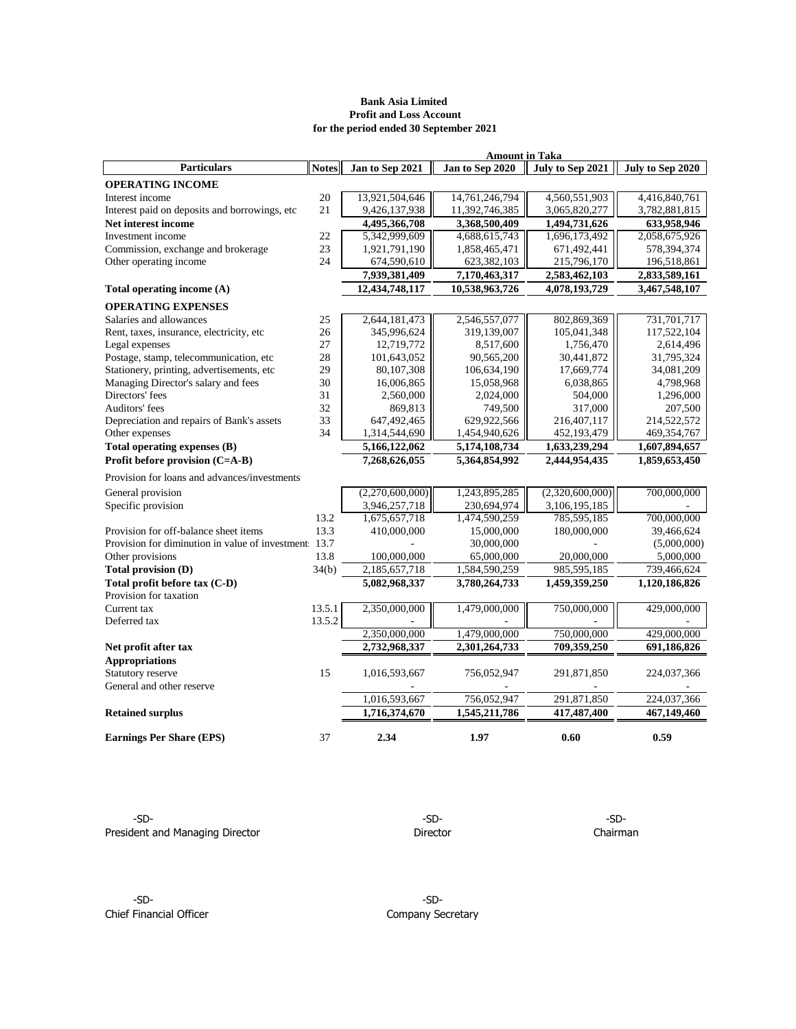**Bank Asia Limited**
**Profit and Loss Account**
**for the period ended 30 September 2021**

| Particulars | Notes | Jan to Sep 2021 | Jan to Sep 2020 | July to Sep 2021 | July to Sep 2020 |
|---|---|---|---|---|---|
| | | **Amount in Taka** | | | |
| **OPERATING INCOME** | | | | | |
| Interest income | 20 | 13,921,504,646 | 14,761,246,794 | 4,560,551,903 | 4,416,840,761 |
| Interest paid on deposits and borrowings, etc | 21 | 9,426,137,938 | 11,392,746,385 | 3,065,820,277 | 3,782,881,815 |
| **Net interest income** | | **4,495,366,708** | **3,368,500,409** | **1,494,731,626** | **633,958,946** |
| Investment income | 22 | 5,342,999,609 | 4,688,615,743 | 1,696,173,492 | 2,058,675,926 |
| Commission, exchange and brokerage | 23 | 1,921,791,190 | 1,858,465,471 | 671,492,441 | 578,394,374 |
| Other operating income | 24 | 674,590,610 | 623,382,103 | 215,796,170 | 196,518,861 |
| | | **7,939,381,409** | **7,170,463,317** | **2,583,462,103** | **2,833,589,161** |
| **Total operating income (A)** | | **12,434,748,117** | **10,538,963,726** | **4,078,193,729** | **3,467,548,107** |
| **OPERATING EXPENSES** | | | | | |
| Salaries and allowances | 25 | 2,644,181,473 | 2,546,557,077 | 802,869,369 | 731,701,717 |
| Rent, taxes, insurance, electricity, etc | 26 | 345,996,624 | 319,139,007 | 105,041,348 | 117,522,104 |
| Legal expenses | 27 | 12,719,772 | 8,517,600 | 1,756,470 | 2,614,496 |
| Postage, stamp, telecommunication, etc | 28 | 101,643,052 | 90,565,200 | 30,441,872 | 31,795,324 |
| Stationery, printing, advertisements, etc | 29 | 80,107,308 | 106,634,190 | 17,669,774 | 34,081,209 |
| Managing Director's salary and fees | 30 | 16,006,865 | 15,058,968 | 6,038,865 | 4,798,968 |
| Directors' fees | 31 | 2,560,000 | 2,024,000 | 504,000 | 1,296,000 |
| Auditors' fees | 32 | 869,813 | 749,500 | 317,000 | 207,500 |
| Depreciation and repairs of Bank's assets | 33 | 647,492,465 | 629,922,566 | 216,407,117 | 214,522,572 |
| Other expenses | 34 | 1,314,544,690 | 1,454,940,626 | 452,193,479 | 469,354,767 |
| **Total operating expenses (B)** | | **5,166,122,062** | **5,174,108,734** | **1,633,239,294** | **1,607,894,657** |
| **Profit before provision (C=A-B)** | | **7,268,626,055** | **5,364,854,992** | **2,444,954,435** | **1,859,653,450** |
| Provision for loans and advances/investments | | | | | |
| General provision | | (2,270,600,000) | 1,243,895,285 | (2,320,600,000) | 700,000,000 |
| Specific provision | | 3,946,257,718 | 230,694,974 | 3,106,195,185 | - |
| | 13.2 | 1,675,657,718 | 1,474,590,259 | 785,595,185 | 700,000,000 |
| Provision for off-balance sheet items | 13.3 | 410,000,000 | 15,000,000 | 180,000,000 | 39,466,624 |
| Provision for diminution in value of investment | 13.7 | - | 30,000,000 | - | (5,000,000) |
| Other provisions | 13.8 | 100,000,000 | 65,000,000 | 20,000,000 | 5,000,000 |
| **Total provision (D)** | 34(b) | 2,185,657,718 | 1,584,590,259 | 985,595,185 | 739,466,624 |
| **Total profit before tax (C-D)** | | **5,082,968,337** | **3,780,264,733** | **1,459,359,250** | **1,120,186,826** |
| Provision for taxation | | | | | |
| Current tax | 13.5.1 | 2,350,000,000 | 1,479,000,000 | 750,000,000 | 429,000,000 |
| Deferred tax | 13.5.2 | - | - | - | - |
| | | 2,350,000,000 | 1,479,000,000 | 750,000,000 | 429,000,000 |
| **Net profit after tax** | | **2,732,968,337** | **2,301,264,733** | **709,359,250** | **691,186,826** |
| **Appropriations** | | | | | |
| Statutory reserve | 15 | 1,016,593,667 | 756,052,947 | 291,871,850 | 224,037,366 |
| General and other reserve | | - | - | - | - |
| | | 1,016,593,667 | 756,052,947 | 291,871,850 | 224,037,366 |
| **Retained surplus** | | **1,716,374,670** | **1,545,211,786** | **417,487,400** | **467,149,460** |
| **Earnings Per Share (EPS)** | 37 | **2.34** | **1.97** | **0.60** | **0.59** |

-SD-
President and Managing Director

-SD-
Director

-SD-
Chairman

-SD-
Chief Financial Officer

-SD-
Company Secretary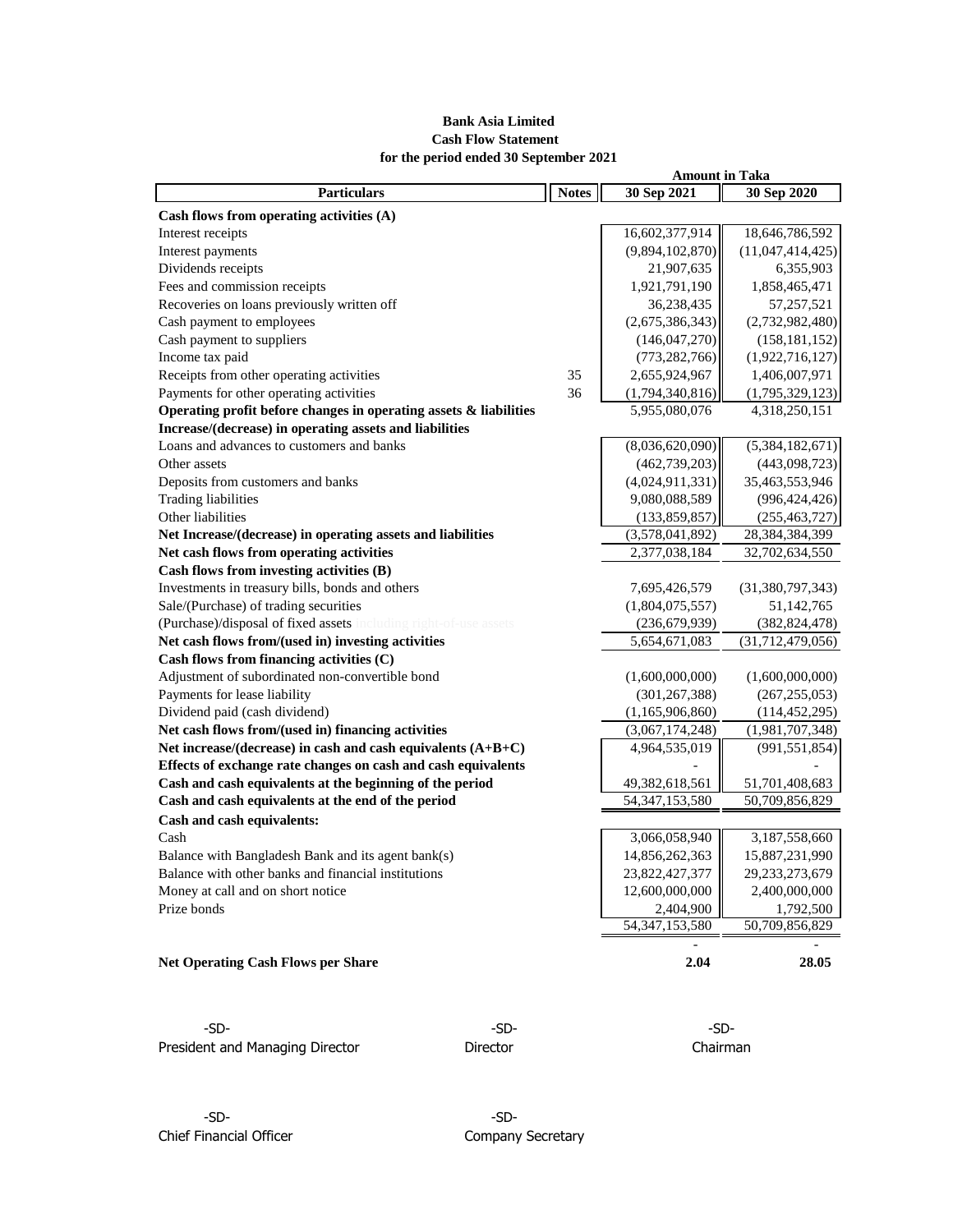**Bank Asia Limited**
**Cash Flow Statement**
**for the period ended 30 September 2021**

| Particulars | Notes | 30 Sep 2021 | 30 Sep 2020 |
|---|---|---|---|
| | | **Amount in Taka** | |
| **Cash flows from operating activities (A)** | | | |
| Interest receipts | | 16,602,377,914 | 18,646,786,592 |
| Interest payments | | (9,894,102,870) | (11,047,414,425) |
| Dividends receipts | | 21,907,635 | 6,355,903 |
| Fees and commission receipts | | 1,921,791,190 | 1,858,465,471 |
| Recoveries on loans previously written off | | 36,238,435 | 57,257,521 |
| Cash payment to employees | | (2,675,386,343) | (2,732,982,480) |
| Cash payment to suppliers | | (146,047,270) | (158,181,152) |
| Income tax paid | | (773,282,766) | (1,922,716,127) |
| Receipts from other operating activities | 35 | 2,655,924,967 | 1,406,007,971 |
| Payments for other operating activities | 36 | (1,794,340,816) | (1,795,329,123) |
| **Operating profit before changes in operating assets & liabilities** | | 5,955,080,076 | 4,318,250,151 |
| **Increase/(decrease) in operating assets and liabilities** | | | |
| Loans and advances to customers and banks | | (8,036,620,090) | (5,384,182,671) |
| Other assets | | (462,739,203) | (443,098,723) |
| Deposits from customers and banks | | (4,024,911,331) | 35,463,553,946 |
| Trading liabilities | | 9,080,088,589 | (996,424,426) |
| Other liabilities | | (133,859,857) | (255,463,727) |
| **Net Increase/(decrease) in operating assets and liabilities** | | (3,578,041,892) | 28,384,384,399 |
| **Net cash flows from operating activities** | | 2,377,038,184 | 32,702,634,550 |
| **Cash flows from investing activities (B)** | | | |
| Investments in treasury bills, bonds and others | | 7,695,426,579 | (31,380,797,343) |
| Sale/(Purchase) of trading securities | | (1,804,075,557) | 51,142,765 |
| (Purchase)/disposal of fixed assets including right-of-use assets | | (236,679,939) | (382,824,478) |
| **Net cash flows from/(used in) investing activities** | | 5,654,671,083 | (31,712,479,056) |
| **Cash flows from financing activities (C)** | | | |
| Adjustment of subordinated non-convertible bond | | (1,600,000,000) | (1,600,000,000) |
| Payments for lease liability | | (301,267,388) | (267,255,053) |
| Dividend paid (cash dividend) | | (1,165,906,860) | (114,452,295) |
| **Net cash flows from/(used in) financing activities** | | (3,067,174,248) | (1,981,707,348) |
| **Net increase/(decrease) in cash and cash equivalents (A+B+C)** | | 4,964,535,019 | (991,551,854) |
| **Effects of exchange rate changes on cash and cash equivalents** | | - | - |
| **Cash and cash equivalents at the beginning of the period** | | 49,382,618,561 | 51,701,408,683 |
| **Cash and cash equivalents at the end of the period** | | 54,347,153,580 | 50,709,856,829 |
| **Cash and cash equivalents:** | | | |
| Cash | | 3,066,058,940 | 3,187,558,660 |
| Balance with Bangladesh Bank and its agent bank(s) | | 14,856,262,363 | 15,887,231,990 |
| Balance with other banks and financial institutions | | 23,822,427,377 | 29,233,273,679 |
| Money at call and on short notice | | 12,600,000,000 | 2,400,000,000 |
| Prize bonds | | 2,404,900 | 1,792,500 |
| | | 54,347,153,580 | 50,709,856,829 |
| | | - | - |
| **Net Operating Cash Flows per Share** | | **2.04** | **28.05** |

-SD-
President and Managing Director

-SD-
Director

-SD-
Chairman

-SD-
Chief Financial Officer

-SD-
Company Secretary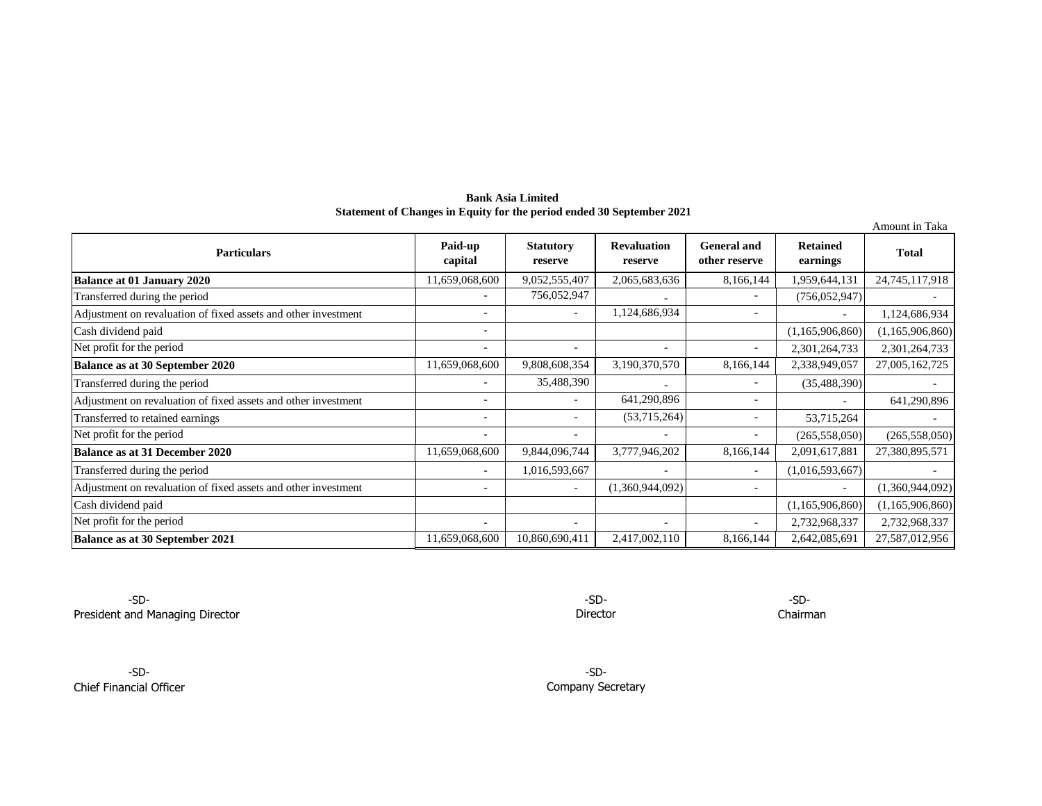**Bank Asia Limited**
**Statement of Changes in Equity for the period ended 30 September 2021**

Amount in Taka

| Particulars | Paid-up capital | Statutory reserve | Revaluation reserve | General and other reserve | Retained earnings | Total |
|---|---|---|---|---|---|---|
| **Balance at 01 January 2020** | 11,659,068,600 | 9,052,555,407 | 2,065,683,636 | 8,166,144 | 1,959,644,131 | 24,745,117,918 |
| Transferred during the period | - | 756,052,947 | - | - | (756,052,947) | - |
| Adjustment on revaluation of fixed assets and other investment | - | - | 1,124,686,934 | - | - | 1,124,686,934 |
| Cash dividend paid | - | | | | (1,165,906,860) | (1,165,906,860) |
| Net profit for the period | - | - | - | - | 2,301,264,733 | 2,301,264,733 |
| **Balance as at 30 September 2020** | 11,659,068,600 | 9,808,608,354 | 3,190,370,570 | 8,166,144 | 2,338,949,057 | 27,005,162,725 |
| Transferred during the period | - | 35,488,390 | - | - | (35,488,390) | - |
| Adjustment on revaluation of fixed assets and other investment | - | - | 641,290,896 | - | - | 641,290,896 |
| Transferred to retained earnings | - | - | (53,715,264) | - | 53,715,264 | - |
| Net profit for the period | - | - | - | - | (265,558,050) | (265,558,050) |
| **Balance as at 31 December 2020** | 11,659,068,600 | 9,844,096,744 | 3,777,946,202 | 8,166,144 | 2,091,617,881 | 27,380,895,571 |
| Transferred during the period | - | 1,016,593,667 | - | - | (1,016,593,667) | - |
| Adjustment on revaluation of fixed assets and other investment | - | - | (1,360,944,092) | - | - | (1,360,944,092) |
| Cash dividend paid | | | | | (1,165,906,860) | (1,165,906,860) |
| Net profit for the period | - | - | - | - | 2,732,968,337 | 2,732,968,337 |
| **Balance as at 30 September 2021** | 11,659,068,600 | 10,860,690,411 | 2,417,002,110 | 8,166,144 | 2,642,085,691 | 27,587,012,956 |

-SD-
President and Managing Director

-SD-
Director

-SD-
Chairman

-SD-
Chief Financial Officer

-SD-
Company Secretary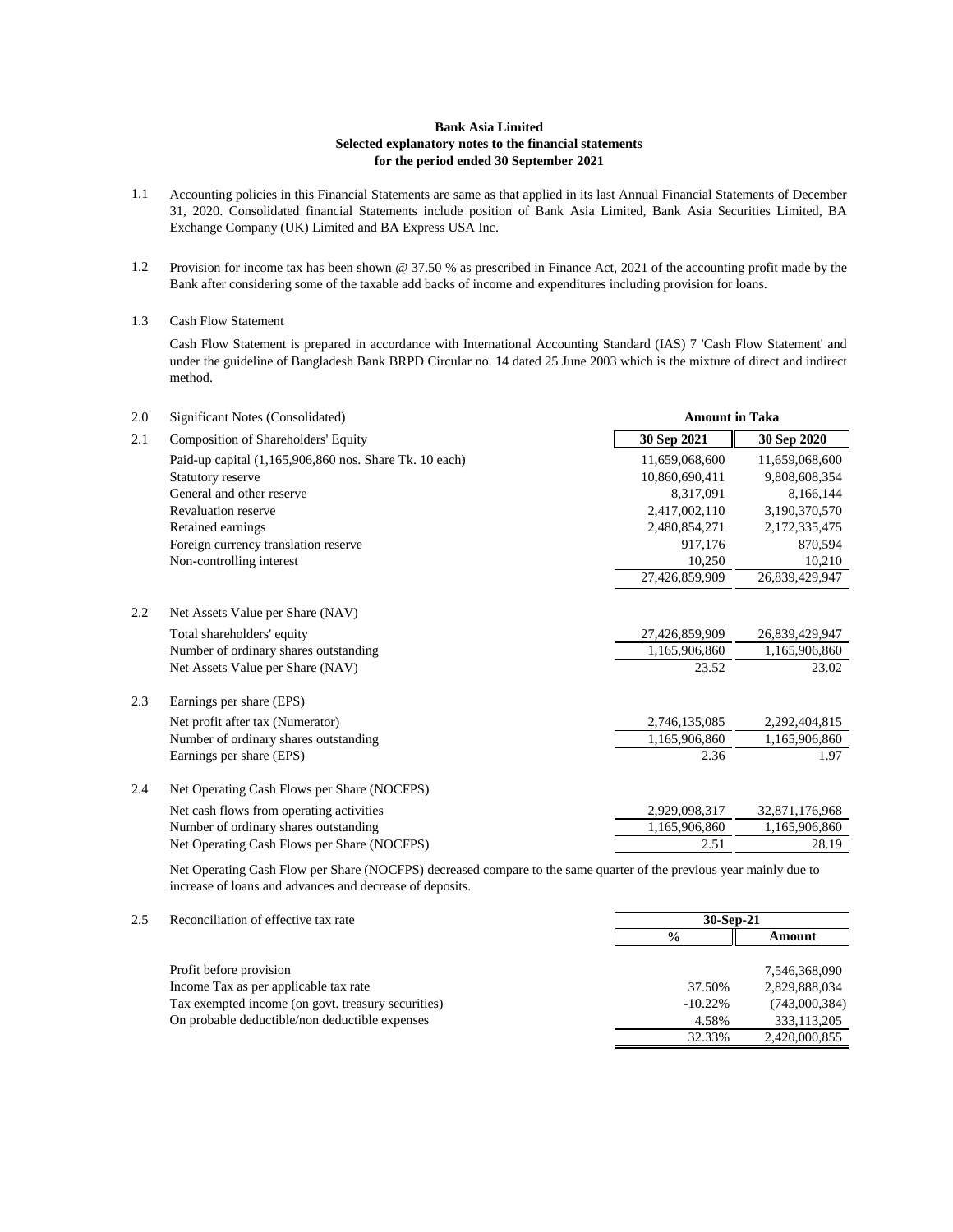**Bank Asia Limited**
**Selected explanatory notes to the financial statements**
**for the period ended 30 September 2021**

1.1 Accounting policies in this Financial Statements are same as that applied in its last Annual Financial Statements of December 31, 2020. Consolidated financial Statements include position of Bank Asia Limited, Bank Asia Securities Limited, BA Exchange Company (UK) Limited and BA Express USA Inc.

1.2 Provision for income tax has been shown @ 37.50 % as prescribed in Finance Act, 2021 of the accounting profit made by the Bank after considering some of the taxable add backs of income and expenditures including provision for loans.

1.3 Cash Flow Statement

Cash Flow Statement is prepared in accordance with International Accounting Standard (IAS) 7 'Cash Flow Statement' and under the guideline of Bangladesh Bank BRPD Circular no. 14 dated 25 June 2003 which is the mixture of direct and indirect method.

| | | Amount in Taka | |
|---|---|---|---|
| 2.0 | Significant Notes (Consolidated) | | |
| 2.1 | Composition of Shareholders' Equity | **30 Sep 2021** | **30 Sep 2020** |
| | Paid-up capital (1,165,906,860 nos. Share Tk. 10 each) | 11,659,068,600 | 11,659,068,600 |
| | Statutory reserve | 10,860,690,411 | 9,808,608,354 |
| | General and other reserve | 8,317,091 | 8,166,144 |
| | Revaluation reserve | 2,417,002,110 | 3,190,370,570 |
| | Retained earnings | 2,480,854,271 | 2,172,335,475 |
| | Foreign currency translation reserve | 917,176 | 870,594 |
| | Non-controlling interest | 10,250 | 10,210 |
| | | 27,426,859,909 | 26,839,429,947 |
| 2.2 | Net Assets Value per Share (NAV) | | |
| | Total shareholders' equity | 27,426,859,909 | 26,839,429,947 |
| | Number of ordinary shares outstanding | 1,165,906,860 | 1,165,906,860 |
| | Net Assets Value per Share (NAV) | 23.52 | 23.02 |
| 2.3 | Earnings per share (EPS) | | |
| | Net profit after tax (Numerator) | 2,746,135,085 | 2,292,404,815 |
| | Number of ordinary shares outstanding | 1,165,906,860 | 1,165,906,860 |
| | Earnings per share (EPS) | 2.36 | 1.97 |
| 2.4 | Net Operating Cash Flows per Share (NOCFPS) | | |
| | Net cash flows from operating activities | 2,929,098,317 | 32,871,176,968 |
| | Number of ordinary shares outstanding | 1,165,906,860 | 1,165,906,860 |
| | Net Operating Cash Flows per Share (NOCFPS) | 2.51 | 28.19 |

Net Operating Cash Flow per Share (NOCFPS) decreased compare to the same quarter of the previous year mainly due to increase of loans and advances and decrease of deposits.

| 2.5 | Reconciliation of effective tax rate | 30-Sep-21 | |
|---|---|---|---|
| | | **%** | **Amount** |
| | Profit before provision | | 7,546,368,090 |
| | Income Tax as per applicable tax rate | 37.50% | 2,829,888,034 |
| | Tax exempted income (on govt. treasury securities) | -10.22% | (743,000,384) |
| | On probable deductible/non deductible expenses | 4.58% | 333,113,205 |
| | | 32.33% | 2,420,000,855 |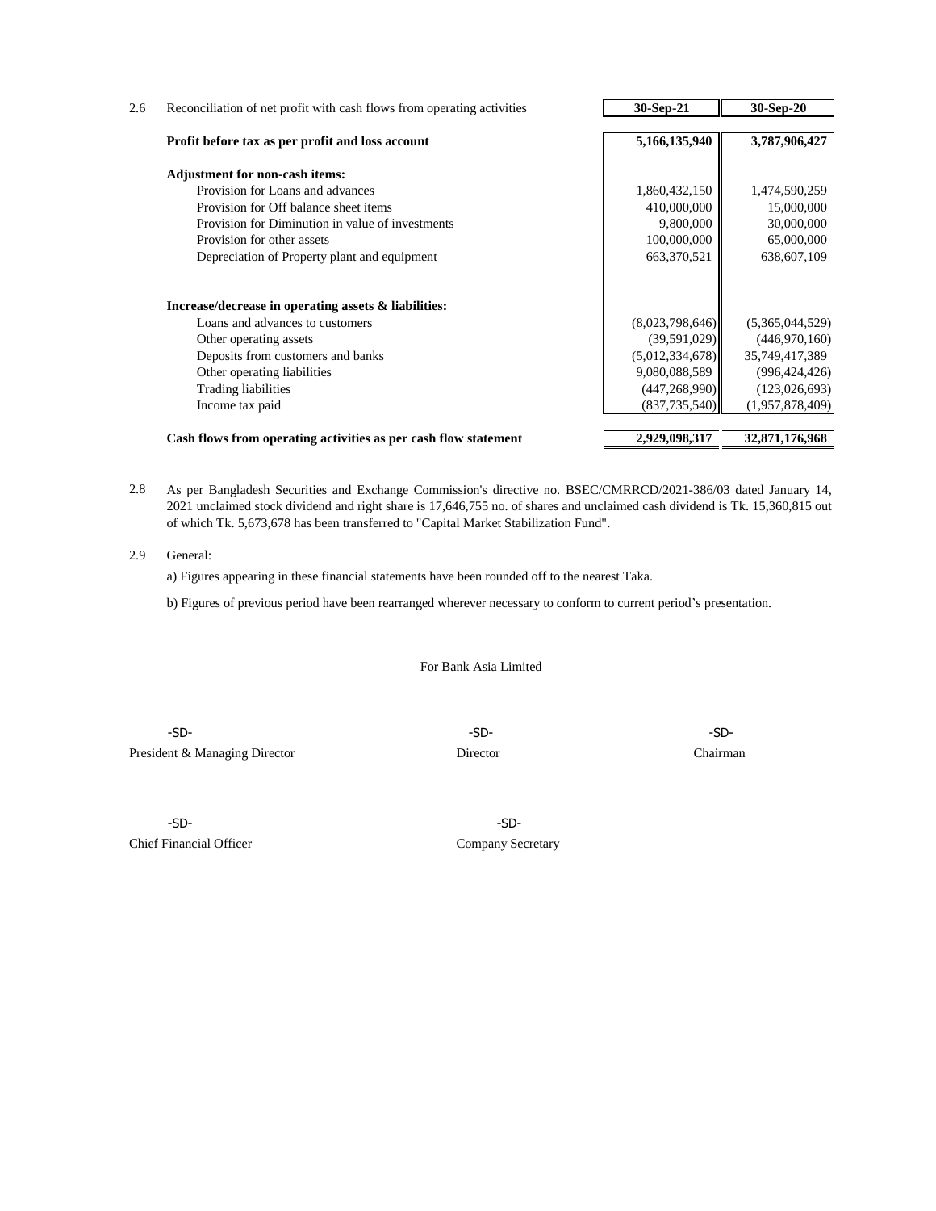| 2.6 Reconciliation of net profit with cash flows from operating activities | 30-Sep-21 | 30-Sep-20 |
|---|---|---|
| **Profit before tax as per profit and loss account** | **5,166,135,940** | **3,787,906,427** |
| **Adjustment for non-cash items:** | | |
| Provision for Loans and advances | 1,860,432,150 | 1,474,590,259 |
| Provision for Off balance sheet items | 410,000,000 | 15,000,000 |
| Provision for Diminution in value of investments | 9,800,000 | 30,000,000 |
| Provision for other assets | 100,000,000 | 65,000,000 |
| Depreciation of Property plant and equipment | 663,370,521 | 638,607,109 |
| **Increase/decrease in operating assets & liabilities:** | | |
| Loans and advances to customers | (8,023,798,646) | (5,365,044,529) |
| Other operating assets | (39,591,029) | (446,970,160) |
| Deposits from customers and banks | (5,012,334,678) | 35,749,417,389 |
| Other operating liabilities | 9,080,088,589 | (996,424,426) |
| Trading liabilities | (447,268,990) | (123,026,693) |
| Income tax paid | (837,735,540) | (1,957,878,409) |
| **Cash flows from operating activities as per cash flow statement** | **2,929,098,317** | **32,871,176,968** |

2.8 As per Bangladesh Securities and Exchange Commission's directive no. BSEC/CMRRCD/2021-386/03 dated January 14, 2021 unclaimed stock dividend and right share is 17,646,755 no. of shares and unclaimed cash dividend is Tk. 15,360,815 out of which Tk. 5,673,678 has been transferred to "Capital Market Stabilization Fund".

2.9 General:

a) Figures appearing in these financial statements have been rounded off to the nearest Taka.

b) Figures of previous period have been rearranged wherever necessary to conform to current period's presentation.

For Bank Asia Limited

| -SD- | -SD- | -SD- |
|---|---|---|
| President & Managing Director | Director | Chairman |

| -SD- | -SD- |
|---|---|
| Chief Financial Officer | Company Secretary |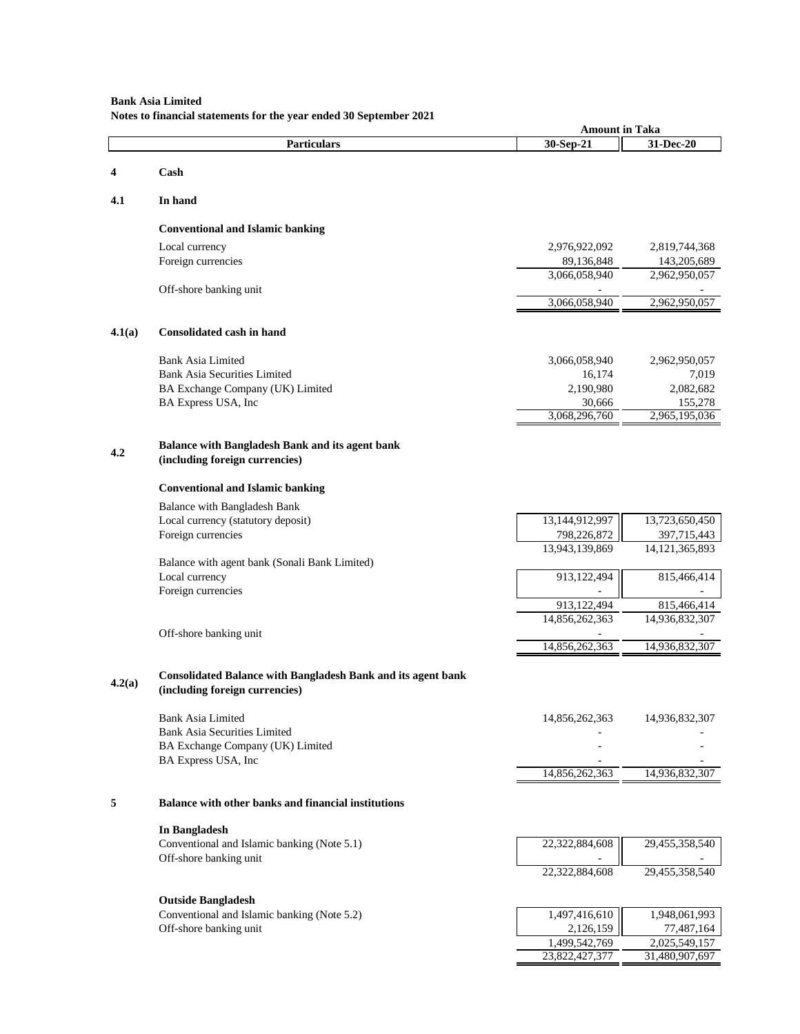**Bank Asia Limited**
**Notes to financial statements for the year ended 30 September 2021**

| | Particulars | 30-Sep-21 | 31-Dec-20 |
|---|---|---|---|
| | | **Amount in Taka** | |
| **4** | **Cash** | | |
| **4.1** | **In hand** | | |
| | **Conventional and Islamic banking** | | |
| | Local currency | 2,976,922,092 | 2,819,744,368 |
| | Foreign currencies | 89,136,848 | 143,205,689 |
| | | 3,066,058,940 | 2,962,950,057 |
| | Off-shore banking unit | - | - |
| | | 3,066,058,940 | 2,962,950,057 |
| **4.1(a)** | **Consolidated cash in hand** | | |
| | Bank Asia Limited | 3,066,058,940 | 2,962,950,057 |
| | Bank Asia Securities Limited | 16,174 | 7,019 |
| | BA Exchange Company (UK) Limited | 2,190,980 | 2,082,682 |
| | BA Express USA, Inc | 30,666 | 155,278 |
| | | 3,068,296,760 | 2,965,195,036 |
| **4.2** | **Balance with Bangladesh Bank and its agent bank (including foreign currencies)** | | |
| | **Conventional and Islamic banking** | | |
| | Balance with Bangladesh Bank | | |
| | Local currency (statutory deposit) | 13,144,912,997 | 13,723,650,450 |
| | Foreign currencies | 798,226,872 | 397,715,443 |
| | | 13,943,139,869 | 14,121,365,893 |
| | Balance with agent bank (Sonali Bank Limited) | | |
| | Local currency | 913,122,494 | 815,466,414 |
| | Foreign currencies | - | - |
| | | 913,122,494 | 815,466,414 |
| | | 14,856,262,363 | 14,936,832,307 |
| | Off-shore banking unit | - | - |
| | | 14,856,262,363 | 14,936,832,307 |
| **4.2(a)** | **Consolidated Balance with Bangladesh Bank and its agent bank (including foreign currencies)** | | |
| | Bank Asia Limited | 14,856,262,363 | 14,936,832,307 |
| | Bank Asia Securities Limited | - | - |
| | BA Exchange Company (UK) Limited | - | - |
| | BA Express USA, Inc | - | - |
| | | 14,856,262,363 | 14,936,832,307 |
| **5** | **Balance with other banks and financial institutions** | | |
| | **In Bangladesh** | | |
| | Conventional and Islamic banking (Note 5.1) | 22,322,884,608 | 29,455,358,540 |
| | Off-shore banking unit | - | - |
| | | 22,322,884,608 | 29,455,358,540 |
| | **Outside Bangladesh** | | |
| | Conventional and Islamic banking (Note 5.2) | 1,497,416,610 | 1,948,061,993 |
| | Off-shore banking unit | 2,126,159 | 77,487,164 |
| | | 1,499,542,769 | 2,025,549,157 |
| | | 23,822,427,377 | 31,480,907,697 |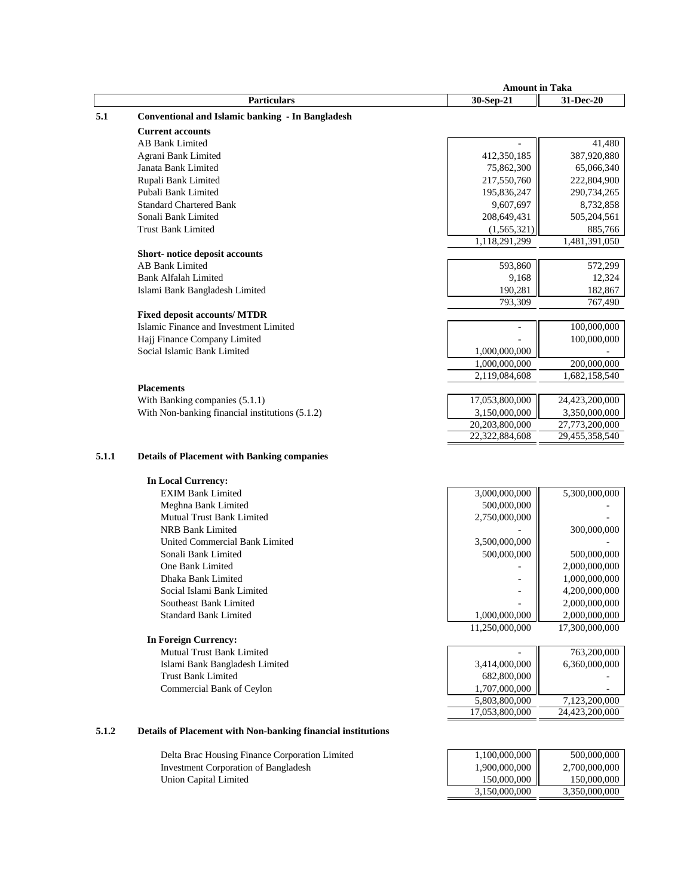| | Particulars | Amount in Taka 30-Sep-21 | 31-Dec-20 |
|---|---|---|---|
| **5.1** | **Conventional and Islamic banking - In Bangladesh** | | |
| | **Current accounts** | | |
| | AB Bank Limited | - | 41,480 |
| | Agrani Bank Limited | 412,350,185 | 387,920,880 |
| | Janata Bank Limited | 75,862,300 | 65,066,340 |
| | Rupali Bank Limited | 217,550,760 | 222,804,900 |
| | Pubali Bank Limited | 195,836,247 | 290,734,265 |
| | Standard Chartered Bank | 9,607,697 | 8,732,858 |
| | Sonali Bank Limited | 208,649,431 | 505,204,561 |
| | Trust Bank Limited | (1,565,321) | 885,766 |
| | | 1,118,291,299 | 1,481,391,050 |
| | **Short- notice deposit accounts** | | |
| | AB Bank Limited | 593,860 | 572,299 |
| | Bank Alfalah Limited | 9,168 | 12,324 |
| | Islami Bank Bangladesh Limited | 190,281 | 182,867 |
| | | 793,309 | 767,490 |
| | **Fixed deposit accounts/ MTDR** | | |
| | Islamic Finance and Investment Limited | - | 100,000,000 |
| | Hajj Finance Company Limited | - | 100,000,000 |
| | Social Islamic Bank Limited | 1,000,000,000 | - |
| | | 1,000,000,000 | 200,000,000 |
| | | 2,119,084,608 | 1,682,158,540 |
| | **Placements** | | |
| | With Banking companies (5.1.1) | 17,053,800,000 | 24,423,200,000 |
| | With Non-banking financial institutions (5.1.2) | 3,150,000,000 | 3,350,000,000 |
| | | 20,203,800,000 | 27,773,200,000 |
| | | 22,322,884,608 | 29,455,358,540 |

**5.1.1 Details of Placement with Banking companies**

| Particulars | 30-Sep-21 | 31-Dec-20 |
|---|---|---|
| **In Local Currency:** | | |
| EXIM Bank Limited | 3,000,000,000 | 5,300,000,000 |
| Meghna Bank Limited | 500,000,000 | - |
| Mutual Trust Bank Limited | 2,750,000,000 | - |
| NRB Bank Limited | - | 300,000,000 |
| United Commercial Bank Limited | 3,500,000,000 | - |
| Sonali Bank Limited | 500,000,000 | 500,000,000 |
| One Bank Limited | - | 2,000,000,000 |
| Dhaka Bank Limited | - | 1,000,000,000 |
| Social Islami Bank Limited | - | 4,200,000,000 |
| Southeast Bank Limited | - | 2,000,000,000 |
| Standard Bank Limited | 1,000,000,000 | 2,000,000,000 |
| | 11,250,000,000 | 17,300,000,000 |
| **In Foreign Currency:** | | |
| Mutual Trust Bank Limited | - | 763,200,000 |
| Islami Bank Bangladesh Limited | 3,414,000,000 | 6,360,000,000 |
| Trust Bank Limited | 682,800,000 | - |
| Commercial Bank of Ceylon | 1,707,000,000 | - |
| | 5,803,800,000 | 7,123,200,000 |
| | 17,053,800,000 | 24,423,200,000 |

**5.1.2 Details of Placement with Non-banking financial institutions**

| Particulars | 30-Sep-21 | 31-Dec-20 |
|---|---|---|
| Delta Brac Housing Finance Corporation Limited | 1,100,000,000 | 500,000,000 |
| Investment Corporation of Bangladesh | 1,900,000,000 | 2,700,000,000 |
| Union Capital Limited | 150,000,000 | 150,000,000 |
| | 3,150,000,000 | 3,350,000,000 |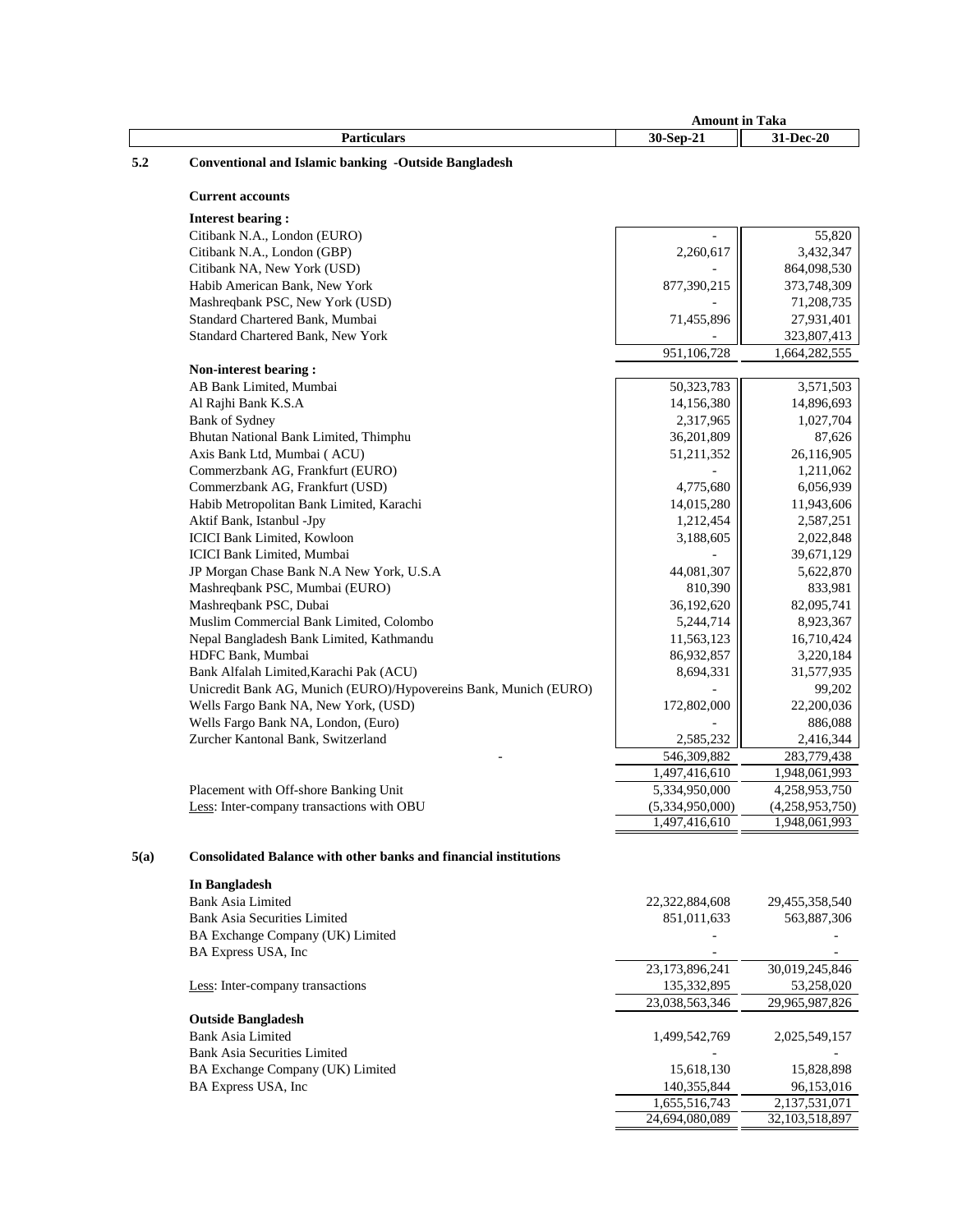| | Particulars | Amount in Taka 30-Sep-21 | 31-Dec-20 |
|---|---|---|---|
| **5.2** | **Conventional and Islamic banking -Outside Bangladesh** | | |
| | **Current accounts** | | |
| | **Interest bearing :** | | |
| | Citibank N.A., London (EURO) | - | 55,820 |
| | Citibank N.A., London (GBP) | 2,260,617 | 3,432,347 |
| | Citibank NA, New York (USD) | - | 864,098,530 |
| | Habib American Bank, New York | 877,390,215 | 373,748,309 |
| | Mashreqbank PSC, New York (USD) | - | 71,208,735 |
| | Standard Chartered Bank, Mumbai | 71,455,896 | 27,931,401 |
| | Standard Chartered Bank, New York | - | 323,807,413 |
| | | 951,106,728 | 1,664,282,555 |
| | **Non-interest bearing :** | | |
| | AB Bank Limited, Mumbai | 50,323,783 | 3,571,503 |
| | Al Rajhi Bank K.S.A | 14,156,380 | 14,896,693 |
| | Bank of Sydney | 2,317,965 | 1,027,704 |
| | Bhutan National Bank Limited, Thimphu | 36,201,809 | 87,626 |
| | Axis Bank Ltd, Mumbai ( ACU) | 51,211,352 | 26,116,905 |
| | Commerzbank AG, Frankfurt (EURO) | - | 1,211,062 |
| | Commerzbank AG, Frankfurt (USD) | 4,775,680 | 6,056,939 |
| | Habib Metropolitan Bank Limited, Karachi | 14,015,280 | 11,943,606 |
| | Aktif Bank, Istanbul -Jpy | 1,212,454 | 2,587,251 |
| | ICICI Bank Limited, Kowloon | 3,188,605 | 2,022,848 |
| | ICICI Bank Limited, Mumbai | - | 39,671,129 |
| | JP Morgan Chase Bank N.A New York, U.S.A | 44,081,307 | 5,622,870 |
| | Mashreqbank PSC, Mumbai (EURO) | 810,390 | 833,981 |
| | Mashreqbank PSC, Dubai | 36,192,620 | 82,095,741 |
| | Muslim Commercial Bank Limited, Colombo | 5,244,714 | 8,923,367 |
| | Nepal Bangladesh Bank Limited, Kathmandu | 11,563,123 | 16,710,424 |
| | HDFC Bank, Mumbai | 86,932,857 | 3,220,184 |
| | Bank Alfalah Limited,Karachi Pak (ACU) | 8,694,331 | 31,577,935 |
| | Unicredit Bank AG, Munich (EURO)/Hypovereins Bank, Munich (EURO) | - | 99,202 |
| | Wells Fargo Bank NA, New York, (USD) | 172,802,000 | 22,200,036 |
| | Wells Fargo Bank NA, London, (Euro) | - | 886,088 |
| | Zurcher Kantonal Bank, Switzerland | 2,585,232 | 2,416,344 |
| | - | 546,309,882 | 283,779,438 |
| | | 1,497,416,610 | 1,948,061,993 |
| | Placement with Off-shore Banking Unit | 5,334,950,000 | 4,258,953,750 |
| | Less: Inter-company transactions with OBU | (5,334,950,000) | (4,258,953,750) |
| | | 1,497,416,610 | 1,948,061,993 |
| **5(a)** | **Consolidated Balance with other banks and financial institutions** | | |
| | **In Bangladesh** | | |
| | Bank Asia Limited | 22,322,884,608 | 29,455,358,540 |
| | Bank Asia Securities Limited | 851,011,633 | 563,887,306 |
| | BA Exchange Company (UK) Limited | - | - |
| | BA Express USA, Inc | - | - |
| | | 23,173,896,241 | 30,019,245,846 |
| | Less: Inter-company transactions | 135,332,895 | 53,258,020 |
| | | 23,038,563,346 | 29,965,987,826 |
| | **Outside Bangladesh** | | |
| | Bank Asia Limited | 1,499,542,769 | 2,025,549,157 |
| | Bank Asia Securities Limited | - | - |
| | BA Exchange Company (UK) Limited | 15,618,130 | 15,828,898 |
| | BA Express USA, Inc | 140,355,844 | 96,153,016 |
| | | 1,655,516,743 | 2,137,531,071 |
| | | 24,694,080,089 | 32,103,518,897 |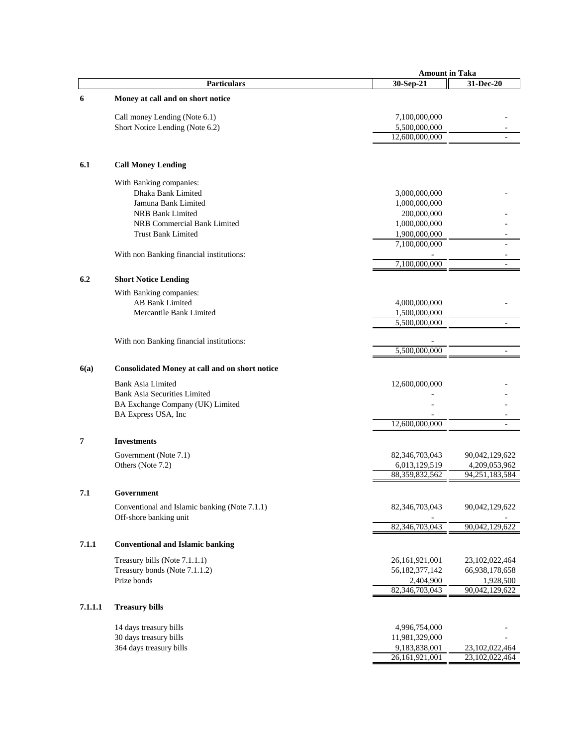| | Particulars | Amount in Taka 30-Sep-21 | 31-Dec-20 |
|---|---|---|---|
| **6** | **Money at call and on short notice** | | |
| | Call money Lending (Note 6.1) | 7,100,000,000 | - |
| | Short Notice Lending (Note 6.2) | 5,500,000,000 | - |
| | | 12,600,000,000 | - |
| **6.1** | **Call Money Lending** | | |
| | With Banking companies: | | |
| | Dhaka Bank Limited | 3,000,000,000 | - |
| | Jamuna Bank Limited | 1,000,000,000 | |
| | NRB Bank Limited | 200,000,000 | - |
| | NRB Commercial Bank Limited | 1,000,000,000 | - |
| | Trust Bank Limited | 1,900,000,000 | - |
| | | 7,100,000,000 | - |
| | With non Banking financial institutions: | - | - |
| | | 7,100,000,000 | - |
| **6.2** | **Short Notice Lending** | | |
| | With Banking companies: | | |
| | AB Bank Limited | 4,000,000,000 | - |
| | Mercantile Bank Limited | 1,500,000,000 | |
| | | 5,500,000,000 | - |
| | With non Banking financial institutions: | - | |
| | | 5,500,000,000 | - |
| **6(a)** | **Consolidated Money at call and on short notice** | | |
| | Bank Asia Limited | 12,600,000,000 | - |
| | Bank Asia Securities Limited | - | - |
| | BA Exchange Company (UK) Limited | - | - |
| | BA Express USA, Inc | - | - |
| | | 12,600,000,000 | - |
| **7** | **Investments** | | |
| | Government (Note 7.1) | 82,346,703,043 | 90,042,129,622 |
| | Others (Note 7.2) | 6,013,129,519 | 4,209,053,962 |
| | | 88,359,832,562 | 94,251,183,584 |
| **7.1** | **Government** | | |
| | Conventional and Islamic banking (Note 7.1.1) | 82,346,703,043 | 90,042,129,622 |
| | Off-shore banking unit | - | - |
| | | 82,346,703,043 | 90,042,129,622 |
| **7.1.1** | **Conventional and Islamic banking** | | |
| | Treasury bills (Note 7.1.1.1) | 26,161,921,001 | 23,102,022,464 |
| | Treasury bonds (Note 7.1.1.2) | 56,182,377,142 | 66,938,178,658 |
| | Prize bonds | 2,404,900 | 1,928,500 |
| | | 82,346,703,043 | 90,042,129,622 |
| **7.1.1.1** | **Treasury bills** | | |
| | 14 days treasury bills | 4,996,754,000 | - |
| | 30 days treasury bills | 11,981,329,000 | - |
| | 364 days treasury bills | 9,183,838,001 | 23,102,022,464 |
| | | 26,161,921,001 | 23,102,022,464 |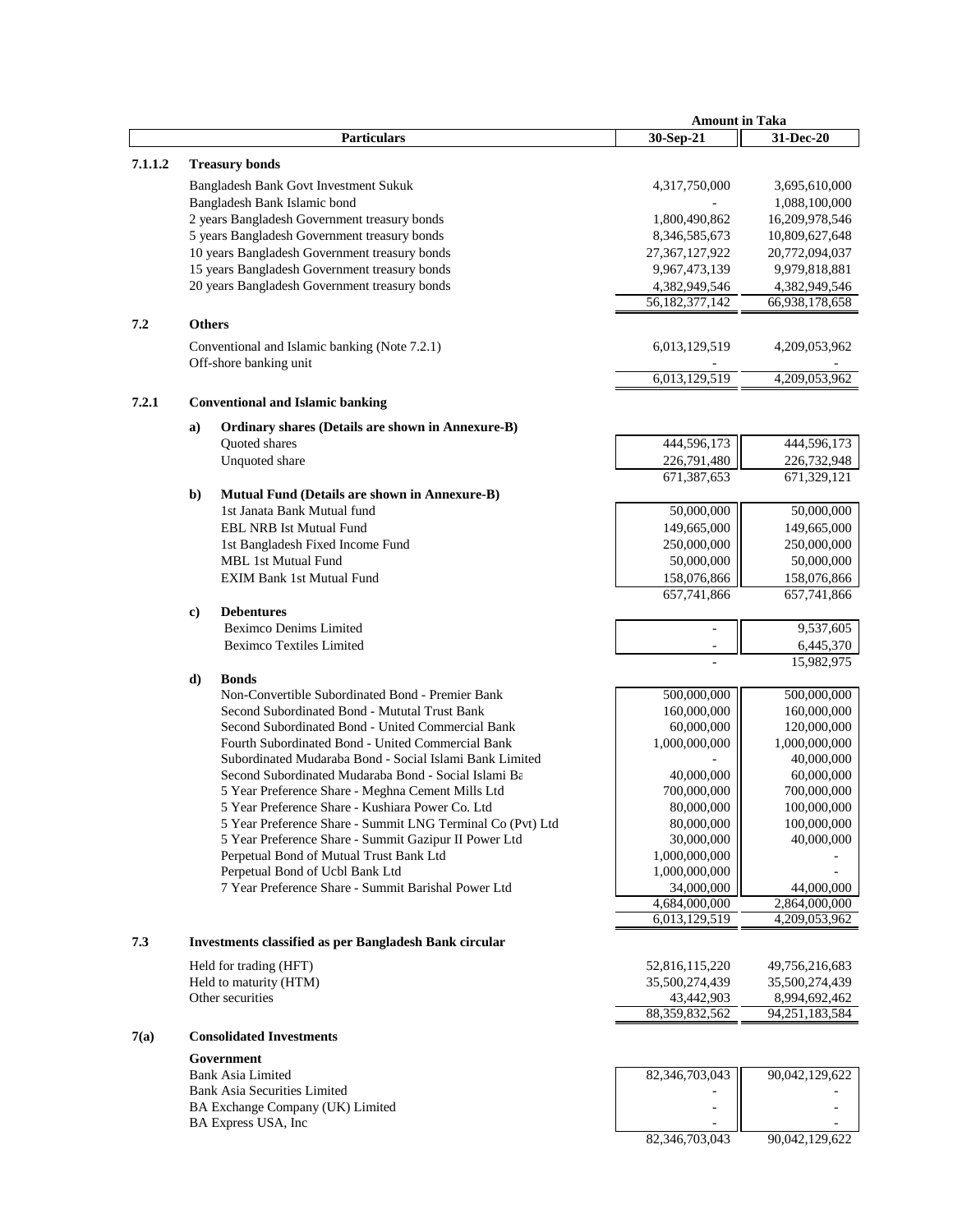| | | Particulars | 30-Sep-21 | 31-Dec-20 |
|---|---|---|---|---|
| | | | **Amount in Taka** | |
| **7.1.1.2** | | **Treasury bonds** | | |
| | | Bangladesh Bank Govt Investment Sukuk | 4,317,750,000 | 3,695,610,000 |
| | | Bangladesh Bank Islamic bond | - | 1,088,100,000 |
| | | 2 years Bangladesh Government treasury bonds | 1,800,490,862 | 16,209,978,546 |
| | | 5 years Bangladesh Government treasury bonds | 8,346,585,673 | 10,809,627,648 |
| | | 10 years Bangladesh Government treasury bonds | 27,367,127,922 | 20,772,094,037 |
| | | 15 years Bangladesh Government treasury bonds | 9,967,473,139 | 9,979,818,881 |
| | | 20 years Bangladesh Government treasury bonds | 4,382,949,546 | 4,382,949,546 |
| | | | 56,182,377,142 | 66,938,178,658 |
| **7.2** | | **Others** | | |
| | | Conventional and Islamic banking (Note 7.2.1) | 6,013,129,519 | 4,209,053,962 |
| | | Off-shore banking unit | - | - |
| | | | 6,013,129,519 | 4,209,053,962 |
| **7.2.1** | | **Conventional and Islamic banking** | | |
| | **a)** | **Ordinary shares (Details are shown in Annexure-B)** | | |
| | | Quoted shares | 444,596,173 | 444,596,173 |
| | | Unquoted share | 226,791,480 | 226,732,948 |
| | | | 671,387,653 | 671,329,121 |
| | **b)** | **Mutual Fund (Details are shown in Annexure-B)** | | |
| | | 1st Janata Bank Mutual fund | 50,000,000 | 50,000,000 |
| | | EBL NRB Ist Mutual Fund | 149,665,000 | 149,665,000 |
| | | 1st Bangladesh Fixed Income Fund | 250,000,000 | 250,000,000 |
| | | MBL 1st Mutual Fund | 50,000,000 | 50,000,000 |
| | | EXIM Bank 1st Mutual Fund | 158,076,866 | 158,076,866 |
| | | | 657,741,866 | 657,741,866 |
| | **c)** | **Debentures** | | |
| | | Beximco Denims Limited | - | 9,537,605 |
| | | Beximco Textiles Limited | - | 6,445,370 |
| | | | - | 15,982,975 |
| | **d)** | **Bonds** | | |
| | | Non-Convertible Subordinated Bond - Premier Bank | 500,000,000 | 500,000,000 |
| | | Second Subordinated Bond - Mututal Trust Bank | 160,000,000 | 160,000,000 |
| | | Second Subordinated Bond - United Commercial Bank | 60,000,000 | 120,000,000 |
| | | Fourth Subordinated Bond - United Commercial Bank | 1,000,000,000 | 1,000,000,000 |
| | | Subordinated Mudaraba Bond - Social Islami Bank Limited | - | 40,000,000 |
| | | Second Subordinated Mudaraba Bond - Social Islami Ba | 40,000,000 | 60,000,000 |
| | | 5 Year Preference Share - Meghna Cement Mills Ltd | 700,000,000 | 700,000,000 |
| | | 5 Year Preference Share - Kushiara Power Co. Ltd | 80,000,000 | 100,000,000 |
| | | 5 Year Preference Share - Summit LNG Terminal Co (Pvt) Ltd | 80,000,000 | 100,000,000 |
| | | 5 Year Preference Share - Summit Gazipur II Power Ltd | 30,000,000 | 40,000,000 |
| | | Perpetual Bond of Mutual Trust Bank Ltd | 1,000,000,000 | - |
| | | Perpetual Bond of Ucbl Bank Ltd | 1,000,000,000 | - |
| | | 7 Year Preference Share - Summit Barishal Power Ltd | 34,000,000 | 44,000,000 |
| | | | 4,684,000,000 | 2,864,000,000 |
| | | | 6,013,129,519 | 4,209,053,962 |
| **7.3** | | **Investments classified as per Bangladesh Bank circular** | | |
| | | Held for trading (HFT) | 52,816,115,220 | 49,756,216,683 |
| | | Held to maturity (HTM) | 35,500,274,439 | 35,500,274,439 |
| | | Other securities | 43,442,903 | 8,994,692,462 |
| | | | 88,359,832,562 | 94,251,183,584 |
| **7(a)** | | **Consolidated Investments** | | |
| | | **Government** | | |
| | | Bank Asia Limited | 82,346,703,043 | 90,042,129,622 |
| | | Bank Asia Securities Limited | - | - |
| | | BA Exchange Company (UK) Limited | - | - |
| | | BA Express USA, Inc | - | - |
| | | | 82,346,703,043 | 90,042,129,622 |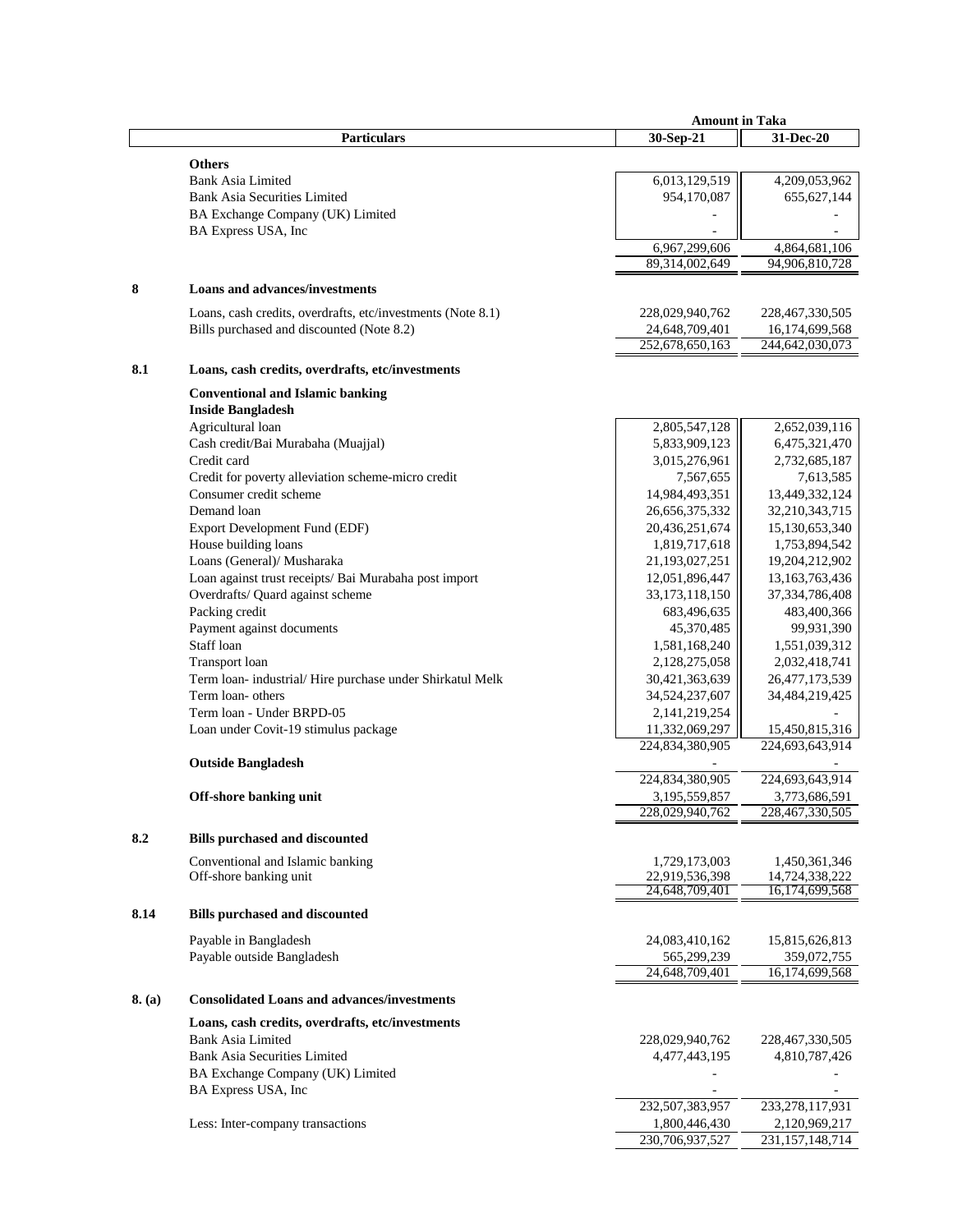| | Particulars | 30-Sep-21 | 31-Dec-20 |
|---|---|---|---|
| | | **Amount in Taka** | |
| | **Others** | | |
| | Bank Asia Limited | 6,013,129,519 | 4,209,053,962 |
| | Bank Asia Securities Limited | 954,170,087 | 655,627,144 |
| | BA Exchange Company (UK) Limited | - | - |
| | BA Express USA, Inc | - | - |
| | | 6,967,299,606 | 4,864,681,106 |
| | | 89,314,002,649 | 94,906,810,728 |
| **8** | **Loans and advances/investments** | | |
| | Loans, cash credits, overdrafts, etc/investments (Note 8.1) | 228,029,940,762 | 228,467,330,505 |
| | Bills purchased and discounted (Note 8.2) | 24,648,709,401 | 16,174,699,568 |
| | | 252,678,650,163 | 244,642,030,073 |
| **8.1** | **Loans, cash credits, overdrafts, etc/investments** | | |
| | **Conventional and Islamic banking** | | |
| | **Inside Bangladesh** | | |
| | Agricultural loan | 2,805,547,128 | 2,652,039,116 |
| | Cash credit/Bai Murabaha (Muajjal) | 5,833,909,123 | 6,475,321,470 |
| | Credit card | 3,015,276,961 | 2,732,685,187 |
| | Credit for poverty alleviation scheme-micro credit | 7,567,655 | 7,613,585 |
| | Consumer credit scheme | 14,984,493,351 | 13,449,332,124 |
| | Demand loan | 26,656,375,332 | 32,210,343,715 |
| | Export Development Fund (EDF) | 20,436,251,674 | 15,130,653,340 |
| | House building loans | 1,819,717,618 | 1,753,894,542 |
| | Loans (General)/ Musharaka | 21,193,027,251 | 19,204,212,902 |
| | Loan against trust receipts/ Bai Murabaha post import | 12,051,896,447 | 13,163,763,436 |
| | Overdrafts/ Quard against scheme | 33,173,118,150 | 37,334,786,408 |
| | Packing credit | 683,496,635 | 483,400,366 |
| | Payment against documents | 45,370,485 | 99,931,390 |
| | Staff loan | 1,581,168,240 | 1,551,039,312 |
| | Transport loan | 2,128,275,058 | 2,032,418,741 |
| | Term loan- industrial/ Hire purchase under Shirkatul Melk | 30,421,363,639 | 26,477,173,539 |
| | Term loan- others | 34,524,237,607 | 34,484,219,425 |
| | Term loan - Under BRPD-05 | 2,141,219,254 | - |
| | Loan under Covit-19 stimulus package | 11,332,069,297 | 15,450,815,316 |
| | | 224,834,380,905 | 224,693,643,914 |
| | **Outside Bangladesh** | - | - |
| | | 224,834,380,905 | 224,693,643,914 |
| | **Off-shore banking unit** | 3,195,559,857 | 3,773,686,591 |
| | | 228,029,940,762 | 228,467,330,505 |
| **8.2** | **Bills purchased and discounted** | | |
| | Conventional and Islamic banking | 1,729,173,003 | 1,450,361,346 |
| | Off-shore banking unit | 22,919,536,398 | 14,724,338,222 |
| | | 24,648,709,401 | 16,174,699,568 |
| **8.14** | **Bills purchased and discounted** | | |
| | Payable in Bangladesh | 24,083,410,162 | 15,815,626,813 |
| | Payable outside Bangladesh | 565,299,239 | 359,072,755 |
| | | 24,648,709,401 | 16,174,699,568 |
| **8. (a)** | **Consolidated Loans and advances/investments** | | |
| | **Loans, cash credits, overdrafts, etc/investments** | | |
| | Bank Asia Limited | 228,029,940,762 | 228,467,330,505 |
| | Bank Asia Securities Limited | 4,477,443,195 | 4,810,787,426 |
| | BA Exchange Company (UK) Limited | - | - |
| | BA Express USA, Inc | - | - |
| | | 232,507,383,957 | 233,278,117,931 |
| | Less: Inter-company transactions | 1,800,446,430 | 2,120,969,217 |
| | | 230,706,937,527 | 231,157,148,714 |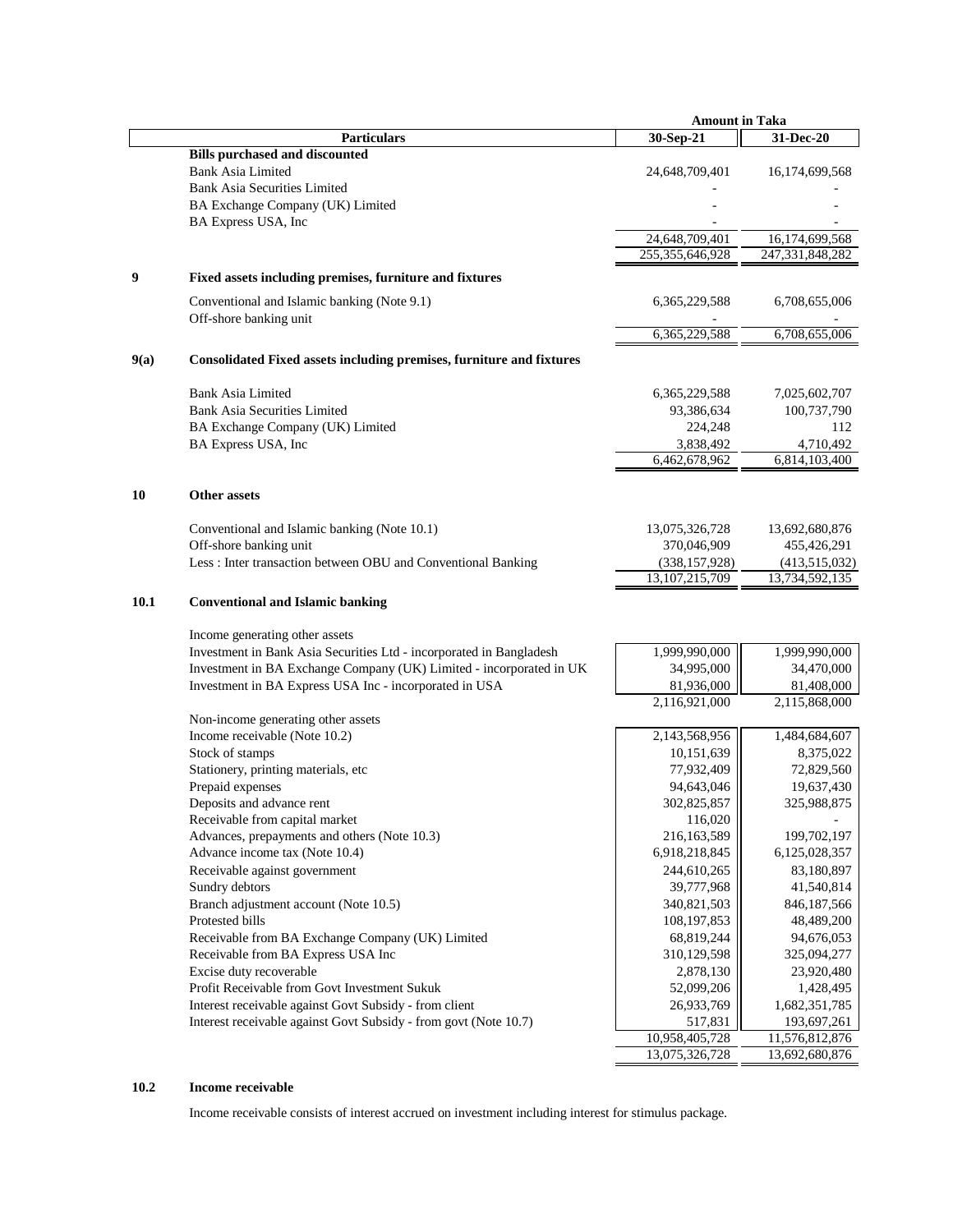| | Particulars | Amount in Taka 30-Sep-21 | 31-Dec-20 |
|---|---|---|---|
| | **Bills purchased and discounted** | | |
| | Bank Asia Limited | 24,648,709,401 | 16,174,699,568 |
| | Bank Asia Securities Limited | - | - |
| | BA Exchange Company (UK) Limited | - | - |
| | BA Express USA, Inc | - | - |
| | | 24,648,709,401 | 16,174,699,568 |
| | | 255,355,646,928 | 247,331,848,282 |
| **9** | **Fixed assets including premises, furniture and fixtures** | | |
| | Conventional and Islamic banking (Note 9.1) | 6,365,229,588 | 6,708,655,006 |
| | Off-shore banking unit | - | - |
| | | 6,365,229,588 | 6,708,655,006 |
| **9(a)** | **Consolidated Fixed assets including premises, furniture and fixtures** | | |
| | Bank Asia Limited | 6,365,229,588 | 7,025,602,707 |
| | Bank Asia Securities Limited | 93,386,634 | 100,737,790 |
| | BA Exchange Company (UK) Limited | 224,248 | 112 |
| | BA Express USA, Inc | 3,838,492 | 4,710,492 |
| | | 6,462,678,962 | 6,814,103,400 |
| **10** | **Other assets** | | |
| | Conventional and Islamic banking (Note 10.1) | 13,075,326,728 | 13,692,680,876 |
| | Off-shore banking unit | 370,046,909 | 455,426,291 |
| | Less : Inter transaction between OBU and Conventional Banking | (338,157,928) | (413,515,032) |
| | | 13,107,215,709 | 13,734,592,135 |
| **10.1** | **Conventional and Islamic banking** | | |
| | Income generating other assets | | |
| | Investment in Bank Asia Securities Ltd - incorporated in Bangladesh | 1,999,990,000 | 1,999,990,000 |
| | Investment in BA Exchange Company (UK) Limited - incorporated in UK | 34,995,000 | 34,470,000 |
| | Investment in BA Express USA Inc - incorporated in USA | 81,936,000 | 81,408,000 |
| | | 2,116,921,000 | 2,115,868,000 |
| | Non-income generating other assets | | |
| | Income receivable (Note 10.2) | 2,143,568,956 | 1,484,684,607 |
| | Stock of stamps | 10,151,639 | 8,375,022 |
| | Stationery, printing materials, etc | 77,932,409 | 72,829,560 |
| | Prepaid expenses | 94,643,046 | 19,637,430 |
| | Deposits and advance rent | 302,825,857 | 325,988,875 |
| | Receivable from capital market | 116,020 | - |
| | Advances, prepayments and others (Note 10.3) | 216,163,589 | 199,702,197 |
| | Advance income tax (Note 10.4) | 6,918,218,845 | 6,125,028,357 |
| | Receivable against government | 244,610,265 | 83,180,897 |
| | Sundry debtors | 39,777,968 | 41,540,814 |
| | Branch adjustment account (Note 10.5) | 340,821,503 | 846,187,566 |
| | Protested bills | 108,197,853 | 48,489,200 |
| | Receivable from BA Exchange Company (UK) Limited | 68,819,244 | 94,676,053 |
| | Receivable from BA Express USA Inc | 310,129,598 | 325,094,277 |
| | Excise duty recoverable | 2,878,130 | 23,920,480 |
| | Profit Receivable from Govt Investment Sukuk | 52,099,206 | 1,428,495 |
| | Interest receivable against Govt Subsidy - from client | 26,933,769 | 1,682,351,785 |
| | Interest receivable against Govt Subsidy - from govt (Note 10.7) | 517,831 | 193,697,261 |
| | | 10,958,405,728 | 11,576,812,876 |
| | | 13,075,326,728 | 13,692,680,876 |

**10.2 Income receivable**

Income receivable consists of interest accrued on investment including interest for stimulus package.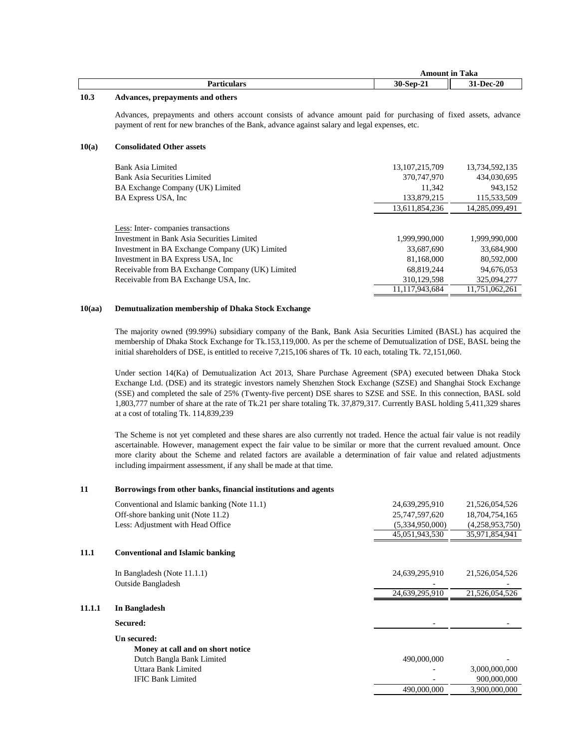| Particulars | Amount in Taka 30-Sep-21 | 31-Dec-20 |
|---|---|---|

### 10.3 Advances, prepayments and others

Advances, prepayments and others account consists of advance amount paid for purchasing of fixed assets, advance payment of rent for new branches of the Bank, advance against salary and legal expenses, etc.

### 10(a) Consolidated Other assets

| Particulars | 30-Sep-21 | 31-Dec-20 |
|---|---|---|
| Bank Asia Limited | 13,107,215,709 | 13,734,592,135 |
| Bank Asia Securities Limited | 370,747,970 | 434,030,695 |
| BA Exchange Company (UK) Limited | 11,342 | 943,152 |
| BA Express USA, Inc | 133,879,215 | 115,533,509 |
| | 13,611,854,236 | 14,285,099,491 |
| Less: Inter- companies transactions | | |
| Investment in Bank Asia Securities Limited | 1,999,990,000 | 1,999,990,000 |
| Investment in BA Exchange Company (UK) Limited | 33,687,690 | 33,684,900 |
| Investment in BA Express USA, Inc | 81,168,000 | 80,592,000 |
| Receivable from BA Exchange Company (UK) Limited | 68,819,244 | 94,676,053 |
| Receivable from BA Exchange USA, Inc. | 310,129,598 | 325,094,277 |
| | 11,117,943,684 | 11,751,062,261 |

### 10(aa) Demutualization membership of Dhaka Stock Exchange

The majority owned (99.99%) subsidiary company of the Bank, Bank Asia Securities Limited (BASL) has acquired the membership of Dhaka Stock Exchange for Tk.153,119,000. As per the scheme of Demutualization of DSE, BASL being the initial shareholders of DSE, is entitled to receive 7,215,106 shares of Tk. 10 each, totaling Tk. 72,151,060.

Under section 14(Ka) of Demutualization Act 2013, Share Purchase Agreement (SPA) executed between Dhaka Stock Exchange Ltd. (DSE) and its strategic investors namely Shenzhen Stock Exchange (SZSE) and Shanghai Stock Exchange (SSE) and completed the sale of 25% (Twenty-five percent) DSE shares to SZSE and SSE. In this connection, BASL sold 1,803,777 number of share at the rate of Tk.21 per share totaling Tk. 37,879,317. Currently BASL holding 5,411,329 shares at a cost of totaling Tk. 114,839,239

The Scheme is not yet completed and these shares are also currently not traded. Hence the actual fair value is not readily ascertainable. However, management expect the fair value to be similar or more that the current revalued amount. Once more clarity about the Scheme and related factors are available a determination of fair value and related adjustments including impairment assessment, if any shall be made at that time.

### 11 Borrowings from other banks, financial institutions and agents

| Particulars | 30-Sep-21 | 31-Dec-20 |
|---|---|---|
| Conventional and Islamic banking (Note 11.1) | 24,639,295,910 | 21,526,054,526 |
| Off-shore banking unit (Note 11.2) | 25,747,597,620 | 18,704,754,165 |
| Less: Adjustment with Head Office | (5,334,950,000) | (4,258,953,750) |
| | 45,051,943,530 | 35,971,854,941 |

### 11.1 Conventional and Islamic banking

| Particulars | 30-Sep-21 | 31-Dec-20 |
|---|---|---|
| In Bangladesh (Note 11.1.1) | 24,639,295,910 | 21,526,054,526 |
| Outside Bangladesh | - | - |
| | 24,639,295,910 | 21,526,054,526 |

### 11.1.1 In Bangladesh

| Particulars | 30-Sep-21 | 31-Dec-20 |
|---|---|---|
| **Secured:** | - | - |
| **Un secured:** | | |
| **Money at call and on short notice** | | |
| Dutch Bangla Bank Limited | 490,000,000 | - |
| Uttara Bank Limited | - | 3,000,000,000 |
| IFIC Bank Limited | - | 900,000,000 |
| | 490,000,000 | 3,900,000,000 |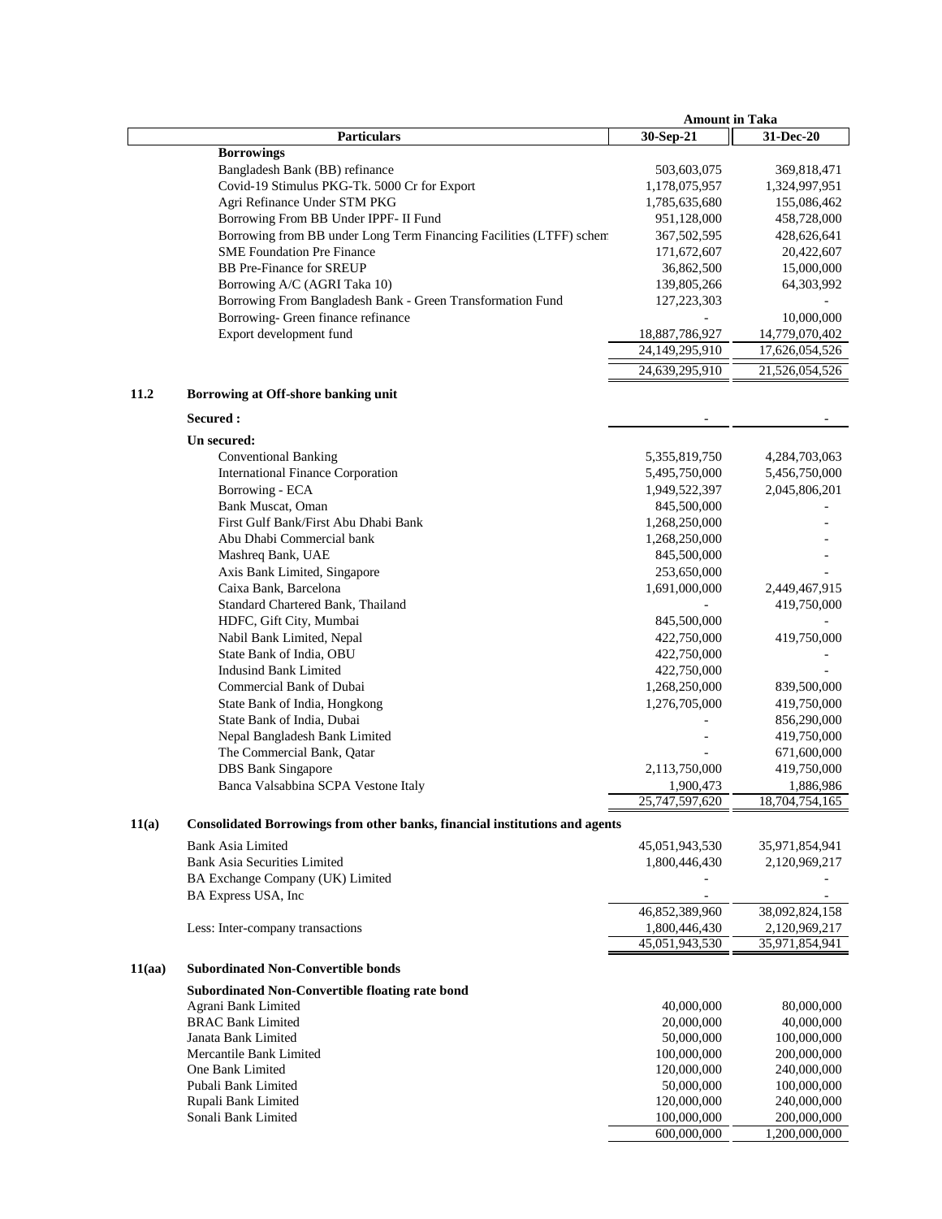| | Particulars | Amount in Taka 30-Sep-21 | 31-Dec-20 |
|---|---|---|---|
| | **Borrowings** | | |
| | Bangladesh Bank (BB) refinance | 503,603,075 | 369,818,471 |
| | Covid-19 Stimulus PKG-Tk. 5000 Cr for Export | 1,178,075,957 | 1,324,997,951 |
| | Agri Refinance Under STM PKG | 1,785,635,680 | 155,086,462 |
| | Borrowing From BB Under IPPF- II Fund | 951,128,000 | 458,728,000 |
| | Borrowing from BB under Long Term Financing Facilities (LTFF) schem | 367,502,595 | 428,626,641 |
| | SME Foundation Pre Finance | 171,672,607 | 20,422,607 |
| | BB Pre-Finance for SREUP | 36,862,500 | 15,000,000 |
| | Borrowing A/C (AGRI Taka 10) | 139,805,266 | 64,303,992 |
| | Borrowing From Bangladesh Bank - Green Transformation Fund | 127,223,303 | - |
| | Borrowing- Green finance refinance | - | 10,000,000 |
| | Export development fund | 18,887,786,927 | 14,779,070,402 |
| | | 24,149,295,910 | 17,626,054,526 |
| | | 24,639,295,910 | 21,526,054,526 |
| **11.2** | **Borrowing at Off-shore banking unit** | | |
| | **Secured :** | - | - |
| | **Un secured:** | | |
| | Conventional Banking | 5,355,819,750 | 4,284,703,063 |
| | International Finance Corporation | 5,495,750,000 | 5,456,750,000 |
| | Borrowing - ECA | 1,949,522,397 | 2,045,806,201 |
| | Bank Muscat, Oman | 845,500,000 | - |
| | First Gulf Bank/First Abu Dhabi Bank | 1,268,250,000 | - |
| | Abu Dhabi Commercial bank | 1,268,250,000 | - |
| | Mashreq Bank, UAE | 845,500,000 | - |
| | Axis Bank Limited, Singapore | 253,650,000 | - |
| | Caixa Bank, Barcelona | 1,691,000,000 | 2,449,467,915 |
| | Standard Chartered Bank, Thailand | - | 419,750,000 |
| | HDFC, Gift City, Mumbai | 845,500,000 | - |
| | Nabil Bank Limited, Nepal | 422,750,000 | 419,750,000 |
| | State Bank of India, OBU | 422,750,000 | - |
| | Indusind Bank Limited | 422,750,000 | - |
| | Commercial Bank of Dubai | 1,268,250,000 | 839,500,000 |
| | State Bank of India, Hongkong | 1,276,705,000 | 419,750,000 |
| | State Bank of India, Dubai | - | 856,290,000 |
| | Nepal Bangladesh Bank Limited | - | 419,750,000 |
| | The Commercial Bank, Qatar | - | 671,600,000 |
| | DBS Bank Singapore | 2,113,750,000 | 419,750,000 |
| | Banca Valsabbina SCPA Vestone Italy | 1,900,473 | 1,886,986 |
| | | 25,747,597,620 | 18,704,754,165 |
| **11(a)** | **Consolidated Borrowings from other banks, financial institutions and agents** | | |
| | Bank Asia Limited | 45,051,943,530 | 35,971,854,941 |
| | Bank Asia Securities Limited | 1,800,446,430 | 2,120,969,217 |
| | BA Exchange Company (UK) Limited | - | - |
| | BA Express USA, Inc | - | - |
| | | 46,852,389,960 | 38,092,824,158 |
| | Less: Inter-company transactions | 1,800,446,430 | 2,120,969,217 |
| | | 45,051,943,530 | 35,971,854,941 |
| **11(aa)** | **Subordinated Non-Convertible bonds** | | |
| | **Subordinated Non-Convertible floating rate bond** | | |
| | Agrani Bank Limited | 40,000,000 | 80,000,000 |
| | BRAC Bank Limited | 20,000,000 | 40,000,000 |
| | Janata Bank Limited | 50,000,000 | 100,000,000 |
| | Mercantile Bank Limited | 100,000,000 | 200,000,000 |
| | One Bank Limited | 120,000,000 | 240,000,000 |
| | Pubali Bank Limited | 50,000,000 | 100,000,000 |
| | Rupali Bank Limited | 120,000,000 | 240,000,000 |
| | Sonali Bank Limited | 100,000,000 | 200,000,000 |
| | | 600,000,000 | 1,200,000,000 |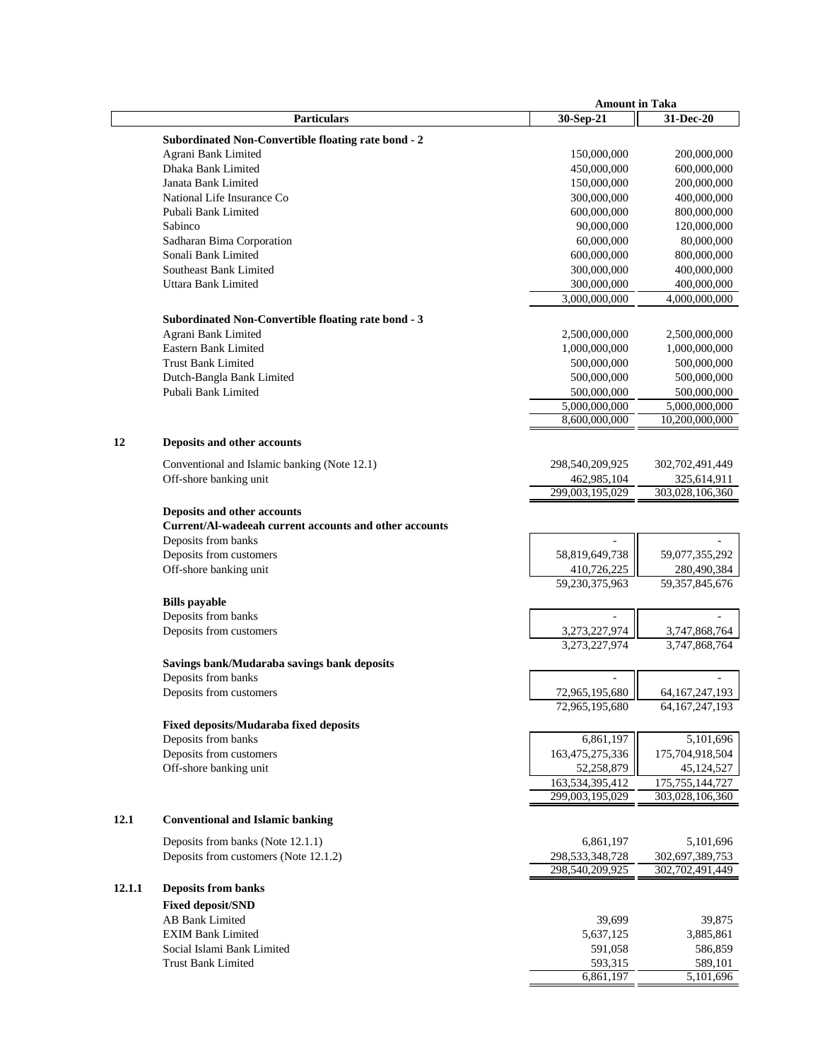| Particulars | Amount in Taka 30-Sep-21 | Amount in Taka 31-Dec-20 |
|---|---|---|
| **Subordinated Non-Convertible floating rate bond - 2** | | |
| Agrani Bank Limited | 150,000,000 | 200,000,000 |
| Dhaka Bank Limited | 450,000,000 | 600,000,000 |
| Janata Bank Limited | 150,000,000 | 200,000,000 |
| National Life Insurance Co | 300,000,000 | 400,000,000 |
| Pubali Bank Limited | 600,000,000 | 800,000,000 |
| Sabinco | 90,000,000 | 120,000,000 |
| Sadharan Bima Corporation | 60,000,000 | 80,000,000 |
| Sonali Bank Limited | 600,000,000 | 800,000,000 |
| Southeast Bank Limited | 300,000,000 | 400,000,000 |
| Uttara Bank Limited | 300,000,000 | 400,000,000 |
| | 3,000,000,000 | 4,000,000,000 |
| **Subordinated Non-Convertible floating rate bond - 3** | | |
| Agrani Bank Limited | 2,500,000,000 | 2,500,000,000 |
| Eastern Bank Limited | 1,000,000,000 | 1,000,000,000 |
| Trust Bank Limited | 500,000,000 | 500,000,000 |
| Dutch-Bangla Bank Limited | 500,000,000 | 500,000,000 |
| Pubali Bank Limited | 500,000,000 | 500,000,000 |
| | 5,000,000,000 | 5,000,000,000 |
| | 8,600,000,000 | 10,200,000,000 |

## 12 Deposits and other accounts

| Particulars | 30-Sep-21 | 31-Dec-20 |
|---|---|---|
| Conventional and Islamic banking (Note 12.1) | 298,540,209,925 | 302,702,491,449 |
| Off-shore banking unit | 462,985,104 | 325,614,911 |
| | 299,003,195,029 | 303,028,106,360 |
| **Deposits and other accounts** | | |
| **Current/Al-wadeeah current accounts and other accounts** | | |
| Deposits from banks | - | - |
| Deposits from customers | 58,819,649,738 | 59,077,355,292 |
| Off-shore banking unit | 410,726,225 | 280,490,384 |
| | 59,230,375,963 | 59,357,845,676 |
| **Bills payable** | | |
| Deposits from banks | - | - |
| Deposits from customers | 3,273,227,974 | 3,747,868,764 |
| | 3,273,227,974 | 3,747,868,764 |
| **Savings bank/Mudaraba savings bank deposits** | | |
| Deposits from banks | - | - |
| Deposits from customers | 72,965,195,680 | 64,167,247,193 |
| | 72,965,195,680 | 64,167,247,193 |
| **Fixed deposits/Mudaraba fixed deposits** | | |
| Deposits from banks | 6,861,197 | 5,101,696 |
| Deposits from customers | 163,475,275,336 | 175,704,918,504 |
| Off-shore banking unit | 52,258,879 | 45,124,527 |
| | 163,534,395,412 | 175,755,144,727 |
| | 299,003,195,029 | 303,028,106,360 |

## 12.1 Conventional and Islamic banking

| Particulars | 30-Sep-21 | 31-Dec-20 |
|---|---|---|
| Deposits from banks (Note 12.1.1) | 6,861,197 | 5,101,696 |
| Deposits from customers (Note 12.1.2) | 298,533,348,728 | 302,697,389,753 |
| | 298,540,209,925 | 302,702,491,449 |

## 12.1.1 Deposits from banks

| Particulars | 30-Sep-21 | 31-Dec-20 |
|---|---|---|
| **Fixed deposit/SND** | | |
| AB Bank Limited | 39,699 | 39,875 |
| EXIM Bank Limited | 5,637,125 | 3,885,861 |
| Social Islami Bank Limited | 591,058 | 586,859 |
| Trust Bank Limited | 593,315 | 589,101 |
| | 6,861,197 | 5,101,696 |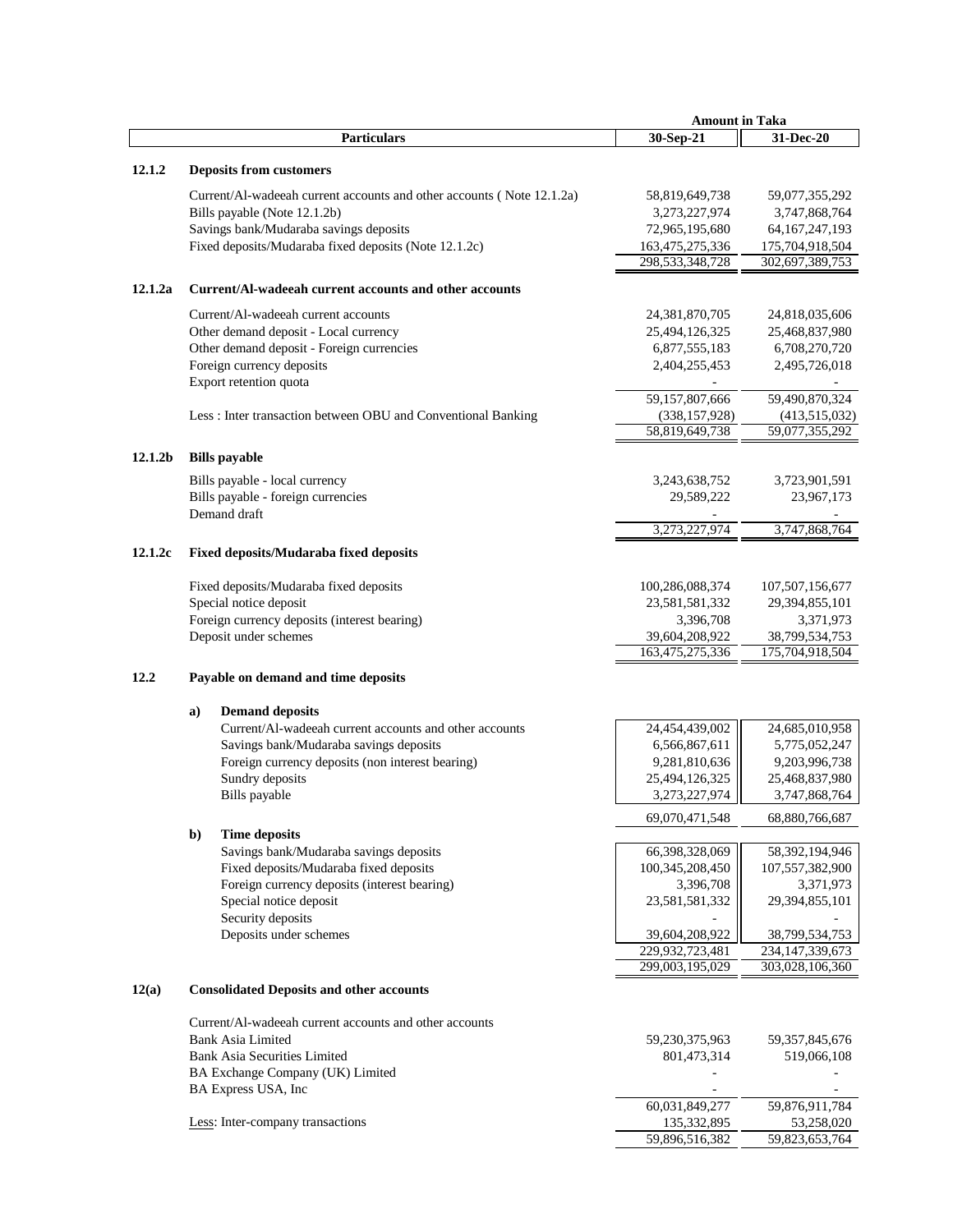| | Particulars | 30-Sep-21 | 31-Dec-20 |
|---|---|---|---|
| | | **Amount in Taka** | |
| **12.1.2** | **Deposits from customers** | | |
| | Current/Al-wadeeah current accounts and other accounts ( Note 12.1.2a) | 58,819,649,738 | 59,077,355,292 |
| | Bills payable (Note 12.1.2b) | 3,273,227,974 | 3,747,868,764 |
| | Savings bank/Mudaraba savings deposits | 72,965,195,680 | 64,167,247,193 |
| | Fixed deposits/Mudaraba fixed deposits (Note 12.1.2c) | 163,475,275,336 | 175,704,918,504 |
| | | 298,533,348,728 | 302,697,389,753 |
| **12.1.2a** | **Current/Al-wadeeah current accounts and other accounts** | | |
| | Current/Al-wadeeah current accounts | 24,381,870,705 | 24,818,035,606 |
| | Other demand deposit - Local currency | 25,494,126,325 | 25,468,837,980 |
| | Other demand deposit - Foreign currencies | 6,877,555,183 | 6,708,270,720 |
| | Foreign currency deposits | 2,404,255,453 | 2,495,726,018 |
| | Export retention quota | - | - |
| | | 59,157,807,666 | 59,490,870,324 |
| | Less : Inter transaction between OBU and Conventional Banking | (338,157,928) | (413,515,032) |
| | | 58,819,649,738 | 59,077,355,292 |
| **12.1.2b** | **Bills payable** | | |
| | Bills payable - local currency | 3,243,638,752 | 3,723,901,591 |
| | Bills payable - foreign currencies | 29,589,222 | 23,967,173 |
| | Demand draft | - | - |
| | | 3,273,227,974 | 3,747,868,764 |
| **12.1.2c** | **Fixed deposits/Mudaraba fixed deposits** | | |
| | Fixed deposits/Mudaraba fixed deposits | 100,286,088,374 | 107,507,156,677 |
| | Special notice deposit | 23,581,581,332 | 29,394,855,101 |
| | Foreign currency deposits (interest bearing) | 3,396,708 | 3,371,973 |
| | Deposit under schemes | 39,604,208,922 | 38,799,534,753 |
| | | 163,475,275,336 | 175,704,918,504 |
| **12.2** | **Payable on demand and time deposits** | | |
| | **a) Demand deposits** | | |
| | Current/Al-wadeeah current accounts and other accounts | 24,454,439,002 | 24,685,010,958 |
| | Savings bank/Mudaraba savings deposits | 6,566,867,611 | 5,775,052,247 |
| | Foreign currency deposits (non interest bearing) | 9,281,810,636 | 9,203,996,738 |
| | Sundry deposits | 25,494,126,325 | 25,468,837,980 |
| | Bills payable | 3,273,227,974 | 3,747,868,764 |
| | | 69,070,471,548 | 68,880,766,687 |
| | **b) Time deposits** | | |
| | Savings bank/Mudaraba savings deposits | 66,398,328,069 | 58,392,194,946 |
| | Fixed deposits/Mudaraba fixed deposits | 100,345,208,450 | 107,557,382,900 |
| | Foreign currency deposits (interest bearing) | 3,396,708 | 3,371,973 |
| | Special notice deposit | 23,581,581,332 | 29,394,855,101 |
| | Security deposits | - | - |
| | Deposits under schemes | 39,604,208,922 | 38,799,534,753 |
| | | 229,932,723,481 | 234,147,339,673 |
| | | 299,003,195,029 | 303,028,106,360 |
| **12(a)** | **Consolidated Deposits and other accounts** | | |
| | Current/Al-wadeeah current accounts and other accounts | | |
| | Bank Asia Limited | 59,230,375,963 | 59,357,845,676 |
| | Bank Asia Securities Limited | 801,473,314 | 519,066,108 |
| | BA Exchange Company (UK) Limited | - | - |
| | BA Express USA, Inc | - | - |
| | | 60,031,849,277 | 59,876,911,784 |
| | Less: Inter-company transactions | 135,332,895 | 53,258,020 |
| | | 59,896,516,382 | 59,823,653,764 |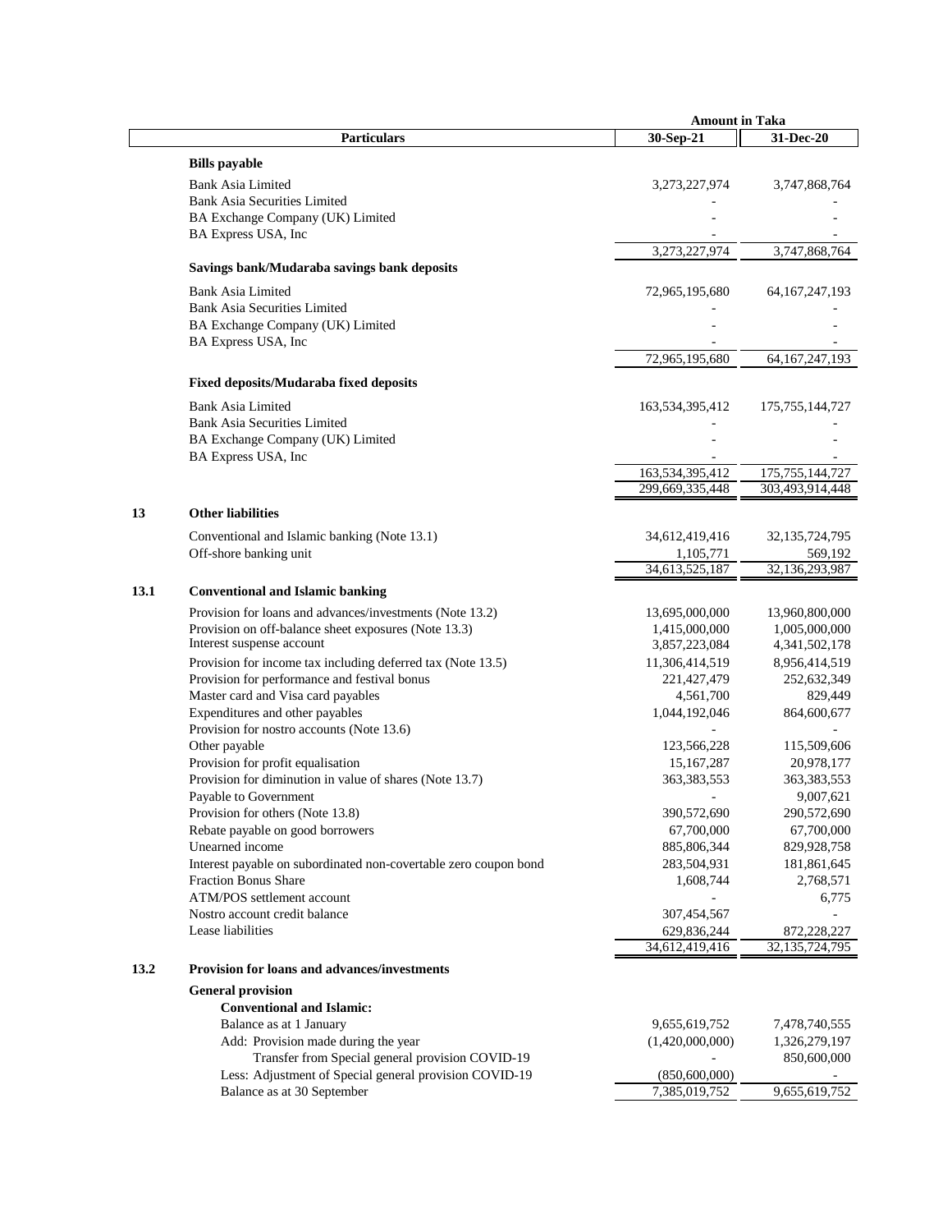| | Particulars | Amount in Taka 30-Sep-21 | Amount in Taka 31-Dec-20 |
|---|---|---|---|
| | **Bills payable** | | |
| | Bank Asia Limited | 3,273,227,974 | 3,747,868,764 |
| | Bank Asia Securities Limited | - | - |
| | BA Exchange Company (UK) Limited | - | - |
| | BA Express USA, Inc | - | - |
| | | 3,273,227,974 | 3,747,868,764 |
| | **Savings bank/Mudaraba savings bank deposits** | | |
| | Bank Asia Limited | 72,965,195,680 | 64,167,247,193 |
| | Bank Asia Securities Limited | - | - |
| | BA Exchange Company (UK) Limited | - | - |
| | BA Express USA, Inc | - | - |
| | | 72,965,195,680 | 64,167,247,193 |
| | **Fixed deposits/Mudaraba fixed deposits** | | |
| | Bank Asia Limited | 163,534,395,412 | 175,755,144,727 |
| | Bank Asia Securities Limited | - | - |
| | BA Exchange Company (UK) Limited | - | - |
| | BA Express USA, Inc | - | - |
| | | 163,534,395,412 | 175,755,144,727 |
| | | 299,669,335,448 | 303,493,914,448 |
| **13** | **Other liabilities** | | |
| | Conventional and Islamic banking (Note 13.1) | 34,612,419,416 | 32,135,724,795 |
| | Off-shore banking unit | 1,105,771 | 569,192 |
| | | 34,613,525,187 | 32,136,293,987 |
| **13.1** | **Conventional and Islamic banking** | | |
| | Provision for loans and advances/investments (Note 13.2) | 13,695,000,000 | 13,960,800,000 |
| | Provision on off-balance sheet exposures (Note 13.3) | 1,415,000,000 | 1,005,000,000 |
| | Interest suspense account | 3,857,223,084 | 4,341,502,178 |
| | Provision for income tax including deferred tax (Note 13.5) | 11,306,414,519 | 8,956,414,519 |
| | Provision for performance and festival bonus | 221,427,479 | 252,632,349 |
| | Master card and Visa card payables | 4,561,700 | 829,449 |
| | Expenditures and other payables | 1,044,192,046 | 864,600,677 |
| | Provision for nostro accounts (Note 13.6) | - | - |
| | Other payable | 123,566,228 | 115,509,606 |
| | Provision for profit equalisation | 15,167,287 | 20,978,177 |
| | Provision for diminution in value of shares (Note 13.7) | 363,383,553 | 363,383,553 |
| | Payable to Government | - | 9,007,621 |
| | Provision for others (Note 13.8) | 390,572,690 | 290,572,690 |
| | Rebate payable on good borrowers | 67,700,000 | 67,700,000 |
| | Unearned income | 885,806,344 | 829,928,758 |
| | Interest payable on subordinated non-covertable zero coupon bond | 283,504,931 | 181,861,645 |
| | Fraction Bonus Share | 1,608,744 | 2,768,571 |
| | ATM/POS settlement account | - | 6,775 |
| | Nostro account credit balance | 307,454,567 | - |
| | Lease liabilities | 629,836,244 | 872,228,227 |
| | | 34,612,419,416 | 32,135,724,795 |
| **13.2** | **Provision for loans and advances/investments** | | |
| | **General provision** | | |
| | **Conventional and Islamic:** | | |
| | Balance as at 1 January | 9,655,619,752 | 7,478,740,555 |
| | Add: Provision made during the year | (1,420,000,000) | 1,326,279,197 |
| | Transfer from Special general provision COVID-19 | - | 850,600,000 |
| | Less: Adjustment of Special general provision COVID-19 | (850,600,000) | - |
| | Balance as at 30 September | 7,385,019,752 | 9,655,619,752 |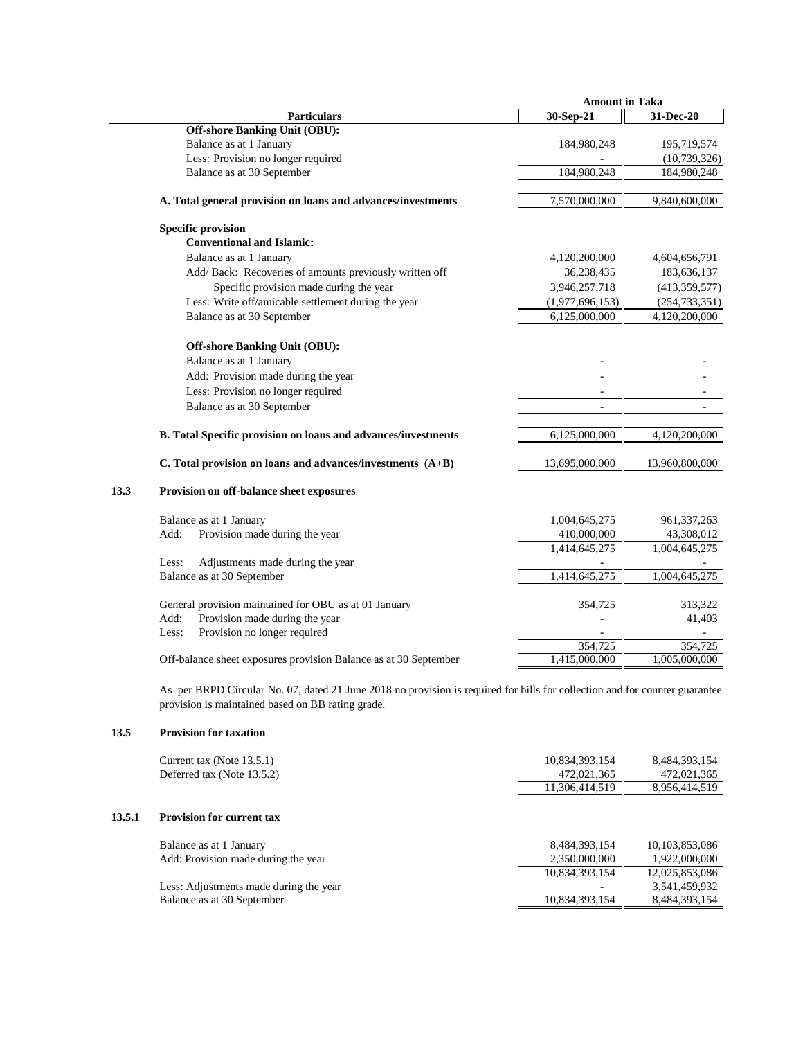| Particulars | 30-Sep-21 | 31-Dec-20 |
|---|---|---|
| | **Amount in Taka** | |
| **Off-shore Banking Unit (OBU):** | | |
| Balance as at 1 January | 184,980,248 | 195,719,574 |
| Less: Provision no longer required | - | (10,739,326) |
| Balance as at 30 September | 184,980,248 | 184,980,248 |
| **A. Total general provision on loans and advances/investments** | 7,570,000,000 | 9,840,600,000 |
| **Specific provision** | | |
| **Conventional and Islamic:** | | |
| Balance as at 1 January | 4,120,200,000 | 4,604,656,791 |
| Add/ Back: Recoveries of amounts previously written off | 36,238,435 | 183,636,137 |
| Specific provision made during the year | 3,946,257,718 | (413,359,577) |
| Less: Write off/amicable settlement during the year | (1,977,696,153) | (254,733,351) |
| Balance as at 30 September | 6,125,000,000 | 4,120,200,000 |
| **Off-shore Banking Unit (OBU):** | | |
| Balance as at 1 January | - | - |
| Add: Provision made during the year | - | - |
| Less: Provision no longer required | - | - |
| Balance as at 30 September | - | - |
| **B. Total Specific provision on loans and advances/investments** | 6,125,000,000 | 4,120,200,000 |
| **C. Total provision on loans and advances/investments (A+B)** | 13,695,000,000 | 13,960,800,000 |

### 13.3 Provision on off-balance sheet exposures

| Particulars | 30-Sep-21 | 31-Dec-20 |
|---|---|---|
| Balance as at 1 January | 1,004,645,275 | 961,337,263 |
| Add: Provision made during the year | 410,000,000 | 43,308,012 |
| | 1,414,645,275 | 1,004,645,275 |
| Less: Adjustments made during the year | - | - |
| Balance as at 30 September | 1,414,645,275 | 1,004,645,275 |
| General provision maintained for OBU as at 01 January | 354,725 | 313,322 |
| Add: Provision made during the year | - | 41,403 |
| Less: Provision no longer required | - | - |
| | 354,725 | 354,725 |
| Off-balance sheet exposures provision Balance as at 30 September | 1,415,000,000 | 1,005,000,000 |

As per BRPD Circular No. 07, dated 21 June 2018 no provision is required for bills for collection and for counter guarantee provision is maintained based on BB rating grade.

### 13.5 Provision for taxation

| Particulars | 30-Sep-21 | 31-Dec-20 |
|---|---|---|
| Current tax (Note 13.5.1) | 10,834,393,154 | 8,484,393,154 |
| Deferred tax (Note 13.5.2) | 472,021,365 | 472,021,365 |
| | 11,306,414,519 | 8,956,414,519 |

### 13.5.1 Provision for current tax

| Particulars | 30-Sep-21 | 31-Dec-20 |
|---|---|---|
| Balance as at 1 January | 8,484,393,154 | 10,103,853,086 |
| Add: Provision made during the year | 2,350,000,000 | 1,922,000,000 |
| | 10,834,393,154 | 12,025,853,086 |
| Less: Adjustments made during the year | - | 3,541,459,932 |
| Balance as at 30 September | 10,834,393,154 | 8,484,393,154 |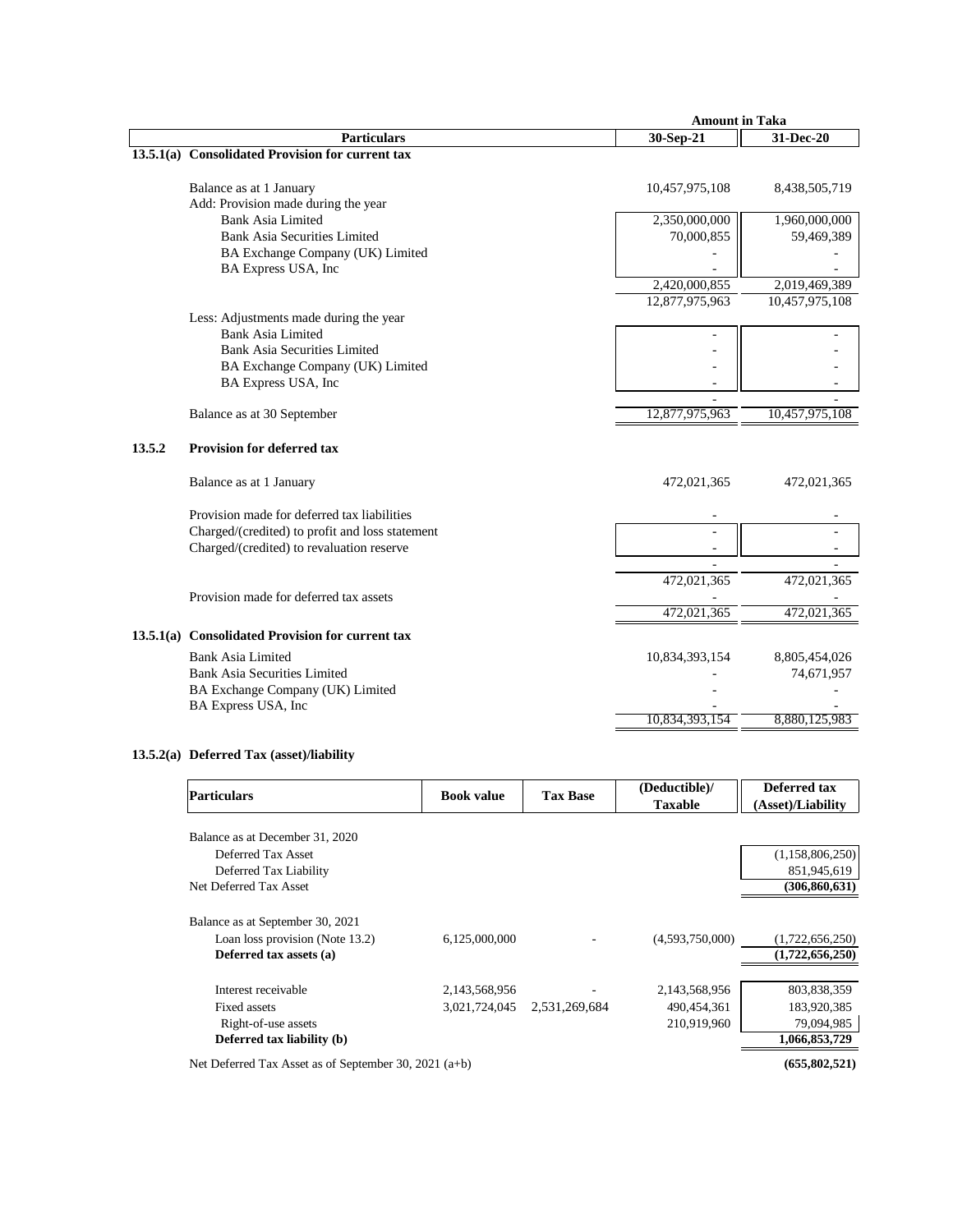| Particulars | Amount in Taka | |
|---|---|---|
| | 30-Sep-21 | 31-Dec-20 |
| **13.5.1(a) Consolidated Provision for current tax** | | |
| Balance as at 1 January | 10,457,975,108 | 8,438,505,719 |
| Add: Provision made during the year | | |
| Bank Asia Limited | 2,350,000,000 | 1,960,000,000 |
| Bank Asia Securities Limited | 70,000,855 | 59,469,389 |
| BA Exchange Company (UK) Limited | - | - |
| BA Express USA, Inc | - | - |
| | 2,420,000,855 | 2,019,469,389 |
| | 12,877,975,963 | 10,457,975,108 |
| Less: Adjustments made during the year | | |
| Bank Asia Limited | - | - |
| Bank Asia Securities Limited | - | - |
| BA Exchange Company (UK) Limited | - | - |
| BA Express USA, Inc | - | - |
| | - | - |
| Balance as at 30 September | 12,877,975,963 | 10,457,975,108 |
| **13.5.2 Provision for deferred tax** | | |
| Balance as at 1 January | 472,021,365 | 472,021,365 |
| Provision made for deferred tax liabilities | - | - |
| Charged/(credited) to profit and loss statement | - | - |
| Charged/(credited) to revaluation reserve | - | - |
| | - | - |
| | 472,021,365 | 472,021,365 |
| Provision made for deferred tax assets | - | - |
| | 472,021,365 | 472,021,365 |
| **13.5.1(a) Consolidated Provision for current tax** | | |
| Bank Asia Limited | 10,834,393,154 | 8,805,454,026 |
| Bank Asia Securities Limited | - | 74,671,957 |
| BA Exchange Company (UK) Limited | - | - |
| BA Express USA, Inc | - | - |
| | 10,834,393,154 | 8,880,125,983 |

### 13.5.2(a) Deferred Tax (asset)/liability

| Particulars | Book value | Tax Base | (Deductible)/ Taxable | Deferred tax (Asset)/Liability |
|---|---|---|---|---|
| Balance as at December 31, 2020 | | | | |
| Deferred Tax Asset | | | | (1,158,806,250) |
| Deferred Tax Liability | | | | 851,945,619 |
| Net Deferred Tax Asset | | | | **(306,860,631)** |
| Balance as at September 30, 2021 | | | | |
| Loan loss provision (Note 13.2) | 6,125,000,000 | - | (4,593,750,000) | (1,722,656,250) |
| **Deferred tax assets (a)** | | | | **(1,722,656,250)** |
| Interest receivable | 2,143,568,956 | - | 2,143,568,956 | 803,838,359 |
| Fixed assets | 3,021,724,045 | 2,531,269,684 | 490,454,361 | 183,920,385 |
| Right-of-use assets | | | 210,919,960 | 79,094,985 |
| **Deferred tax liability (b)** | | | | **1,066,853,729** |
| Net Deferred Tax Asset as of September 30, 2021 (a+b) | | | | **(655,802,521)** |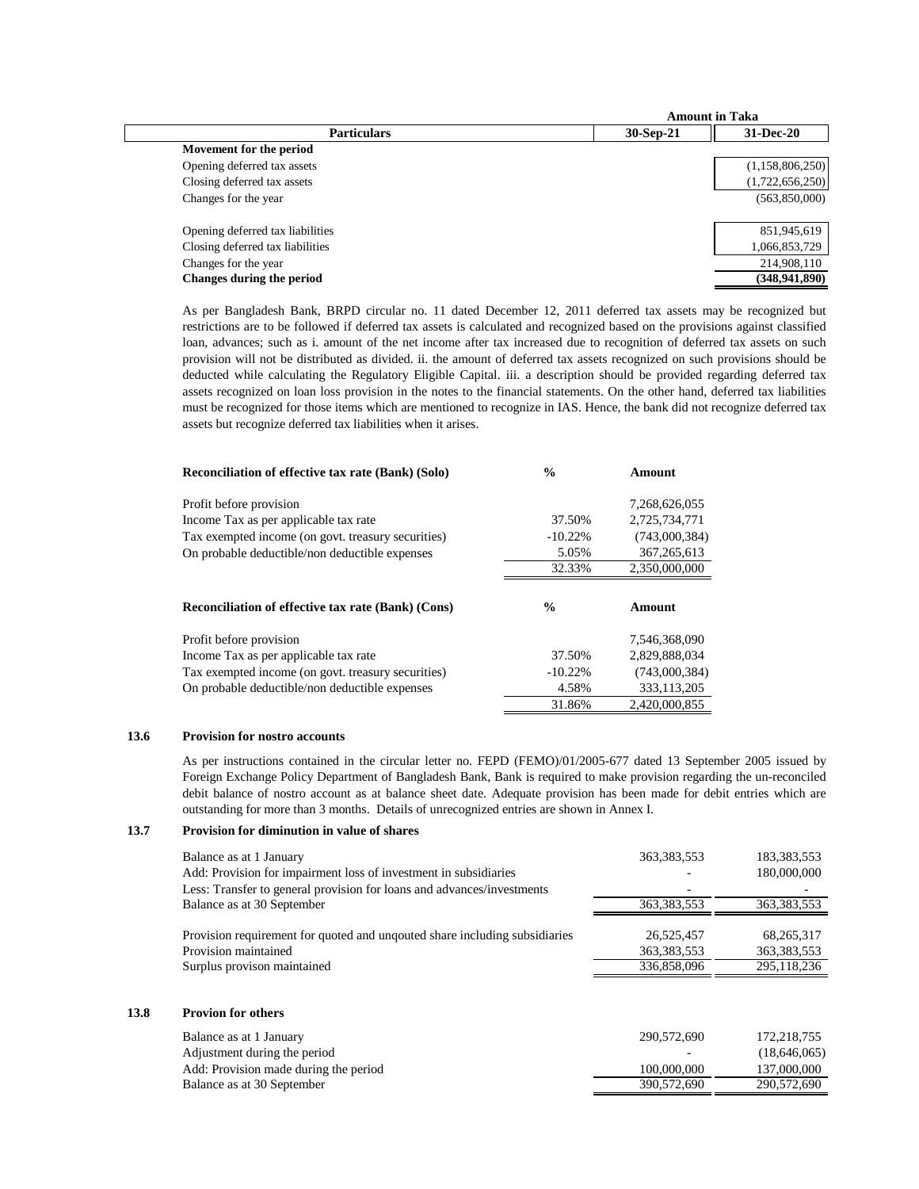| Particulars | Amount in Taka 30-Sep-21 | Amount in Taka 31-Dec-20 |
|---|---|---|
| **Movement for the period** | | |
| Opening deferred tax assets | | (1,158,806,250) |
| Closing deferred tax assets | | (1,722,656,250) |
| Changes for the year | | (563,850,000) |
| | | |
| Opening deferred tax liabilities | | 851,945,619 |
| Closing deferred tax liabilities | | 1,066,853,729 |
| Changes for the year | | 214,908,110 |
| **Changes during the period** | | **(348,941,890)** |

As per Bangladesh Bank, BRPD circular no. 11 dated December 12, 2011 deferred tax assets may be recognized but restrictions are to be followed if deferred tax assets is calculated and recognized based on the provisions against classified loan, advances; such as i. amount of the net income after tax increased due to recognition of deferred tax assets on such provision will not be distributed as divided. ii. the amount of deferred tax assets recognized on such provisions should be deducted while calculating the Regulatory Eligible Capital. iii. a description should be provided regarding deferred tax assets recognized on loan loss provision in the notes to the financial statements. On the other hand, deferred tax liabilities must be recognized for those items which are mentioned to recognize in IAS. Hence, the bank did not recognize deferred tax assets but recognize deferred tax liabilities when it arises.

| **Reconciliation of effective tax rate (Bank) (Solo)** | **%** | **Amount** |
|---|---|---|
| Profit before provision | | 7,268,626,055 |
| Income Tax as per applicable tax rate | 37.50% | 2,725,734,771 |
| Tax exempted income (on govt. treasury securities) | -10.22% | (743,000,384) |
| On probable deductible/non deductible expenses | 5.05% | 367,265,613 |
| | 32.33% | 2,350,000,000 |

| **Reconciliation of effective tax rate (Bank) (Cons)** | **%** | **Amount** |
|---|---|---|
| Profit before provision | | 7,546,368,090 |
| Income Tax as per applicable tax rate | 37.50% | 2,829,888,034 |
| Tax exempted income (on govt. treasury securities) | -10.22% | (743,000,384) |
| On probable deductible/non deductible expenses | 4.58% | 333,113,205 |
| | 31.86% | 2,420,000,855 |

### 13.6 Provision for nostro accounts

As per instructions contained in the circular letter no. FEPD (FEMO)/01/2005-677 dated 13 September 2005 issued by Foreign Exchange Policy Department of Bangladesh Bank, Bank is required to make provision regarding the un-reconciled debit balance of nostro account as at balance sheet date. Adequate provision has been made for debit entries which are outstanding for more than 3 months. Details of unrecognized entries are shown in Annex I.

### 13.7 Provision for diminution in value of shares

| | 30-Sep-21 | 31-Dec-20 |
|---|---|---|
| Balance as at 1 January | 363,383,553 | 183,383,553 |
| Add: Provision for impairment loss of investment in subsidiaries | - | 180,000,000 |
| Less: Transfer to general provision for loans and advances/investments | - | - |
| Balance as at 30 September | 363,383,553 | 363,383,553 |
| | | |
| Provision requirement for quoted and unqouted share including subsidiaries | 26,525,457 | 68,265,317 |
| Provision maintained | 363,383,553 | 363,383,553 |
| Surplus provison maintained | 336,858,096 | 295,118,236 |

### 13.8 Provion for others

| | 30-Sep-21 | 31-Dec-20 |
|---|---|---|
| Balance as at 1 January | 290,572,690 | 172,218,755 |
| Adjustment during the period | - | (18,646,065) |
| Add: Provision made during the period | 100,000,000 | 137,000,000 |
| Balance as at 30 September | 390,572,690 | 290,572,690 |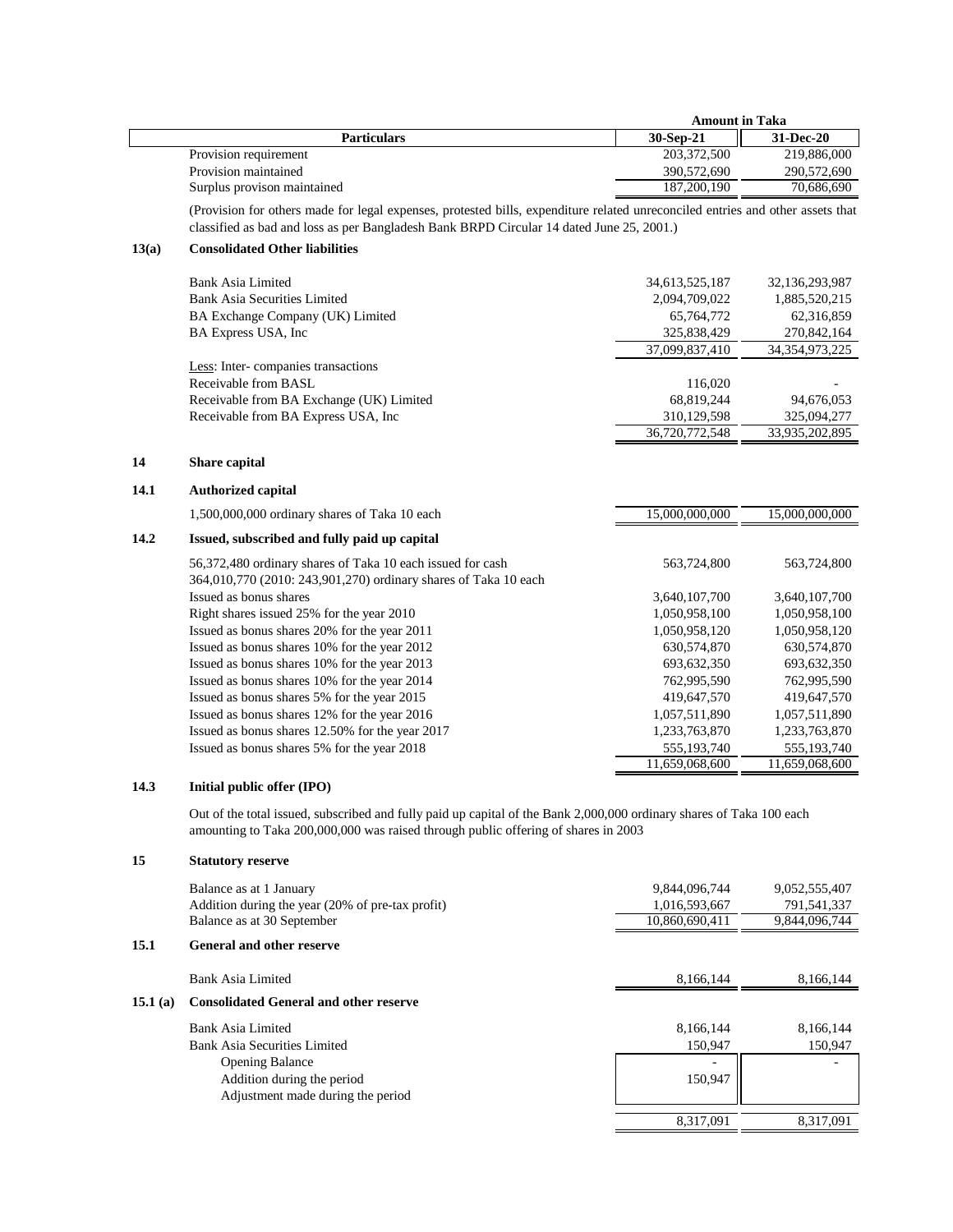| Particulars | Amount in Taka 30-Sep-21 | 31-Dec-20 |
|---|---|---|
| Provision requirement | 203,372,500 | 219,886,000 |
| Provision maintained | 390,572,690 | 290,572,690 |
| Surplus provison maintained | 187,200,190 | 70,686,690 |

(Provision for others made for legal expenses, protested bills, expenditure related unreconciled entries and other assets that classified as bad and loss as per Bangladesh Bank BRPD Circular 14 dated June 25, 2001.)

## 13(a) Consolidated Other liabilities

| Particulars | 30-Sep-21 | 31-Dec-20 |
|---|---|---|
| Bank Asia Limited | 34,613,525,187 | 32,136,293,987 |
| Bank Asia Securities Limited | 2,094,709,022 | 1,885,520,215 |
| BA Exchange Company (UK) Limited | 65,764,772 | 62,316,859 |
| BA Express USA, Inc | 325,838,429 | 270,842,164 |
| | 37,099,837,410 | 34,354,973,225 |
| Less: Inter- companies transactions | | |
| Receivable from BASL | 116,020 | - |
| Receivable from BA Exchange (UK) Limited | 68,819,244 | 94,676,053 |
| Receivable from BA Express USA, Inc | 310,129,598 | 325,094,277 |
| | 36,720,772,548 | 33,935,202,895 |

## 14 Share capital

### 14.1 Authorized capital

| Particulars | 30-Sep-21 | 31-Dec-20 |
|---|---|---|
| 1,500,000,000 ordinary shares of Taka 10 each | 15,000,000,000 | 15,000,000,000 |

### 14.2 Issued, subscribed and fully paid up capital

| Particulars | 30-Sep-21 | 31-Dec-20 |
|---|---|---|
| 56,372,480 ordinary shares of Taka 10 each issued for cash | 563,724,800 | 563,724,800 |
| 364,010,770 (2010: 243,901,270) ordinary shares of Taka 10 each | | |
| Issued as bonus shares | 3,640,107,700 | 3,640,107,700 |
| Right shares issued 25% for the year 2010 | 1,050,958,100 | 1,050,958,100 |
| Issued as bonus shares 20% for the year 2011 | 1,050,958,120 | 1,050,958,120 |
| Issued as bonus shares 10% for the year 2012 | 630,574,870 | 630,574,870 |
| Issued as bonus shares 10% for the year 2013 | 693,632,350 | 693,632,350 |
| Issued as bonus shares 10% for the year 2014 | 762,995,590 | 762,995,590 |
| Issued as bonus shares 5% for the year 2015 | 419,647,570 | 419,647,570 |
| Issued as bonus shares 12% for the year 2016 | 1,057,511,890 | 1,057,511,890 |
| Issued as bonus shares 12.50% for the year 2017 | 1,233,763,870 | 1,233,763,870 |
| Issued as bonus shares 5% for the year 2018 | 555,193,740 | 555,193,740 |
| | 11,659,068,600 | 11,659,068,600 |

### 14.3 Initial public offer (IPO)

Out of the total issued, subscribed and fully paid up capital of the Bank 2,000,000 ordinary shares of Taka 100 each amounting to Taka 200,000,000 was raised through public offering of shares in 2003

## 15 Statutory reserve

| Particulars | 30-Sep-21 | 31-Dec-20 |
|---|---|---|
| Balance as at 1 January | 9,844,096,744 | 9,052,555,407 |
| Addition during the year (20% of pre-tax profit) | 1,016,593,667 | 791,541,337 |
| Balance as at 30 September | 10,860,690,411 | 9,844,096,744 |

### 15.1 General and other reserve

| Particulars | 30-Sep-21 | 31-Dec-20 |
|---|---|---|
| Bank Asia Limited | 8,166,144 | 8,166,144 |

### 15.1 (a) Consolidated General and other reserve

| Particulars | 30-Sep-21 | 31-Dec-20 |
|---|---|---|
| Bank Asia Limited | 8,166,144 | 8,166,144 |
| Bank Asia Securities Limited | 150,947 | 150,947 |
| Opening Balance | - | - |
| Addition during the period | 150,947 | |
| Adjustment made during the period | | |
| | 8,317,091 | 8,317,091 |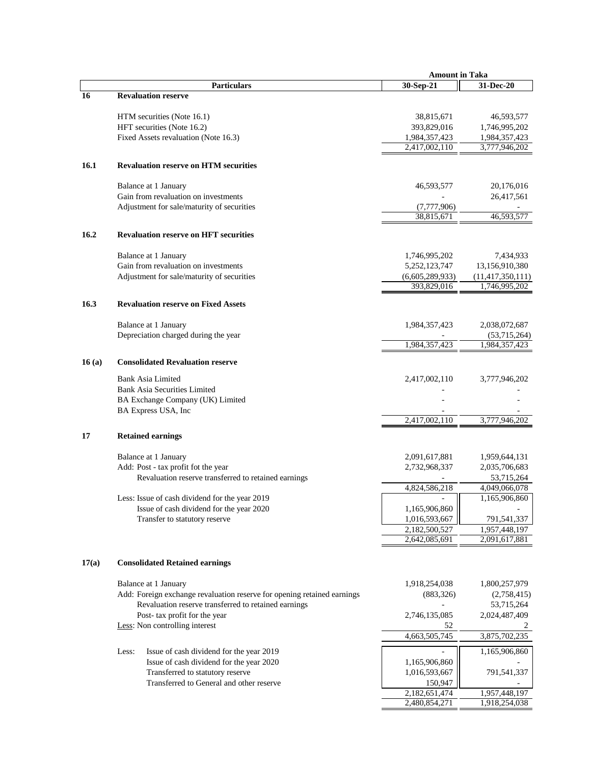| | Particulars | Amount in Taka 30-Sep-21 | 31-Dec-20 |
|---|---|---|---|
| **16** | **Revaluation reserve** | | |
| | HTM securities (Note 16.1) | 38,815,671 | 46,593,577 |
| | HFT securities (Note 16.2) | 393,829,016 | 1,746,995,202 |
| | Fixed Assets revaluation (Note 16.3) | 1,984,357,423 | 1,984,357,423 |
| | | 2,417,002,110 | 3,777,946,202 |
| **16.1** | **Revaluation reserve on HTM securities** | | |
| | Balance at 1 January | 46,593,577 | 20,176,016 |
| | Gain from revaluation on investments | - | 26,417,561 |
| | Adjustment for sale/maturity of securities | (7,777,906) | - |
| | | 38,815,671 | 46,593,577 |
| **16.2** | **Revaluation reserve on HFT securities** | | |
| | Balance at 1 January | 1,746,995,202 | 7,434,933 |
| | Gain from revaluation on investments | 5,252,123,747 | 13,156,910,380 |
| | Adjustment for sale/maturity of securities | (6,605,289,933) | (11,417,350,111) |
| | | 393,829,016 | 1,746,995,202 |
| **16.3** | **Revaluation reserve on Fixed Assets** | | |
| | Balance at 1 January | 1,984,357,423 | 2,038,072,687 |
| | Depreciation charged during the year | - | (53,715,264) |
| | | 1,984,357,423 | 1,984,357,423 |
| **16 (a)** | **Consolidated Revaluation reserve** | | |
| | Bank Asia Limited | 2,417,002,110 | 3,777,946,202 |
| | Bank Asia Securities Limited | - | - |
| | BA Exchange Company (UK) Limited | - | - |
| | BA Express USA, Inc | - | - |
| | | 2,417,002,110 | 3,777,946,202 |
| **17** | **Retained earnings** | | |
| | Balance at 1 January | 2,091,617,881 | 1,959,644,131 |
| | Add: Post - tax profit fot the year | 2,732,968,337 | 2,035,706,683 |
| | Revaluation reserve transferred to retained earnings | - | 53,715,264 |
| | | 4,824,586,218 | 4,049,066,078 |
| | Less: Issue of cash dividend for the year 2019 | - | 1,165,906,860 |
| | Issue of cash dividend for the year 2020 | 1,165,906,860 | - |
| | Transfer to statutory reserve | 1,016,593,667 | 791,541,337 |
| | | 2,182,500,527 | 1,957,448,197 |
| | | 2,642,085,691 | 2,091,617,881 |
| **17(a)** | **Consolidated Retained earnings** | | |
| | Balance at 1 January | 1,918,254,038 | 1,800,257,979 |
| | Add: Foreign exchange revaluation reserve for opening retained earnings | (883,326) | (2,758,415) |
| | Revaluation reserve transferred to retained earnings | - | 53,715,264 |
| | Post- tax profit for the year | 2,746,135,085 | 2,024,487,409 |
| | Less: Non controlling interest | 52 | 2 |
| | | 4,663,505,745 | 3,875,702,235 |
| | Less: Issue of cash dividend for the year 2019 | - | 1,165,906,860 |
| | Issue of cash dividend for the year 2020 | 1,165,906,860 | - |
| | Transferred to statutory reserve | 1,016,593,667 | 791,541,337 |
| | Transferred to General and other reserve | 150,947 | - |
| | | 2,182,651,474 | 1,957,448,197 |
| | | 2,480,854,271 | 1,918,254,038 |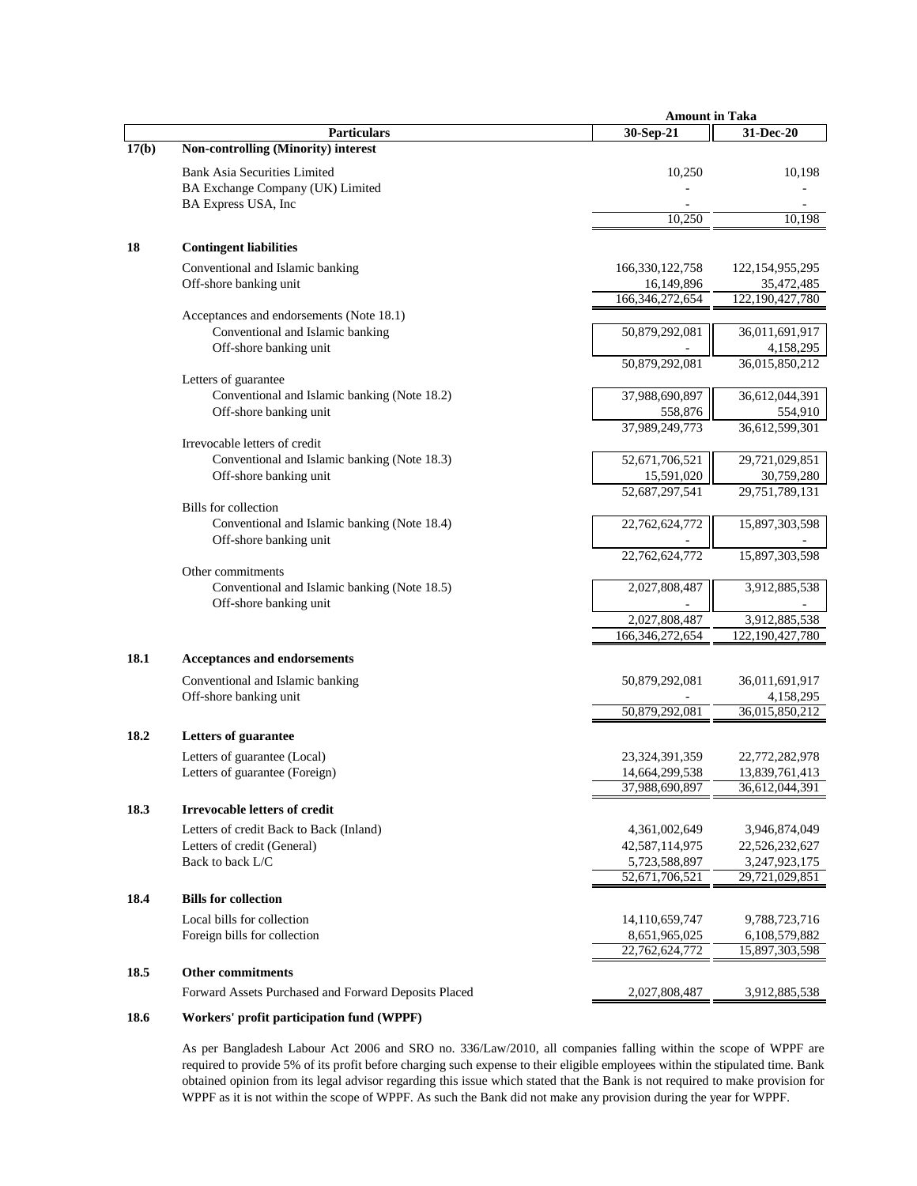| | Particulars | Amount in Taka 30-Sep-21 | Amount in Taka 31-Dec-20 |
|---|---|---|---|
| **17(b)** | **Non-controlling (Minority) interest** | | |
| | Bank Asia Securities Limited | 10,250 | 10,198 |
| | BA Exchange Company (UK) Limited | - | - |
| | BA Express USA, Inc | - | - |
| | | 10,250 | 10,198 |
| **18** | **Contingent liabilities** | | |
| | Conventional and Islamic banking | 166,330,122,758 | 122,154,955,295 |
| | Off-shore banking unit | 16,149,896 | 35,472,485 |
| | | 166,346,272,654 | 122,190,427,780 |
| | Acceptances and endorsements (Note 18.1) | | |
| | Conventional and Islamic banking | 50,879,292,081 | 36,011,691,917 |
| | Off-shore banking unit | - | 4,158,295 |
| | | 50,879,292,081 | 36,015,850,212 |
| | Letters of guarantee | | |
| | Conventional and Islamic banking (Note 18.2) | 37,988,690,897 | 36,612,044,391 |
| | Off-shore banking unit | 558,876 | 554,910 |
| | | 37,989,249,773 | 36,612,599,301 |
| | Irrevocable letters of credit | | |
| | Conventional and Islamic banking (Note 18.3) | 52,671,706,521 | 29,721,029,851 |
| | Off-shore banking unit | 15,591,020 | 30,759,280 |
| | | 52,687,297,541 | 29,751,789,131 |
| | Bills for collection | | |
| | Conventional and Islamic banking (Note 18.4) | 22,762,624,772 | 15,897,303,598 |
| | Off-shore banking unit | - | - |
| | | 22,762,624,772 | 15,897,303,598 |
| | Other commitments | | |
| | Conventional and Islamic banking (Note 18.5) | 2,027,808,487 | 3,912,885,538 |
| | Off-shore banking unit | - | - |
| | | 2,027,808,487 | 3,912,885,538 |
| | | 166,346,272,654 | 122,190,427,780 |
| **18.1** | **Acceptances and endorsements** | | |
| | Conventional and Islamic banking | 50,879,292,081 | 36,011,691,917 |
| | Off-shore banking unit | - | 4,158,295 |
| | | 50,879,292,081 | 36,015,850,212 |
| **18.2** | **Letters of guarantee** | | |
| | Letters of guarantee (Local) | 23,324,391,359 | 22,772,282,978 |
| | Letters of guarantee (Foreign) | 14,664,299,538 | 13,839,761,413 |
| | | 37,988,690,897 | 36,612,044,391 |
| **18.3** | **Irrevocable letters of credit** | | |
| | Letters of credit Back to Back (Inland) | 4,361,002,649 | 3,946,874,049 |
| | Letters of credit (General) | 42,587,114,975 | 22,526,232,627 |
| | Back to back L/C | 5,723,588,897 | 3,247,923,175 |
| | | 52,671,706,521 | 29,721,029,851 |
| **18.4** | **Bills for collection** | | |
| | Local bills for collection | 14,110,659,747 | 9,788,723,716 |
| | Foreign bills for collection | 8,651,965,025 | 6,108,579,882 |
| | | 22,762,624,772 | 15,897,303,598 |
| **18.5** | **Other commitments** | | |
| | Forward Assets Purchased and Forward Deposits Placed | 2,027,808,487 | 3,912,885,538 |

**18.6 Workers' profit participation fund (WPPF)**

As per Bangladesh Labour Act 2006 and SRO no. 336/Law/2010, all companies falling within the scope of WPPF are required to provide 5% of its profit before charging such expense to their eligible employees within the stipulated time. Bank obtained opinion from its legal advisor regarding this issue which stated that the Bank is not required to make provision for WPPF as it is not within the scope of WPPF. As such the Bank did not make any provision during the year for WPPF.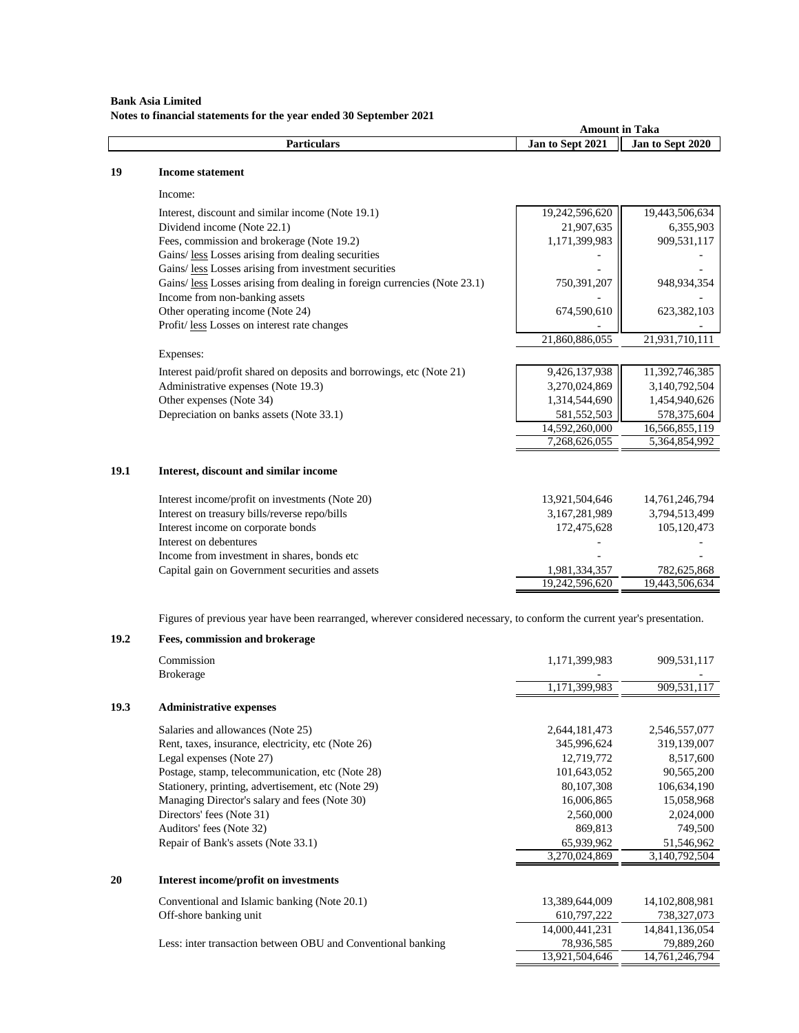**Bank Asia Limited**
**Notes to financial statements for the year ended 30 September 2021**

| | Particulars | Amount in Taka | |
|---|---|---|---|
| | | Jan to Sept 2021 | Jan to Sept 2020 |
| **19** | **Income statement** | | |
| | Income: | | |
| | Interest, discount and similar income (Note 19.1) | 19,242,596,620 | 19,443,506,634 |
| | Dividend income (Note 22.1) | 21,907,635 | 6,355,903 |
| | Fees, commission and brokerage (Note 19.2) | 1,171,399,983 | 909,531,117 |
| | Gains/ less Losses arising from dealing securities | - | - |
| | Gains/ less Losses arising from investment securities | - | - |
| | Gains/ less Losses arising from dealing in foreign currencies (Note 23.1) | 750,391,207 | 948,934,354 |
| | Income from non-banking assets | - | - |
| | Other operating income (Note 24) | 674,590,610 | 623,382,103 |
| | Profit/ less Losses on interest rate changes | - | - |
| | | 21,860,886,055 | 21,931,710,111 |
| | Expenses: | | |
| | Interest paid/profit shared on deposits and borrowings, etc (Note 21) | 9,426,137,938 | 11,392,746,385 |
| | Administrative expenses (Note 19.3) | 3,270,024,869 | 3,140,792,504 |
| | Other expenses (Note 34) | 1,314,544,690 | 1,454,940,626 |
| | Depreciation on banks assets (Note 33.1) | 581,552,503 | 578,375,604 |
| | | 14,592,260,000 | 16,566,855,119 |
| | | 7,268,626,055 | 5,364,854,992 |
| **19.1** | **Interest, discount and similar income** | | |
| | Interest income/profit on investments (Note 20) | 13,921,504,646 | 14,761,246,794 |
| | Interest on treasury bills/reverse repo/bills | 3,167,281,989 | 3,794,513,499 |
| | Interest income on corporate bonds | 172,475,628 | 105,120,473 |
| | Interest on debentures | - | - |
| | Income from investment in shares, bonds etc | - | - |
| | Capital gain on Government securities and assets | 1,981,334,357 | 782,625,868 |
| | | 19,242,596,620 | 19,443,506,634 |

Figures of previous year have been rearranged, wherever considered necessary, to conform the current year's presentation.

| | Particulars | Jan to Sept 2021 | Jan to Sept 2020 |
|---|---|---|---|
| **19.2** | **Fees, commission and brokerage** | | |
| | Commission | 1,171,399,983 | 909,531,117 |
| | Brokerage | - | - |
| | | 1,171,399,983 | 909,531,117 |
| **19.3** | **Administrative expenses** | | |
| | Salaries and allowances (Note 25) | 2,644,181,473 | 2,546,557,077 |
| | Rent, taxes, insurance, electricity, etc (Note 26) | 345,996,624 | 319,139,007 |
| | Legal expenses (Note 27) | 12,719,772 | 8,517,600 |
| | Postage, stamp, telecommunication, etc (Note 28) | 101,643,052 | 90,565,200 |
| | Stationery, printing, advertisement, etc (Note 29) | 80,107,308 | 106,634,190 |
| | Managing Director's salary and fees (Note 30) | 16,006,865 | 15,058,968 |
| | Directors' fees (Note 31) | 2,560,000 | 2,024,000 |
| | Auditors' fees (Note 32) | 869,813 | 749,500 |
| | Repair of Bank's assets (Note 33.1) | 65,939,962 | 51,546,962 |
| | | 3,270,024,869 | 3,140,792,504 |
| **20** | **Interest income/profit on investments** | | |
| | Conventional and Islamic banking (Note 20.1) | 13,389,644,009 | 14,102,808,981 |
| | Off-shore banking unit | 610,797,222 | 738,327,073 |
| | | 14,000,441,231 | 14,841,136,054 |
| | Less: inter transaction between OBU and Conventional banking | 78,936,585 | 79,889,260 |
| | | 13,921,504,646 | 14,761,246,794 |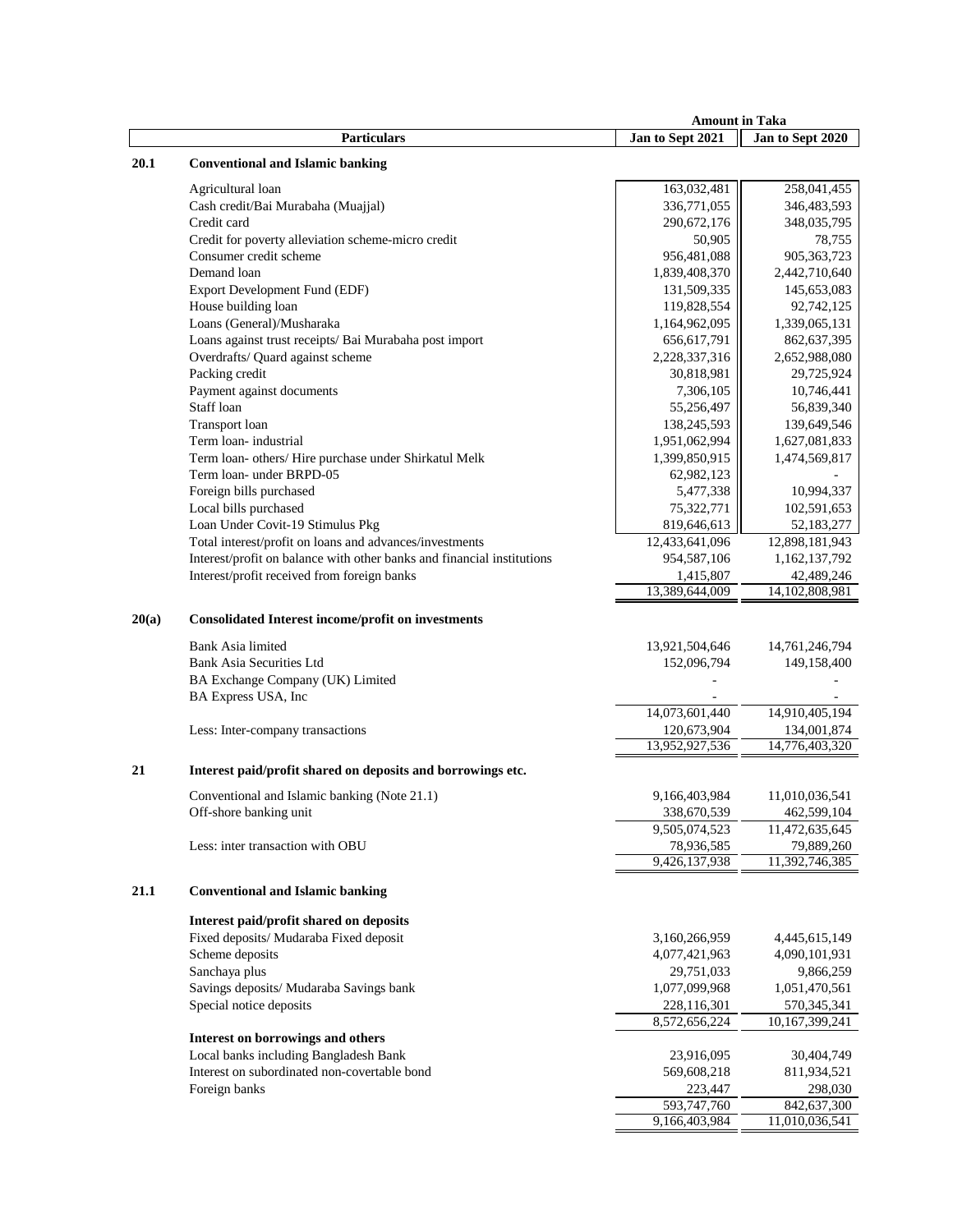| | Particulars | Amount in Taka | |
|---|---|---|---|
| | | Jan to Sept 2021 | Jan to Sept 2020 |
| **20.1** | **Conventional and Islamic banking** | | |
| | Agricultural loan | 163,032,481 | 258,041,455 |
| | Cash credit/Bai Murabaha (Muajjal) | 336,771,055 | 346,483,593 |
| | Credit card | 290,672,176 | 348,035,795 |
| | Credit for poverty alleviation scheme-micro credit | 50,905 | 78,755 |
| | Consumer credit scheme | 956,481,088 | 905,363,723 |
| | Demand loan | 1,839,408,370 | 2,442,710,640 |
| | Export Development Fund (EDF) | 131,509,335 | 145,653,083 |
| | House building loan | 119,828,554 | 92,742,125 |
| | Loans (General)/Musharaka | 1,164,962,095 | 1,339,065,131 |
| | Loans against trust receipts/ Bai Murabaha post import | 656,617,791 | 862,637,395 |
| | Overdrafts/ Quard against scheme | 2,228,337,316 | 2,652,988,080 |
| | Packing credit | 30,818,981 | 29,725,924 |
| | Payment against documents | 7,306,105 | 10,746,441 |
| | Staff loan | 55,256,497 | 56,839,340 |
| | Transport loan | 138,245,593 | 139,649,546 |
| | Term loan- industrial | 1,951,062,994 | 1,627,081,833 |
| | Term loan- others/ Hire purchase under Shirkatul Melk | 1,399,850,915 | 1,474,569,817 |
| | Term loan- under BRPD-05 | 62,982,123 | - |
| | Foreign bills purchased | 5,477,338 | 10,994,337 |
| | Local bills purchased | 75,322,771 | 102,591,653 |
| | Loan Under Covit-19 Stimulus Pkg | 819,646,613 | 52,183,277 |
| | Total interest/profit on loans and advances/investments | 12,433,641,096 | 12,898,181,943 |
| | Interest/profit on balance with other banks and financial institutions | 954,587,106 | 1,162,137,792 |
| | Interest/profit received from foreign banks | 1,415,807 | 42,489,246 |
| | | 13,389,644,009 | 14,102,808,981 |
| **20(a)** | **Consolidated Interest income/profit on investments** | | |
| | Bank Asia limited | 13,921,504,646 | 14,761,246,794 |
| | Bank Asia Securities Ltd | 152,096,794 | 149,158,400 |
| | BA Exchange Company (UK) Limited | - | - |
| | BA Express USA, Inc | - | - |
| | | 14,073,601,440 | 14,910,405,194 |
| | Less: Inter-company transactions | 120,673,904 | 134,001,874 |
| | | 13,952,927,536 | 14,776,403,320 |
| **21** | **Interest paid/profit shared on deposits and borrowings etc.** | | |
| | Conventional and Islamic banking (Note 21.1) | 9,166,403,984 | 11,010,036,541 |
| | Off-shore banking unit | 338,670,539 | 462,599,104 |
| | | 9,505,074,523 | 11,472,635,645 |
| | Less: inter transaction with OBU | 78,936,585 | 79,889,260 |
| | | 9,426,137,938 | 11,392,746,385 |
| **21.1** | **Conventional and Islamic banking** | | |
| | **Interest paid/profit shared on deposits** | | |
| | Fixed deposits/ Mudaraba Fixed deposit | 3,160,266,959 | 4,445,615,149 |
| | Scheme deposits | 4,077,421,963 | 4,090,101,931 |
| | Sanchaya plus | 29,751,033 | 9,866,259 |
| | Savings deposits/ Mudaraba Savings bank | 1,077,099,968 | 1,051,470,561 |
| | Special notice deposits | 228,116,301 | 570,345,341 |
| | | 8,572,656,224 | 10,167,399,241 |
| | **Interest on borrowings and others** | | |
| | Local banks including Bangladesh Bank | 23,916,095 | 30,404,749 |
| | Interest on subordinated non-covertable bond | 569,608,218 | 811,934,521 |
| | Foreign banks | 223,447 | 298,030 |
| | | 593,747,760 | 842,637,300 |
| | | 9,166,403,984 | 11,010,036,541 |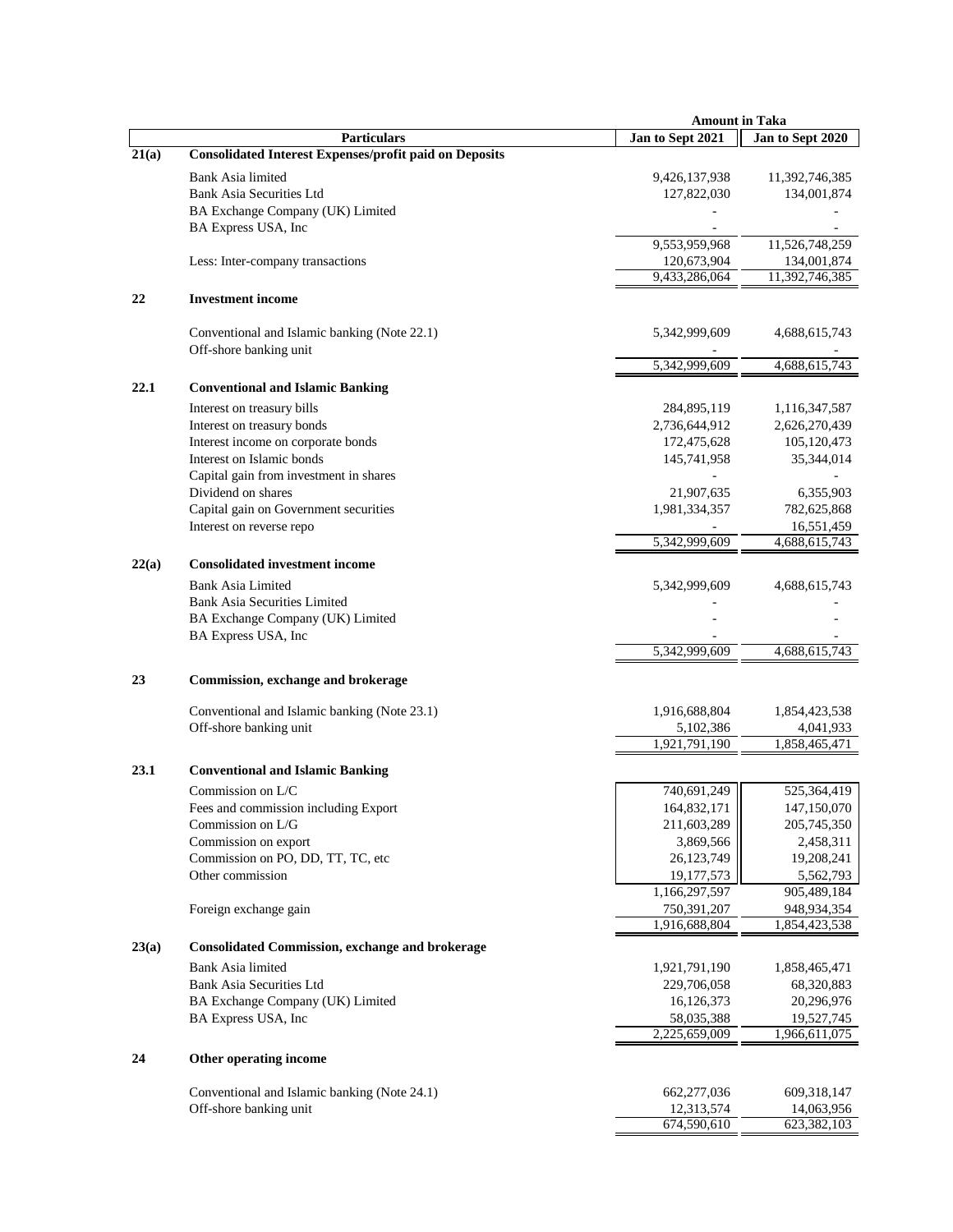| | Particulars | Amount in Taka Jan to Sept 2021 | Jan to Sept 2020 |
|---|---|---|---|
| **21(a)** | **Consolidated Interest Expenses/profit paid on Deposits** | | |
| | Bank Asia limited | 9,426,137,938 | 11,392,746,385 |
| | Bank Asia Securities Ltd | 127,822,030 | 134,001,874 |
| | BA Exchange Company (UK) Limited | - | - |
| | BA Express USA, Inc | - | - |
| | | 9,553,959,968 | 11,526,748,259 |
| | Less: Inter-company transactions | 120,673,904 | 134,001,874 |
| | | 9,433,286,064 | 11,392,746,385 |
| **22** | **Investment income** | | |
| | Conventional and Islamic banking (Note 22.1) | 5,342,999,609 | 4,688,615,743 |
| | Off-shore banking unit | - | - |
| | | 5,342,999,609 | 4,688,615,743 |
| **22.1** | **Conventional and Islamic Banking** | | |
| | Interest on treasury bills | 284,895,119 | 1,116,347,587 |
| | Interest on treasury bonds | 2,736,644,912 | 2,626,270,439 |
| | Interest income on corporate bonds | 172,475,628 | 105,120,473 |
| | Interest on Islamic bonds | 145,741,958 | 35,344,014 |
| | Capital gain from investment in shares | - | - |
| | Dividend on shares | 21,907,635 | 6,355,903 |
| | Capital gain on Government securities | 1,981,334,357 | 782,625,868 |
| | Interest on reverse repo | - | 16,551,459 |
| | | 5,342,999,609 | 4,688,615,743 |
| **22(a)** | **Consolidated investment income** | | |
| | Bank Asia Limited | 5,342,999,609 | 4,688,615,743 |
| | Bank Asia Securities Limited | - | - |
| | BA Exchange Company (UK) Limited | - | - |
| | BA Express USA, Inc | - | - |
| | | 5,342,999,609 | 4,688,615,743 |
| **23** | **Commission, exchange and brokerage** | | |
| | Conventional and Islamic banking (Note 23.1) | 1,916,688,804 | 1,854,423,538 |
| | Off-shore banking unit | 5,102,386 | 4,041,933 |
| | | 1,921,791,190 | 1,858,465,471 |
| **23.1** | **Conventional and Islamic Banking** | | |
| | Commission on L/C | 740,691,249 | 525,364,419 |
| | Fees and commission including Export | 164,832,171 | 147,150,070 |
| | Commission on L/G | 211,603,289 | 205,745,350 |
| | Commission on export | 3,869,566 | 2,458,311 |
| | Commission on PO, DD, TT, TC, etc | 26,123,749 | 19,208,241 |
| | Other commission | 19,177,573 | 5,562,793 |
| | | 1,166,297,597 | 905,489,184 |
| | Foreign exchange gain | 750,391,207 | 948,934,354 |
| | | 1,916,688,804 | 1,854,423,538 |
| **23(a)** | **Consolidated Commission, exchange and brokerage** | | |
| | Bank Asia limited | 1,921,791,190 | 1,858,465,471 |
| | Bank Asia Securities Ltd | 229,706,058 | 68,320,883 |
| | BA Exchange Company (UK) Limited | 16,126,373 | 20,296,976 |
| | BA Express USA, Inc | 58,035,388 | 19,527,745 |
| | | 2,225,659,009 | 1,966,611,075 |
| **24** | **Other operating income** | | |
| | Conventional and Islamic banking (Note 24.1) | 662,277,036 | 609,318,147 |
| | Off-shore banking unit | 12,313,574 | 14,063,956 |
| | | 674,590,610 | 623,382,103 |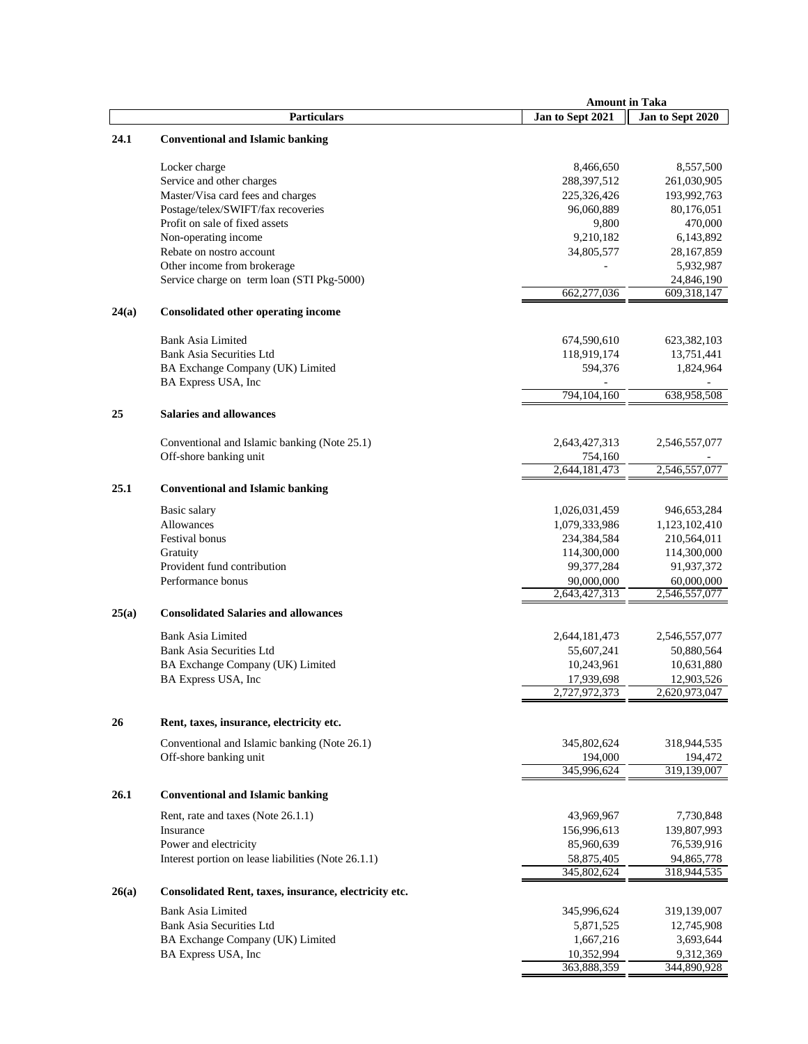| | Particulars | Amount in Taka | |
|---|---|---|---|
| | | Jan to Sept 2021 | Jan to Sept 2020 |
| **24.1** | **Conventional and Islamic banking** | | |
| | Locker charge | 8,466,650 | 8,557,500 |
| | Service and other charges | 288,397,512 | 261,030,905 |
| | Master/Visa card fees and charges | 225,326,426 | 193,992,763 |
| | Postage/telex/SWIFT/fax recoveries | 96,060,889 | 80,176,051 |
| | Profit on sale of fixed assets | 9,800 | 470,000 |
| | Non-operating income | 9,210,182 | 6,143,892 |
| | Rebate on nostro account | 34,805,577 | 28,167,859 |
| | Other income from brokerage | - | 5,932,987 |
| | Service charge on term loan (STI Pkg-5000) | | 24,846,190 |
| | | 662,277,036 | 609,318,147 |
| **24(a)** | **Consolidated other operating income** | | |
| | Bank Asia Limited | 674,590,610 | 623,382,103 |
| | Bank Asia Securities Ltd | 118,919,174 | 13,751,441 |
| | BA Exchange Company (UK) Limited | 594,376 | 1,824,964 |
| | BA Express USA, Inc | - | - |
| | | 794,104,160 | 638,958,508 |
| **25** | **Salaries and allowances** | | |
| | Conventional and Islamic banking (Note 25.1) | 2,643,427,313 | 2,546,557,077 |
| | Off-shore banking unit | 754,160 | - |
| | | 2,644,181,473 | 2,546,557,077 |
| **25.1** | **Conventional and Islamic banking** | | |
| | Basic salary | 1,026,031,459 | 946,653,284 |
| | Allowances | 1,079,333,986 | 1,123,102,410 |
| | Festival bonus | 234,384,584 | 210,564,011 |
| | Gratuity | 114,300,000 | 114,300,000 |
| | Provident fund contribution | 99,377,284 | 91,937,372 |
| | Performance bonus | 90,000,000 | 60,000,000 |
| | | 2,643,427,313 | 2,546,557,077 |
| **25(a)** | **Consolidated Salaries and allowances** | | |
| | Bank Asia Limited | 2,644,181,473 | 2,546,557,077 |
| | Bank Asia Securities Ltd | 55,607,241 | 50,880,564 |
| | BA Exchange Company (UK) Limited | 10,243,961 | 10,631,880 |
| | BA Express USA, Inc | 17,939,698 | 12,903,526 |
| | | 2,727,972,373 | 2,620,973,047 |
| **26** | **Rent, taxes, insurance, electricity etc.** | | |
| | Conventional and Islamic banking (Note 26.1) | 345,802,624 | 318,944,535 |
| | Off-shore banking unit | 194,000 | 194,472 |
| | | 345,996,624 | 319,139,007 |
| **26.1** | **Conventional and Islamic banking** | | |
| | Rent, rate and taxes (Note 26.1.1) | 43,969,967 | 7,730,848 |
| | Insurance | 156,996,613 | 139,807,993 |
| | Power and electricity | 85,960,639 | 76,539,916 |
| | Interest portion on lease liabilities (Note 26.1.1) | 58,875,405 | 94,865,778 |
| | | 345,802,624 | 318,944,535 |
| **26(a)** | **Consolidated Rent, taxes, insurance, electricity etc.** | | |
| | Bank Asia Limited | 345,996,624 | 319,139,007 |
| | Bank Asia Securities Ltd | 5,871,525 | 12,745,908 |
| | BA Exchange Company (UK) Limited | 1,667,216 | 3,693,644 |
| | BA Express USA, Inc | 10,352,994 | 9,312,369 |
| | | 363,888,359 | 344,890,928 |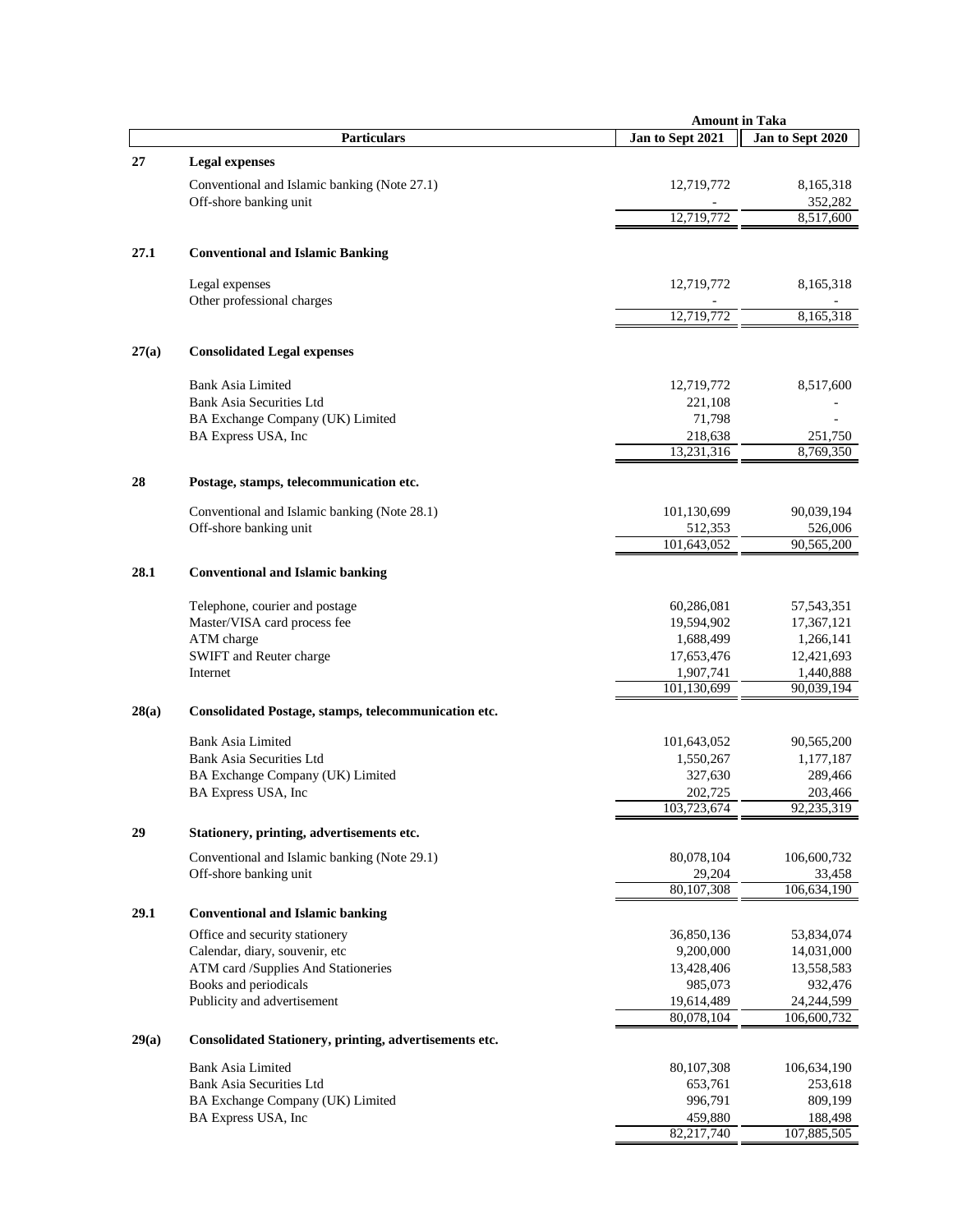| | Particulars | Amount in Taka | |
|---|---|---|---|
| | | Jan to Sept 2021 | Jan to Sept 2020 |
| **27** | **Legal expenses** | | |
| | Conventional and Islamic banking (Note 27.1) | 12,719,772 | 8,165,318 |
| | Off-shore banking unit | - | 352,282 |
| | | 12,719,772 | 8,517,600 |
| **27.1** | **Conventional and Islamic Banking** | | |
| | Legal expenses | 12,719,772 | 8,165,318 |
| | Other professional charges | - | - |
| | | 12,719,772 | 8,165,318 |
| **27(a)** | **Consolidated Legal expenses** | | |
| | Bank Asia Limited | 12,719,772 | 8,517,600 |
| | Bank Asia Securities Ltd | 221,108 | - |
| | BA Exchange Company (UK) Limited | 71,798 | - |
| | BA Express USA, Inc | 218,638 | 251,750 |
| | | 13,231,316 | 8,769,350 |
| **28** | **Postage, stamps, telecommunication etc.** | | |
| | Conventional and Islamic banking (Note 28.1) | 101,130,699 | 90,039,194 |
| | Off-shore banking unit | 512,353 | 526,006 |
| | | 101,643,052 | 90,565,200 |
| **28.1** | **Conventional and Islamic banking** | | |
| | Telephone, courier and postage | 60,286,081 | 57,543,351 |
| | Master/VISA card process fee | 19,594,902 | 17,367,121 |
| | ATM charge | 1,688,499 | 1,266,141 |
| | SWIFT and Reuter charge | 17,653,476 | 12,421,693 |
| | Internet | 1,907,741 | 1,440,888 |
| | | 101,130,699 | 90,039,194 |
| **28(a)** | **Consolidated Postage, stamps, telecommunication etc.** | | |
| | Bank Asia Limited | 101,643,052 | 90,565,200 |
| | Bank Asia Securities Ltd | 1,550,267 | 1,177,187 |
| | BA Exchange Company (UK) Limited | 327,630 | 289,466 |
| | BA Express USA, Inc | 202,725 | 203,466 |
| | | 103,723,674 | 92,235,319 |
| **29** | **Stationery, printing, advertisements etc.** | | |
| | Conventional and Islamic banking (Note 29.1) | 80,078,104 | 106,600,732 |
| | Off-shore banking unit | 29,204 | 33,458 |
| | | 80,107,308 | 106,634,190 |
| **29.1** | **Conventional and Islamic banking** | | |
| | Office and security stationery | 36,850,136 | 53,834,074 |
| | Calendar, diary, souvenir, etc | 9,200,000 | 14,031,000 |
| | ATM card /Supplies And Stationeries | 13,428,406 | 13,558,583 |
| | Books and periodicals | 985,073 | 932,476 |
| | Publicity and advertisement | 19,614,489 | 24,244,599 |
| | | 80,078,104 | 106,600,732 |
| **29(a)** | **Consolidated Stationery, printing, advertisements etc.** | | |
| | Bank Asia Limited | 80,107,308 | 106,634,190 |
| | Bank Asia Securities Ltd | 653,761 | 253,618 |
| | BA Exchange Company (UK) Limited | 996,791 | 809,199 |
| | BA Express USA, Inc | 459,880 | 188,498 |
| | | 82,217,740 | 107,885,505 |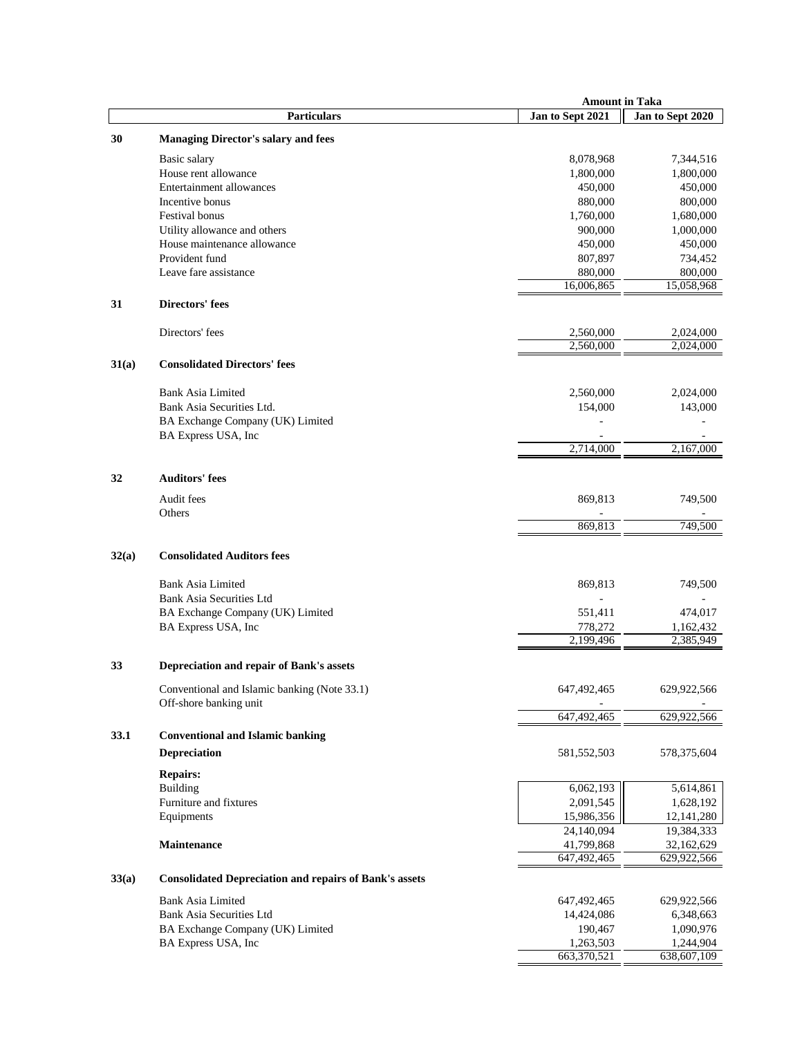| | Particulars | Jan to Sept 2021 | Jan to Sept 2020 |
|---|---|---|---|
| | | **Amount in Taka** | |
| **30** | **Managing Director's salary and fees** | | |
| | Basic salary | 8,078,968 | 7,344,516 |
| | House rent allowance | 1,800,000 | 1,800,000 |
| | Entertainment allowances | 450,000 | 450,000 |
| | Incentive bonus | 880,000 | 800,000 |
| | Festival bonus | 1,760,000 | 1,680,000 |
| | Utility allowance and others | 900,000 | 1,000,000 |
| | House maintenance allowance | 450,000 | 450,000 |
| | Provident fund | 807,897 | 734,452 |
| | Leave fare assistance | 880,000 | 800,000 |
| | | 16,006,865 | 15,058,968 |
| **31** | **Directors' fees** | | |
| | Directors' fees | 2,560,000 | 2,024,000 |
| | | 2,560,000 | 2,024,000 |
| **31(a)** | **Consolidated Directors' fees** | | |
| | Bank Asia Limited | 2,560,000 | 2,024,000 |
| | Bank Asia Securities Ltd. | 154,000 | 143,000 |
| | BA Exchange Company (UK) Limited | - | - |
| | BA Express USA, Inc | - | - |
| | | 2,714,000 | 2,167,000 |
| **32** | **Auditors' fees** | | |
| | Audit fees | 869,813 | 749,500 |
| | Others | - | - |
| | | 869,813 | 749,500 |
| **32(a)** | **Consolidated Auditors fees** | | |
| | Bank Asia Limited | 869,813 | 749,500 |
| | Bank Asia Securities Ltd | - | - |
| | BA Exchange Company (UK) Limited | 551,411 | 474,017 |
| | BA Express USA, Inc | 778,272 | 1,162,432 |
| | | 2,199,496 | 2,385,949 |
| **33** | **Depreciation and repair of Bank's assets** | | |
| | Conventional and Islamic banking (Note 33.1) | 647,492,465 | 629,922,566 |
| | Off-shore banking unit | - | - |
| | | 647,492,465 | 629,922,566 |
| **33.1** | **Conventional and Islamic banking** | | |
| | **Depreciation** | 581,552,503 | 578,375,604 |
| | **Repairs:** | | |
| | Building | 6,062,193 | 5,614,861 |
| | Furniture and fixtures | 2,091,545 | 1,628,192 |
| | Equipments | 15,986,356 | 12,141,280 |
| | | 24,140,094 | 19,384,333 |
| | **Maintenance** | 41,799,868 | 32,162,629 |
| | | 647,492,465 | 629,922,566 |
| **33(a)** | **Consolidated Depreciation and repairs of Bank's assets** | | |
| | Bank Asia Limited | 647,492,465 | 629,922,566 |
| | Bank Asia Securities Ltd | 14,424,086 | 6,348,663 |
| | BA Exchange Company (UK) Limited | 190,467 | 1,090,976 |
| | BA Express USA, Inc | 1,263,503 | 1,244,904 |
| | | 663,370,521 | 638,607,109 |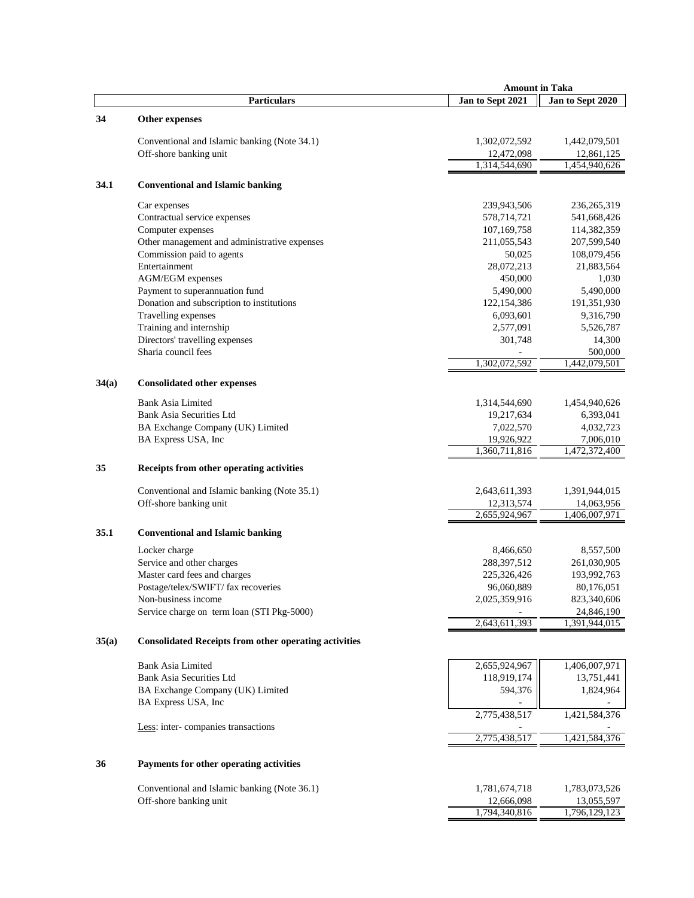| | Particulars | Amount in Taka | |
|---|---|---|---|
| | | Jan to Sept 2021 | Jan to Sept 2020 |
| **34** | **Other expenses** | | |
| | Conventional and Islamic banking (Note 34.1) | 1,302,072,592 | 1,442,079,501 |
| | Off-shore banking unit | 12,472,098 | 12,861,125 |
| | | 1,314,544,690 | 1,454,940,626 |
| **34.1** | **Conventional and Islamic banking** | | |
| | Car expenses | 239,943,506 | 236,265,319 |
| | Contractual service expenses | 578,714,721 | 541,668,426 |
| | Computer expenses | 107,169,758 | 114,382,359 |
| | Other management and administrative expenses | 211,055,543 | 207,599,540 |
| | Commission paid to agents | 50,025 | 108,079,456 |
| | Entertainment | 28,072,213 | 21,883,564 |
| | AGM/EGM expenses | 450,000 | 1,030 |
| | Payment to superannuation fund | 5,490,000 | 5,490,000 |
| | Donation and subscription to institutions | 122,154,386 | 191,351,930 |
| | Travelling expenses | 6,093,601 | 9,316,790 |
| | Training and internship | 2,577,091 | 5,526,787 |
| | Directors' travelling expenses | 301,748 | 14,300 |
| | Sharia council fees | - | 500,000 |
| | | 1,302,072,592 | 1,442,079,501 |
| **34(a)** | **Consolidated other expenses** | | |
| | Bank Asia Limited | 1,314,544,690 | 1,454,940,626 |
| | Bank Asia Securities Ltd | 19,217,634 | 6,393,041 |
| | BA Exchange Company (UK) Limited | 7,022,570 | 4,032,723 |
| | BA Express USA, Inc | 19,926,922 | 7,006,010 |
| | | 1,360,711,816 | 1,472,372,400 |
| **35** | **Receipts from other operating activities** | | |
| | Conventional and Islamic banking (Note 35.1) | 2,643,611,393 | 1,391,944,015 |
| | Off-shore banking unit | 12,313,574 | 14,063,956 |
| | | 2,655,924,967 | 1,406,007,971 |
| **35.1** | **Conventional and Islamic banking** | | |
| | Locker charge | 8,466,650 | 8,557,500 |
| | Service and other charges | 288,397,512 | 261,030,905 |
| | Master card fees and charges | 225,326,426 | 193,992,763 |
| | Postage/telex/SWIFT/ fax recoveries | 96,060,889 | 80,176,051 |
| | Non-business income | 2,025,359,916 | 823,340,606 |
| | Service charge on term loan (STI Pkg-5000) | - | 24,846,190 |
| | | 2,643,611,393 | 1,391,944,015 |
| **35(a)** | **Consolidated Receipts from other operating activities** | | |
| | Bank Asia Limited | 2,655,924,967 | 1,406,007,971 |
| | Bank Asia Securities Ltd | 118,919,174 | 13,751,441 |
| | BA Exchange Company (UK) Limited | 594,376 | 1,824,964 |
| | BA Express USA, Inc | - | - |
| | | 2,775,438,517 | 1,421,584,376 |
| | Less: inter- companies transactions | - | - |
| | | 2,775,438,517 | 1,421,584,376 |
| **36** | **Payments for other operating activities** | | |
| | Conventional and Islamic banking (Note 36.1) | 1,781,674,718 | 1,783,073,526 |
| | Off-shore banking unit | 12,666,098 | 13,055,597 |
| | | 1,794,340,816 | 1,796,129,123 |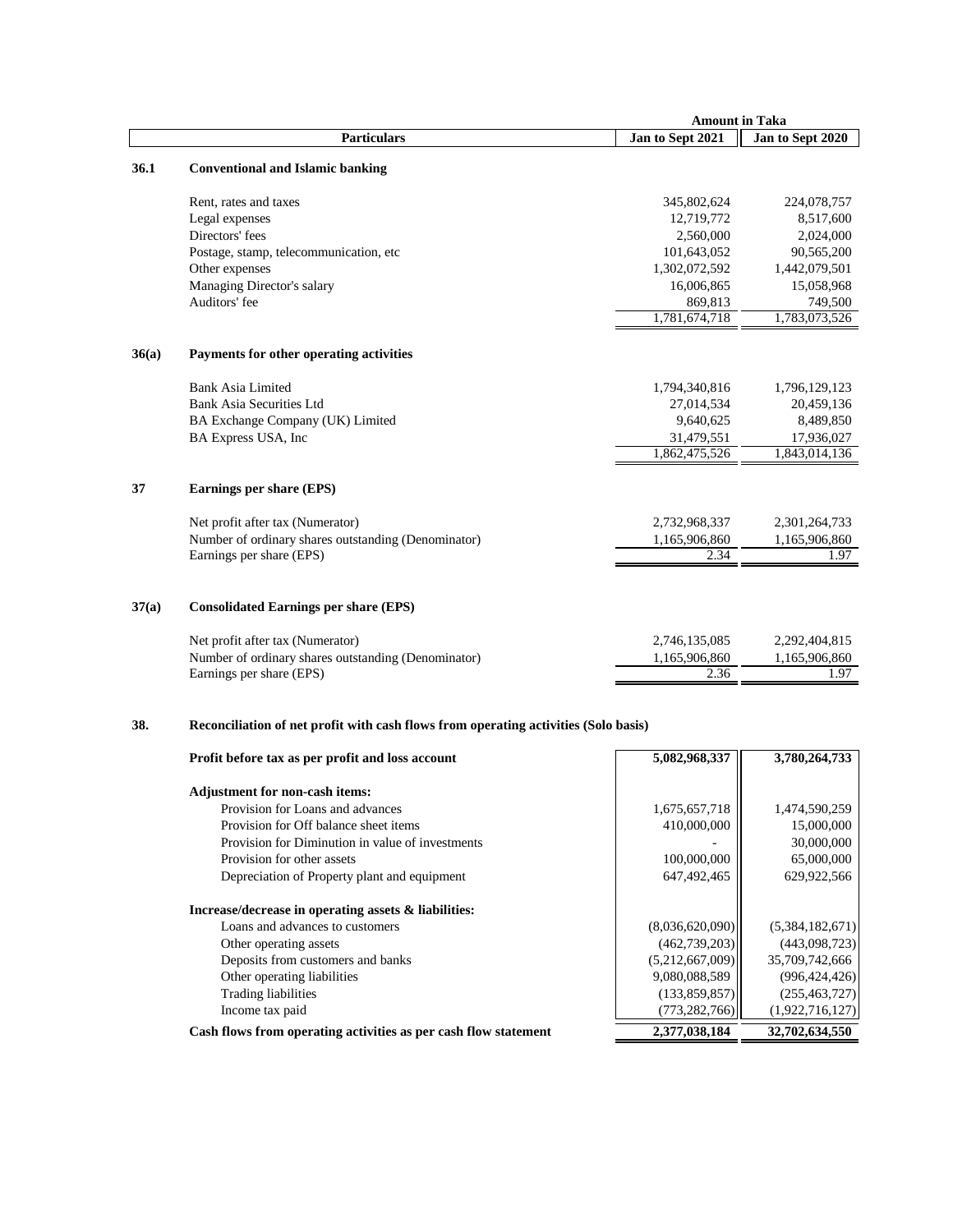| | Particulars | Amount in Taka | |
|---|---|---|---|
| | | Jan to Sept 2021 | Jan to Sept 2020 |
| **36.1** | **Conventional and Islamic banking** | | |
| | Rent, rates and taxes | 345,802,624 | 224,078,757 |
| | Legal expenses | 12,719,772 | 8,517,600 |
| | Directors' fees | 2,560,000 | 2,024,000 |
| | Postage, stamp, telecommunication, etc | 101,643,052 | 90,565,200 |
| | Other expenses | 1,302,072,592 | 1,442,079,501 |
| | Managing Director's salary | 16,006,865 | 15,058,968 |
| | Auditors' fee | 869,813 | 749,500 |
| | | 1,781,674,718 | 1,783,073,526 |
| **36(a)** | **Payments for other operating activities** | | |
| | Bank Asia Limited | 1,794,340,816 | 1,796,129,123 |
| | Bank Asia Securities Ltd | 27,014,534 | 20,459,136 |
| | BA Exchange Company (UK) Limited | 9,640,625 | 8,489,850 |
| | BA Express USA, Inc | 31,479,551 | 17,936,027 |
| | | 1,862,475,526 | 1,843,014,136 |
| **37** | **Earnings per share (EPS)** | | |
| | Net profit after tax (Numerator) | 2,732,968,337 | 2,301,264,733 |
| | Number of ordinary shares outstanding (Denominator) | 1,165,906,860 | 1,165,906,860 |
| | Earnings per share (EPS) | 2.34 | 1.97 |
| **37(a)** | **Consolidated Earnings per share (EPS)** | | |
| | Net profit after tax (Numerator) | 2,746,135,085 | 2,292,404,815 |
| | Number of ordinary shares outstanding (Denominator) | 1,165,906,860 | 1,165,906,860 |
| | Earnings per share (EPS) | 2.36 | 1.97 |

**38. Reconciliation of net profit with cash flows from operating activities (Solo basis)**

| Particulars | Jan to Sept 2021 | Jan to Sept 2020 |
|---|---|---|
| **Profit before tax as per profit and loss account** | **5,082,968,337** | **3,780,264,733** |
| **Adjustment for non-cash items:** | | |
| Provision for Loans and advances | 1,675,657,718 | 1,474,590,259 |
| Provision for Off balance sheet items | 410,000,000 | 15,000,000 |
| Provision for Diminution in value of investments | - | 30,000,000 |
| Provision for other assets | 100,000,000 | 65,000,000 |
| Depreciation of Property plant and equipment | 647,492,465 | 629,922,566 |
| **Increase/decrease in operating assets & liabilities:** | | |
| Loans and advances to customers | (8,036,620,090) | (5,384,182,671) |
| Other operating assets | (462,739,203) | (443,098,723) |
| Deposits from customers and banks | (5,212,667,009) | 35,709,742,666 |
| Other operating liabilities | 9,080,088,589 | (996,424,426) |
| Trading liabilities | (133,859,857) | (255,463,727) |
| Income tax paid | (773,282,766) | (1,922,716,127) |
| **Cash flows from operating activities as per cash flow statement** | **2,377,038,184** | **32,702,634,550** |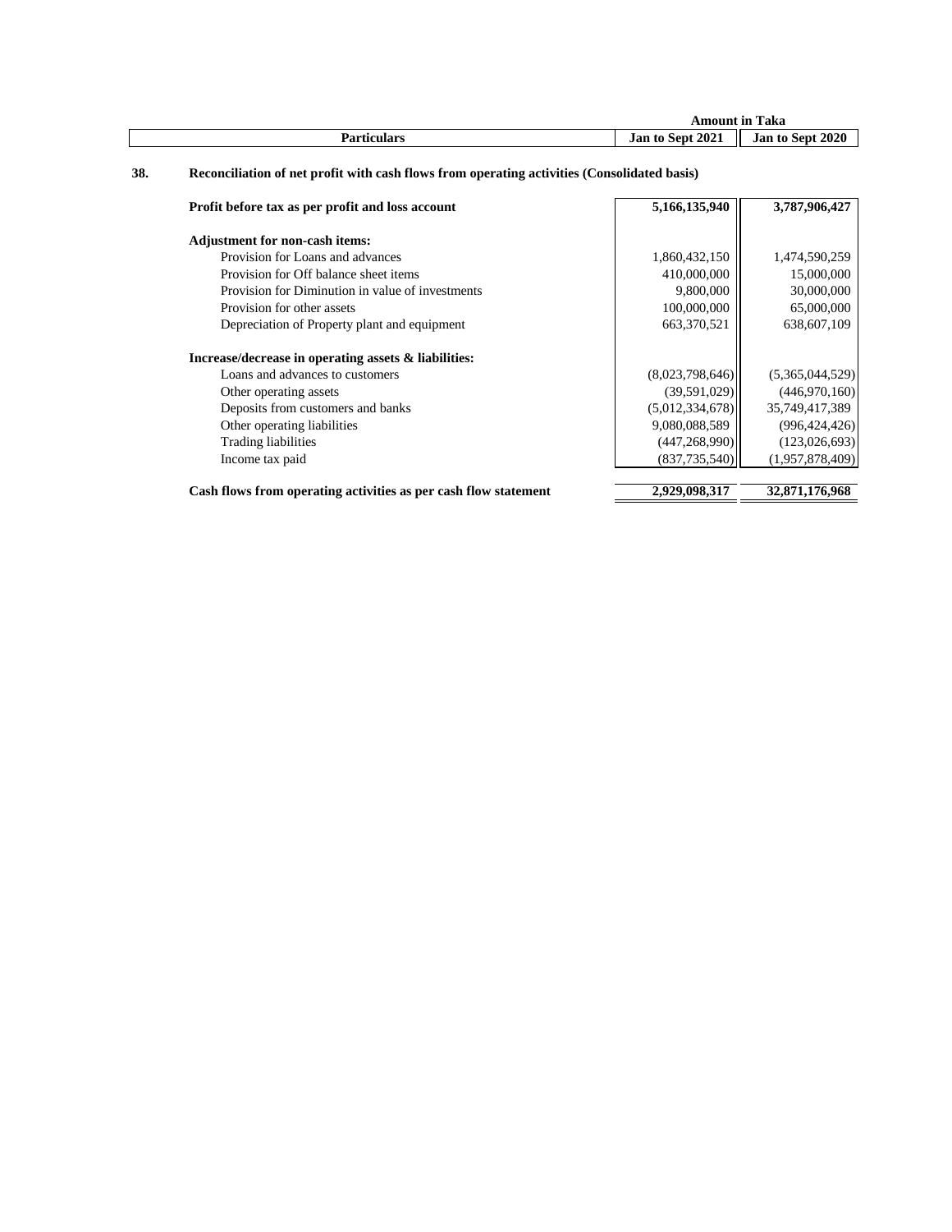| Particulars | Amount in Taka | |
|---|---|---|
| | Jan to Sept 2021 | Jan to Sept 2020 |

## 38. Reconciliation of net profit with cash flows from operating activities (Consolidated basis)

| Particulars | Jan to Sept 2021 | Jan to Sept 2020 |
|---|---|---|
| **Profit before tax as per profit and loss account** | **5,166,135,940** | **3,787,906,427** |
| **Adjustment for non-cash items:** | | |
| Provision for Loans and advances | 1,860,432,150 | 1,474,590,259 |
| Provision for Off balance sheet items | 410,000,000 | 15,000,000 |
| Provision for Diminution in value of investments | 9,800,000 | 30,000,000 |
| Provision for other assets | 100,000,000 | 65,000,000 |
| Depreciation of Property plant and equipment | 663,370,521 | 638,607,109 |
| **Increase/decrease in operating assets & liabilities:** | | |
| Loans and advances to customers | (8,023,798,646) | (5,365,044,529) |
| Other operating assets | (39,591,029) | (446,970,160) |
| Deposits from customers and banks | (5,012,334,678) | 35,749,417,389 |
| Other operating liabilities | 9,080,088,589 | (996,424,426) |
| Trading liabilities | (447,268,990) | (123,026,693) |
| Income tax paid | (837,735,540) | (1,957,878,409) |
| **Cash flows from operating activities as per cash flow statement** | **2,929,098,317** | **32,871,176,968** |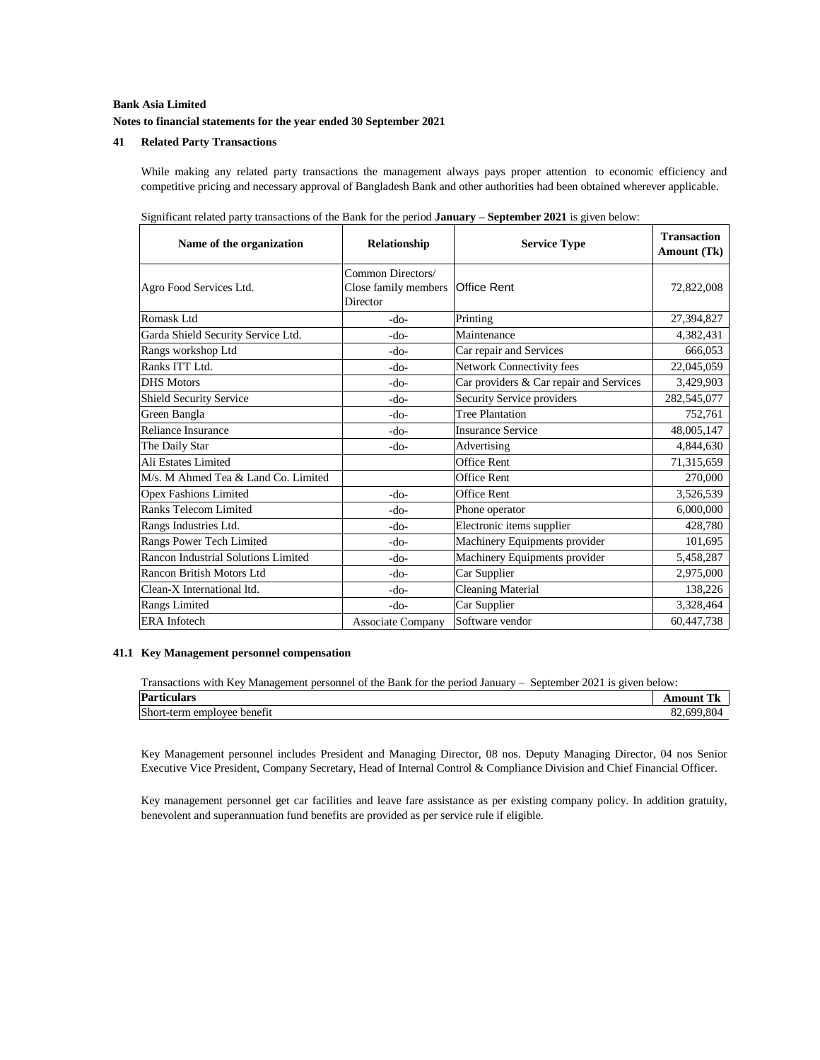**Bank Asia Limited**

**Notes to financial statements for the year ended 30 September 2021**

## 41 Related Party Transactions

While making any related party transactions the management always pays proper attention to economic efficiency and competitive pricing and necessary approval of Bangladesh Bank and other authorities had been obtained wherever applicable.

Significant related party transactions of the Bank for the period **January – September 2021** is given below:

| Name of the organization | Relationship | Service Type | Transaction Amount (Tk) |
|---|---|---|---|
| Agro Food Services Ltd. | Common Directors/ Close family members Director | Office Rent | 72,822,008 |
| Romask Ltd | -do- | Printing | 27,394,827 |
| Garda Shield Security Service Ltd. | -do- | Maintenance | 4,382,431 |
| Rangs workshop Ltd | -do- | Car repair and Services | 666,053 |
| Ranks ITT Ltd. | -do- | Network Connectivity fees | 22,045,059 |
| DHS Motors | -do- | Car providers & Car repair and Services | 3,429,903 |
| Shield Security Service | -do- | Security Service providers | 282,545,077 |
| Green Bangla | -do- | Tree Plantation | 752,761 |
| Reliance Insurance | -do- | Insurance Service | 48,005,147 |
| The Daily Star | -do- | Advertising | 4,844,630 |
| Ali Estates Limited | | Office Rent | 71,315,659 |
| M/s. M Ahmed Tea & Land Co. Limited | | Office Rent | 270,000 |
| Opex Fashions Limited | -do- | Office Rent | 3,526,539 |
| Ranks Telecom Limited | -do- | Phone operator | 6,000,000 |
| Rangs Industries Ltd. | -do- | Electronic items supplier | 428,780 |
| Rangs Power Tech Limited | -do- | Machinery Equipments provider | 101,695 |
| Rancon Industrial Solutions Limited | -do- | Machinery Equipments provider | 5,458,287 |
| Rancon British Motors Ltd | -do- | Car Supplier | 2,975,000 |
| Clean-X International ltd. | -do- | Cleaning Material | 138,226 |
| Rangs Limited | -do- | Car Supplier | 3,328,464 |
| ERA Infotech | Associate Company | Software vendor | 60,447,738 |

### 41.1 Key Management personnel compensation

Transactions with Key Management personnel of the Bank for the period January – September 2021 is given below:

| Particulars | Amount Tk |
|---|---|
| Short-term employee benefit | 82,699,804 |

Key Management personnel includes President and Managing Director, 08 nos. Deputy Managing Director, 04 nos Senior Executive Vice President, Company Secretary, Head of Internal Control & Compliance Division and Chief Financial Officer.

Key management personnel get car facilities and leave fare assistance as per existing company policy. In addition gratuity, benevolent and superannuation fund benefits are provided as per service rule if eligible.